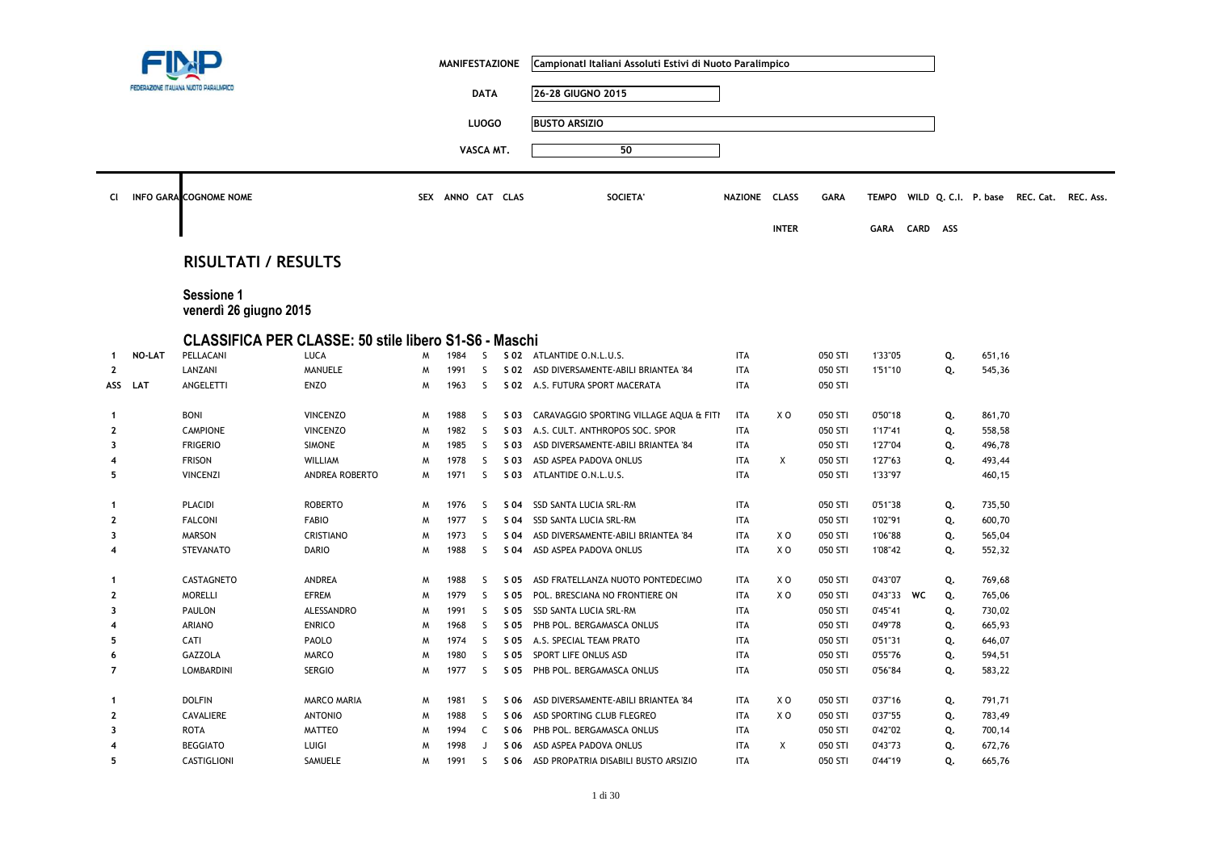FINP
FEDERAZIONE ITALIANA NUOTO PARALIMPICO

| | |
|---|---|
| MANIFESTAZIONE | Campionati Italiani Assoluti Estivi di Nuoto Paralimpico |
| DATA | 26-28 GIUGNO 2015 |
| LUOGO | BUSTO ARSIZIO |
| VASCA MT. | 50 |

## RISULTATI / RESULTS

**Sessione 1**
**venerdì 26 giugno 2015**

### CLASSIFICA PER CLASSE: 50 stile libero S1-S6 - Maschi

| Cl | INFO GARA | COGNOME | NOME | SEX | ANNO | CAT | CLAS | SOCIETA' | NAZIONE | CLASS INTER | GARA | TEMPO GARA | WILD CARD | Q. C.I. ASS | P. base | REC. Cat. | REC. Ass. |
|---|---|---|---|---|---|---|---|---|---|---|---|---|---|---|---|---|---|
| 1 | NO-LAT | PELLACANI | LUCA | M | 1984 | S | S 02 | ATLANTIDE O.N.L.U.S. | ITA | | 050 STI | 1'33"05 | | Q. | 651,16 | | |
| 2 | | LANZANI | MANUELE | M | 1991 | S | S 02 | ASD DIVERSAMENTE-ABILI BRIANTEA '84 | ITA | | 050 STI | 1'51"10 | | Q. | 545,36 | | |
| ASS | LAT | ANGELETTI | ENZO | M | 1963 | S | S 02 | A.S. FUTURA SPORT MACERATA | ITA | | 050 STI | | | | | | |
| 1 | | BONI | VINCENZO | M | 1988 | S | S 03 | CARAVAGGIO SPORTING VILLAGE AQUA & FITI | ITA | X O | 050 STI | 0'50"18 | | Q. | 861,70 | | |
| 2 | | CAMPIONE | VINCENZO | M | 1982 | S | S 03 | A.S. CULT. ANTHROPOS SOC. SPOR | ITA | | 050 STI | 1'17"41 | | Q. | 558,58 | | |
| 3 | | FRIGERIO | SIMONE | M | 1985 | S | S 03 | ASD DIVERSAMENTE-ABILI BRIANTEA '84 | ITA | | 050 STI | 1'27"04 | | Q. | 496,78 | | |
| 4 | | FRISON | WILLIAM | M | 1978 | S | S 03 | ASD ASPEA PADOVA ONLUS | ITA | X | 050 STI | 1'27"63 | | Q. | 493,44 | | |
| 5 | | VINCENZI | ANDREA ROBERTO | M | 1971 | S | S 03 | ATLANTIDE O.N.L.U.S. | ITA | | 050 STI | 1'33"97 | | | 460,15 | | |
| 1 | | PLACIDI | ROBERTO | M | 1976 | S | S 04 | SSD SANTA LUCIA SRL-RM | ITA | | 050 STI | 0'51"38 | | Q. | 735,50 | | |
| 2 | | FALCONI | FABIO | M | 1977 | S | S 04 | SSD SANTA LUCIA SRL-RM | ITA | | 050 STI | 1'02"91 | | Q. | 600,70 | | |
| 3 | | MARSON | CRISTIANO | M | 1973 | S | S 04 | ASD DIVERSAMENTE-ABILI BRIANTEA '84 | ITA | X O | 050 STI | 1'06"88 | | Q. | 565,04 | | |
| 4 | | STEVANATO | DARIO | M | 1988 | S | S 04 | ASD ASPEA PADOVA ONLUS | ITA | X O | 050 STI | 1'08"42 | | Q. | 552,32 | | |
| 1 | | CASTAGNETO | ANDREA | M | 1988 | S | S 05 | ASD FRATELLANZA NUOTO PONTEDECIMO | ITA | X O | 050 STI | 0'43"07 | | Q. | 769,68 | | |
| 2 | | MORELLI | EFREM | M | 1979 | S | S 05 | POL. BRESCIANA NO FRONTIERE ON | ITA | X O | 050 STI | 0'43"33 | WC | Q. | 765,06 | | |
| 3 | | PAULON | ALESSANDRO | M | 1991 | S | S 05 | SSD SANTA LUCIA SRL-RM | ITA | | 050 STI | 0'45"41 | | Q. | 730,02 | | |
| 4 | | ARIANO | ENRICO | M | 1968 | S | S 05 | PHB POL. BERGAMASCA ONLUS | ITA | | 050 STI | 0'49"78 | | Q. | 665,93 | | |
| 5 | | CATI | PAOLO | M | 1974 | S | S 05 | A.S. SPECIAL TEAM PRATO | ITA | | 050 STI | 0'51"31 | | Q. | 646,07 | | |
| 6 | | GAZZOLA | MARCO | M | 1980 | S | S 05 | SPORT LIFE ONLUS ASD | ITA | | 050 STI | 0'55"76 | | Q. | 594,51 | | |
| 7 | | LOMBARDINI | SERGIO | M | 1977 | S | S 05 | PHB POL. BERGAMASCA ONLUS | ITA | | 050 STI | 0'56"84 | | Q. | 583,22 | | |
| 1 | | DOLFIN | MARCO MARIA | M | 1981 | S | S 06 | ASD DIVERSAMENTE-ABILI BRIANTEA '84 | ITA | X O | 050 STI | 0'37"16 | | Q. | 791,71 | | |
| 2 | | CAVALIERE | ANTONIO | M | 1988 | S | S 06 | ASD SPORTING CLUB FLEGREO | ITA | X O | 050 STI | 0'37"55 | | Q. | 783,49 | | |
| 3 | | ROTA | MATTEO | M | 1994 | C | S 06 | PHB POL. BERGAMASCA ONLUS | ITA | | 050 STI | 0'42"02 | | Q. | 700,14 | | |
| 4 | | BEGGIATO | LUIGI | M | 1998 | J | S 06 | ASD ASPEA PADOVA ONLUS | ITA | X | 050 STI | 0'43"73 | | Q. | 672,76 | | |
| 5 | | CASTIGLIONI | SAMUELE | M | 1991 | S | S 06 | ASD PROPATRIA DISABILI BUSTO ARSIZIO | ITA | | 050 STI | 0'44"19 | | Q. | 665,76 | | |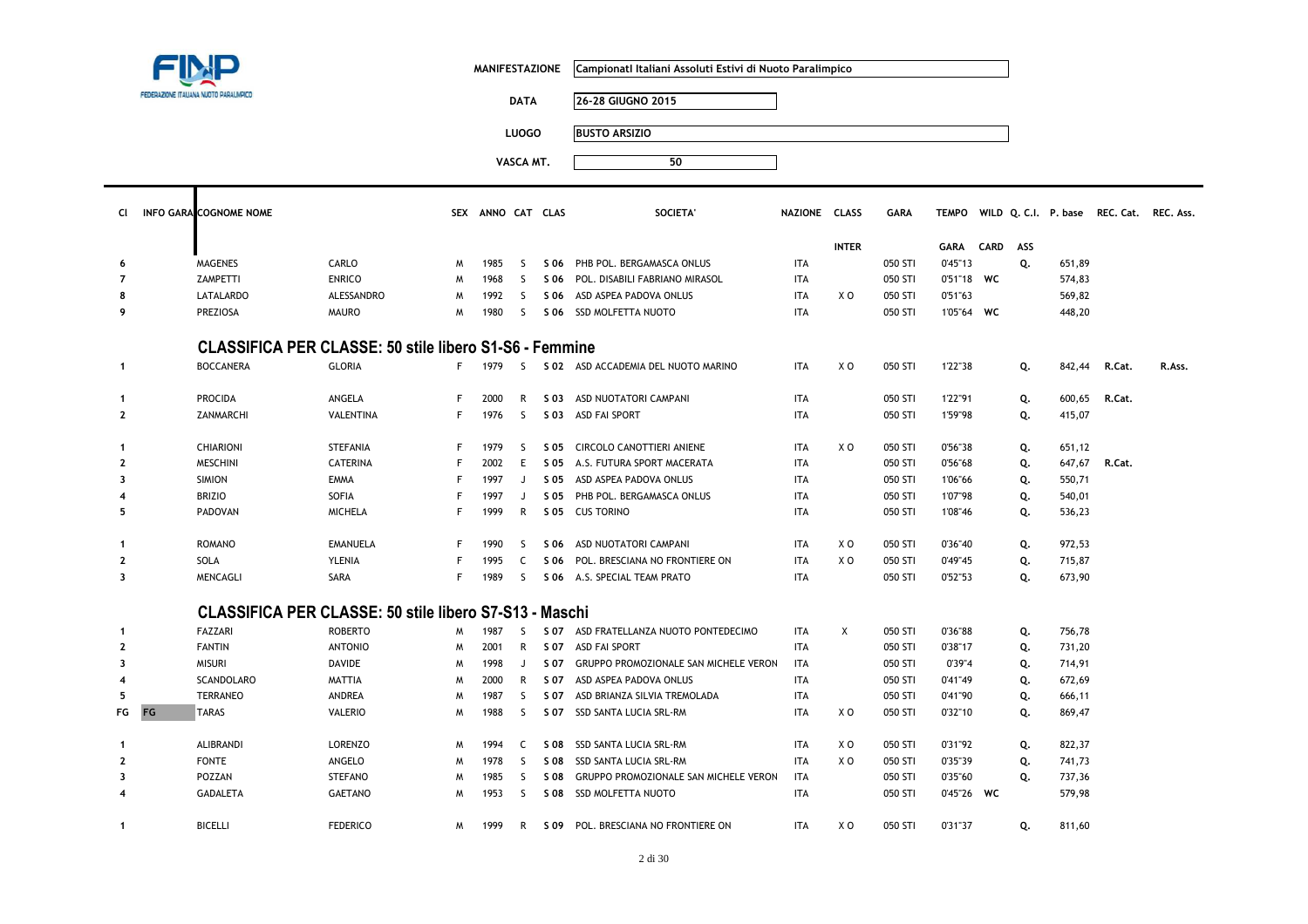| | |
|---|---|
| MANIFESTAZIONE | Campionati Italiani Assoluti Estivi di Nuoto Paralimpico |
| DATA | 26-28 GIUGNO 2015 |
| LUOGO | BUSTO ARSIZIO |
| VASCA MT. | 50 |

| Cl | INFO GARA | COGNOME NOME | | SEX | ANNO | CAT | CLAS | SOCIETA' | NAZIONE | CLASS INTER | GARA | TEMPO GARA | WILD CARD | Q. C.I. ASS | P. base | REC. Cat. | REC. Ass. |
|---|---|---|---|---|---|---|---|---|---|---|---|---|---|---|---|---|---|
| 6 | | MAGENES | CARLO | M | 1985 | S | S 06 | PHB POL. BERGAMASCA ONLUS | ITA | | 050 STI | 0'45"13 | | Q. | 651,89 | | |
| 7 | | ZAMPETTI | ENRICO | M | 1968 | S | S 06 | POL. DISABILI FABRIANO MIRASOL | ITA | | 050 STI | 0'51"18 | WC | | 574,83 | | |
| 8 | | LATALARDO | ALESSANDRO | M | 1992 | S | S 06 | ASD ASPEA PADOVA ONLUS | ITA | X O | 050 STI | 0'51"63 | | | 569,82 | | |
| 9 | | PREZIOSA | MAURO | M | 1980 | S | S 06 | SSD MOLFETTA NUOTO | ITA | | 050 STI | 1'05"64 | WC | | 448,20 | | |

## CLASSIFICA PER CLASSE: 50 stile libero S1-S6 - Femmine

| Cl | INFO GARA | COGNOME NOME | | SEX | ANNO | CAT | CLAS | SOCIETA' | NAZIONE | CLASS INTER | GARA | TEMPO GARA | WILD CARD | Q. C.I. ASS | P. base | REC. Cat. | REC. Ass. |
|---|---|---|---|---|---|---|---|---|---|---|---|---|---|---|---|---|---|
| 1 | | BOCCANERA | GLORIA | F | 1979 | S | S 02 | ASD ACCADEMIA DEL NUOTO MARINO | ITA | X O | 050 STI | 1'22"38 | | Q. | 842,44 | R.Cat. | R.Ass. |
| 1 | | PROCIDA | ANGELA | F | 2000 | R | S 03 | ASD NUOTATORI CAMPANI | ITA | | 050 STI | 1'22"91 | | Q. | 600,65 | R.Cat. | |
| 2 | | ZANMARCHI | VALENTINA | F | 1976 | S | S 03 | ASD FAI SPORT | ITA | | 050 STI | 1'59"98 | | Q. | 415,07 | | |
| 1 | | CHIARIONI | STEFANIA | F | 1979 | S | S 05 | CIRCOLO CANOTTIERI ANIENE | ITA | X O | 050 STI | 0'56"38 | | Q. | 651,12 | | |
| 2 | | MESCHINI | CATERINA | F | 2002 | E | S 05 | A.S. FUTURA SPORT MACERATA | ITA | | 050 STI | 0'56"68 | | Q. | 647,67 | R.Cat. | |
| 3 | | SIMION | EMMA | F | 1997 | J | S 05 | ASD ASPEA PADOVA ONLUS | ITA | | 050 STI | 1'06"66 | | Q. | 550,71 | | |
| 4 | | BRIZIO | SOFIA | F | 1997 | J | S 05 | PHB POL. BERGAMASCA ONLUS | ITA | | 050 STI | 1'07"98 | | Q. | 540,01 | | |
| 5 | | PADOVAN | MICHELA | F | 1999 | R | S 05 | CUS TORINO | ITA | | 050 STI | 1'08"46 | | Q. | 536,23 | | |
| 1 | | ROMANO | EMANUELA | F | 1990 | S | S 06 | ASD NUOTATORI CAMPANI | ITA | X O | 050 STI | 0'36"40 | | Q. | 972,53 | | |
| 2 | | SOLA | YLENIA | F | 1995 | C | S 06 | POL. BRESCIANA NO FRONTIERE ON | ITA | X O | 050 STI | 0'49"45 | | Q. | 715,87 | | |
| 3 | | MENCAGLI | SARA | F | 1989 | S | S 06 | A.S. SPECIAL TEAM PRATO | ITA | | 050 STI | 0'52"53 | | Q. | 673,90 | | |

## CLASSIFICA PER CLASSE: 50 stile libero S7-S13 - Maschi

| Cl | INFO GARA | COGNOME NOME | | SEX | ANNO | CAT | CLAS | SOCIETA' | NAZIONE | CLASS INTER | GARA | TEMPO GARA | WILD CARD | Q. C.I. ASS | P. base | REC. Cat. | REC. Ass. |
|---|---|---|---|---|---|---|---|---|---|---|---|---|---|---|---|---|---|
| 1 | | FAZZARI | ROBERTO | M | 1987 | S | S 07 | ASD FRATELLANZA NUOTO PONTEDECIMO | ITA | X | 050 STI | 0'36"88 | | Q. | 756,78 | | |
| 2 | | FANTIN | ANTONIO | M | 2001 | R | S 07 | ASD FAI SPORT | ITA | | 050 STI | 0'38"17 | | Q. | 731,20 | | |
| 3 | | MISURI | DAVIDE | M | 1998 | J | S 07 | GRUPPO PROMOZIONALE SAN MICHELE VERON | ITA | | 050 STI | 0'39"4 | | Q. | 714,91 | | |
| 4 | | SCANDOLARO | MATTIA | M | 2000 | R | S 07 | ASD ASPEA PADOVA ONLUS | ITA | | 050 STI | 0'41"49 | | Q. | 672,69 | | |
| 5 | | TERRANEO | ANDREA | M | 1987 | S | S 07 | ASD BRIANZA SILVIA TREMOLADA | ITA | | 050 STI | 0'41"90 | | Q. | 666,11 | | |
| FG | FG | TARAS | VALERIO | M | 1988 | S | S 07 | SSD SANTA LUCIA SRL-RM | ITA | X O | 050 STI | 0'32"10 | | Q. | 869,47 | | |
| 1 | | ALIBRANDI | LORENZO | M | 1994 | C | S 08 | SSD SANTA LUCIA SRL-RM | ITA | X O | 050 STI | 0'31"92 | | Q. | 822,37 | | |
| 2 | | FONTE | ANGELO | M | 1978 | S | S 08 | SSD SANTA LUCIA SRL-RM | ITA | X O | 050 STI | 0'35"39 | | Q. | 741,73 | | |
| 3 | | POZZAN | STEFANO | M | 1985 | S | S 08 | GRUPPO PROMOZIONALE SAN MICHELE VERON | ITA | | 050 STI | 0'35"60 | | Q. | 737,36 | | |
| 4 | | GADALETA | GAETANO | M | 1953 | S | S 08 | SSD MOLFETTA NUOTO | ITA | | 050 STI | 0'45"26 | WC | | 579,98 | | |
| 1 | | BICELLI | FEDERICO | M | 1999 | R | S 09 | POL. BRESCIANA NO FRONTIERE ON | ITA | X O | 050 STI | 0'31"37 | | Q. | 811,60 | | |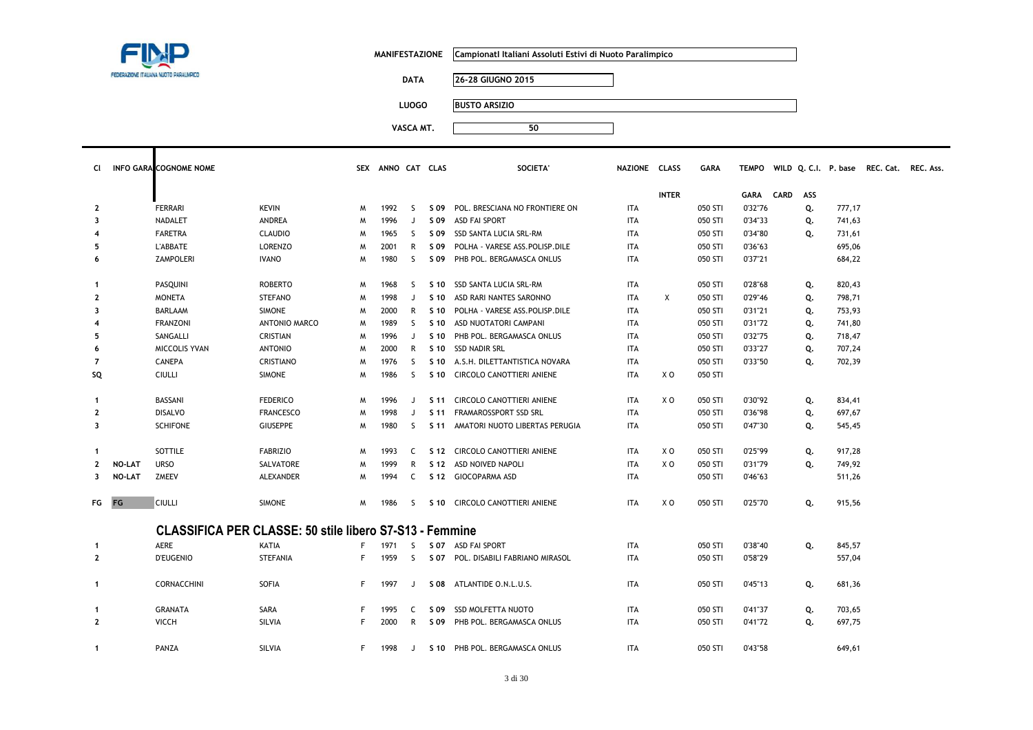FINP FEDERAZIONE ITALIANA NUOTO PARALIMPICO

| | |
|---|---|
| MANIFESTAZIONE | Campionati Italiani Assoluti Estivi di Nuoto Paralimpico |
| DATA | 26-28 GIUGNO 2015 |
| LUOGO | BUSTO ARSIZIO |
| VASCA MT. | 50 |

| Cl | INFO GARA | COGNOME NOME | | SEX | ANNO | CAT | CLAS | SOCIETA' | NAZIONE | CLASS INTER | GARA | TEMPO GARA | WILD CARD | Q. C.I. ASS | P. base | REC. Cat. | REC. Ass. |
|---|---|---|---|---|---|---|---|---|---|---|---|---|---|---|---|---|---|
| 2 | | FERRARI | KEVIN | M | 1992 | S | S 09 | POL. BRESCIANA NO FRONTIERE ON | ITA | | 050 STI | 0'32"76 | | Q. | 777,17 | | |
| 3 | | NADALET | ANDREA | M | 1996 | J | S 09 | ASD FAI SPORT | ITA | | 050 STI | 0'34"33 | | Q. | 741,63 | | |
| 4 | | FARETRA | CLAUDIO | M | 1965 | S | S 09 | SSD SANTA LUCIA SRL-RM | ITA | | 050 STI | 0'34"80 | | Q. | 731,61 | | |
| 5 | | L'ABBATE | LORENZO | M | 2001 | R | S 09 | POLHA - VARESE ASS.POLISP.DILE | ITA | | 050 STI | 0'36"63 | | | 695,06 | | |
| 6 | | ZAMPOLERI | IVANO | M | 1980 | S | S 09 | PHB POL. BERGAMASCA ONLUS | ITA | | 050 STI | 0'37"21 | | | 684,22 | | |
| 1 | | PASQUINI | ROBERTO | M | 1968 | S | S 10 | SSD SANTA LUCIA SRL-RM | ITA | | 050 STI | 0'28"68 | | Q. | 820,43 | | |
| 2 | | MONETA | STEFANO | M | 1998 | J | S 10 | ASD RARI NANTES SARONNO | ITA | X | 050 STI | 0'29"46 | | Q. | 798,71 | | |
| 3 | | BARLAAM | SIMONE | M | 2000 | R | S 10 | POLHA - VARESE ASS.POLISP.DILE | ITA | | 050 STI | 0'31"21 | | Q. | 753,93 | | |
| 4 | | FRANZONI | ANTONIO MARCO | M | 1989 | S | S 10 | ASD NUOTATORI CAMPANI | ITA | | 050 STI | 0'31"72 | | Q. | 741,80 | | |
| 5 | | SANGALLI | CRISTIAN | M | 1996 | J | S 10 | PHB POL. BERGAMASCA ONLUS | ITA | | 050 STI | 0'32"75 | | Q. | 718,47 | | |
| 6 | | MICCOLIS YVAN | ANTONIO | M | 2000 | R | S 10 | SSD NADIR SRL | ITA | | 050 STI | 0'33"27 | | Q. | 707,24 | | |
| 7 | | CANEPA | CRISTIANO | M | 1976 | S | S 10 | A.S.H. DILETTANTISTICA NOVARA | ITA | | 050 STI | 0'33"50 | | Q. | 702,39 | | |
| SQ | | CIULLI | SIMONE | M | 1986 | S | S 10 | CIRCOLO CANOTTIERI ANIENE | ITA | X O | 050 STI | | | | | | |
| 1 | | BASSANI | FEDERICO | M | 1996 | J | S 11 | CIRCOLO CANOTTIERI ANIENE | ITA | X O | 050 STI | 0'30"92 | | Q. | 834,41 | | |
| 2 | | DISALVO | FRANCESCO | M | 1998 | J | S 11 | FRAMAROSSPORT SSD SRL | ITA | | 050 STI | 0'36"98 | | Q. | 697,67 | | |
| 3 | | SCHIFONE | GIUSEPPE | M | 1980 | S | S 11 | AMATORI NUOTO LIBERTAS PERUGIA | ITA | | 050 STI | 0'47"30 | | Q. | 545,45 | | |
| 1 | | SOTTILE | FABRIZIO | M | 1993 | C | S 12 | CIRCOLO CANOTTIERI ANIENE | ITA | X O | 050 STI | 0'25"99 | | Q. | 917,28 | | |
| 2 | NO-LAT | URSO | SALVATORE | M | 1999 | R | S 12 | ASD NOIVED NAPOLI | ITA | X O | 050 STI | 0'31"79 | | Q. | 749,92 | | |
| 3 | NO-LAT | ZMEEV | ALEXANDER | M | 1994 | C | S 12 | GIOCOPARMA ASD | ITA | | 050 STI | 0'46"63 | | | 511,26 | | |
| FG | FG | CIULLI | SIMONE | M | 1986 | S | S 10 | CIRCOLO CANOTTIERI ANIENE | ITA | X O | 050 STI | 0'25"70 | | Q. | 915,56 | | |

## CLASSIFICA PER CLASSE: 50 stile libero S7-S13 - Femmine

| Cl | INFO GARA | COGNOME NOME | | SEX | ANNO | CAT | CLAS | SOCIETA' | NAZIONE | CLASS INTER | GARA | TEMPO GARA | WILD CARD | Q. C.I. ASS | P. base | REC. Cat. | REC. Ass. |
|---|---|---|---|---|---|---|---|---|---|---|---|---|---|---|---|---|---|
| 1 | | AERE | KATIA | F | 1971 | S | S 07 | ASD FAI SPORT | ITA | | 050 STI | 0'38"40 | | Q. | 845,57 | | |
| 2 | | D'EUGENIO | STEFANIA | F | 1959 | S | S 07 | POL. DISABILI FABRIANO MIRASOL | ITA | | 050 STI | 0'58"29 | | | 557,04 | | |
| 1 | | CORNACCHINI | SOFIA | F | 1997 | J | S 08 | ATLANTIDE O.N.L.U.S. | ITA | | 050 STI | 0'45"13 | | Q. | 681,36 | | |
| 1 | | GRANATA | SARA | F | 1995 | C | S 09 | SSD MOLFETTA NUOTO | ITA | | 050 STI | 0'41"37 | | Q. | 703,65 | | |
| 2 | | VICCH | SILVIA | F | 2000 | R | S 09 | PHB POL. BERGAMASCA ONLUS | ITA | | 050 STI | 0'41"72 | | Q. | 697,75 | | |
| 1 | | PANZA | SILVIA | F | 1998 | J | S 10 | PHB POL. BERGAMASCA ONLUS | ITA | | 050 STI | 0'43"58 | | | 649,61 | | |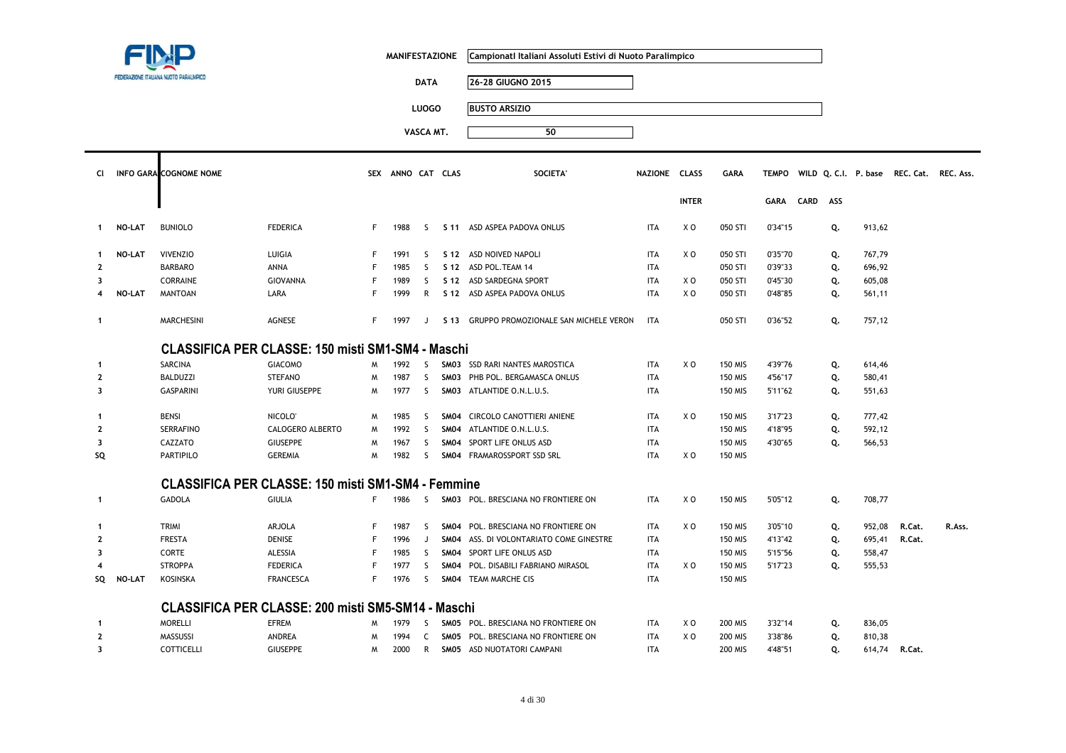FEDERAZIONE ITALIANA NUOTO PARALIMPICO

| | |
|---|---|
| MANIFESTAZIONE | Campionati Italiani Assoluti Estivi di Nuoto Paralimpico |
| DATA | 26-28 GIUGNO 2015 |
| LUOGO | BUSTO ARSIZIO |
| VASCA MT. | 50 |

| Cl | INFO GARA | COGNOME NOME | | SEX | ANNO | CAT | CLAS | SOCIETA' | NAZIONE | CLASS INTER | GARA | TEMPO GARA | WILD CARD | Q. C.I. ASS | P. base | REC. Cat. | REC. Ass. |
|---|---|---|---|---|---|---|---|---|---|---|---|---|---|---|---|---|---|
| 1 | NO-LAT | BUNIOLO | FEDERICA | F | 1988 | S | S 11 | ASD ASPEA PADOVA ONLUS | ITA | X O | 050 STI | 0'34"15 | | Q. | 913,62 | | |
| 1 | NO-LAT | VIVENZIO | LUIGIA | F | 1991 | S | S 12 | ASD NOIVED NAPOLI | ITA | X O | 050 STI | 0'35"70 | | Q. | 767,79 | | |
| 2 | | BARBARO | ANNA | F | 1985 | S | S 12 | ASD POL.TEAM 14 | ITA | | 050 STI | 0'39"33 | | Q. | 696,92 | | |
| 3 | | CORRAINE | GIOVANNA | F | 1989 | S | S 12 | ASD SARDEGNA SPORT | ITA | X O | 050 STI | 0'45"30 | | Q. | 605,08 | | |
| 4 | NO-LAT | MANTOAN | LARA | F | 1999 | R | S 12 | ASD ASPEA PADOVA ONLUS | ITA | X O | 050 STI | 0'48"85 | | Q. | 561,11 | | |
| 1 | | MARCHESINI | AGNESE | F | 1997 | J | S 13 | GRUPPO PROMOZIONALE SAN MICHELE VERON | ITA | | 050 STI | 0'36"52 | | Q. | 757,12 | | |

## CLASSIFICA PER CLASSE: 150 misti SM1-SM4 - Maschi

| Cl | INFO GARA | COGNOME | NOME | SEX | ANNO | CAT | CLAS | SOCIETA' | NAZIONE | CLASS INTER | GARA | TEMPO GARA | WILD CARD | Q. C.I. ASS | P. base | REC. Cat. | REC. Ass. |
|---|---|---|---|---|---|---|---|---|---|---|---|---|---|---|---|---|---|
| 1 | | SARCINA | GIACOMO | M | 1992 | S | SM03 | SSD RARI NANTES MAROSTICA | ITA | X O | 150 MIS | 4'39"76 | | Q. | 614,46 | | |
| 2 | | BALDUZZI | STEFANO | M | 1987 | S | SM03 | PHB POL. BERGAMASCA ONLUS | ITA | | 150 MIS | 4'56"17 | | Q. | 580,41 | | |
| 3 | | GASPARINI | YURI GIUSEPPE | M | 1977 | S | SM03 | ATLANTIDE O.N.L.U.S. | ITA | | 150 MIS | 5'11"62 | | Q. | 551,63 | | |
| 1 | | BENSI | NICOLO' | M | 1985 | S | SM04 | CIRCOLO CANOTTIERI ANIENE | ITA | X O | 150 MIS | 3'17"23 | | Q. | 777,42 | | |
| 2 | | SERRAFINO | CALOGERO ALBERTO | M | 1992 | S | SM04 | ATLANTIDE O.N.L.U.S. | ITA | | 150 MIS | 4'18"95 | | Q. | 592,12 | | |
| 3 | | CAZZATO | GIUSEPPE | M | 1967 | S | SM04 | SPORT LIFE ONLUS ASD | ITA | | 150 MIS | 4'30"65 | | Q. | 566,53 | | |
| SQ | | PARTIPILO | GEREMIA | M | 1982 | S | SM04 | FRAMAROSSPORT SSD SRL | ITA | X O | 150 MIS | | | | | | |

## CLASSIFICA PER CLASSE: 150 misti SM1-SM4 - Femmine

| Cl | INFO GARA | COGNOME | NOME | SEX | ANNO | CAT | CLAS | SOCIETA' | NAZIONE | CLASS INTER | GARA | TEMPO GARA | WILD CARD | Q. C.I. ASS | P. base | REC. Cat. | REC. Ass. |
|---|---|---|---|---|---|---|---|---|---|---|---|---|---|---|---|---|---|
| 1 | | GADOLA | GIULIA | F | 1986 | S | SM03 | POL. BRESCIANA NO FRONTIERE ON | ITA | X O | 150 MIS | 5'05"12 | | Q. | 708,77 | | |
| 1 | | TRIMI | ARJOLA | F | 1987 | S | SM04 | POL. BRESCIANA NO FRONTIERE ON | ITA | X O | 150 MIS | 3'05"10 | | Q. | 952,08 | R.Cat. | R.Ass. |
| 2 | | FRESTA | DENISE | F | 1996 | J | SM04 | ASS. DI VOLONTARIATO COME GINESTRE | ITA | | 150 MIS | 4'13"42 | | Q. | 695,41 | R.Cat. | |
| 3 | | CORTE | ALESSIA | F | 1985 | S | SM04 | SPORT LIFE ONLUS ASD | ITA | | 150 MIS | 5'15"56 | | Q. | 558,47 | | |
| 4 | | STROPPA | FEDERICA | F | 1977 | S | SM04 | POL. DISABILI FABRIANO MIRASOL | ITA | X O | 150 MIS | 5'17"23 | | Q. | 555,53 | | |
| SQ | NO-LAT | KOSINSKA | FRANCESCA | F | 1976 | S | SM04 | TEAM MARCHE CIS | ITA | | 150 MIS | | | | | | |

## CLASSIFICA PER CLASSE: 200 misti SM5-SM14 - Maschi

| Cl | INFO GARA | COGNOME | NOME | SEX | ANNO | CAT | CLAS | SOCIETA' | NAZIONE | CLASS INTER | GARA | TEMPO GARA | WILD CARD | Q. C.I. ASS | P. base | REC. Cat. | REC. Ass. |
|---|---|---|---|---|---|---|---|---|---|---|---|---|---|---|---|---|---|
| 1 | | MORELLI | EFREM | M | 1979 | S | SM05 | POL. BRESCIANA NO FRONTIERE ON | ITA | X O | 200 MIS | 3'32"14 | | Q. | 836,05 | | |
| 2 | | MASSUSSI | ANDREA | M | 1994 | C | SM05 | POL. BRESCIANA NO FRONTIERE ON | ITA | X O | 200 MIS | 3'38"86 | | Q. | 810,38 | | |
| 3 | | COTTICELLI | GIUSEPPE | M | 2000 | R | SM05 | ASD NUOTATORI CAMPANI | ITA | | 200 MIS | 4'48"51 | | Q. | 614,74 | R.Cat. | |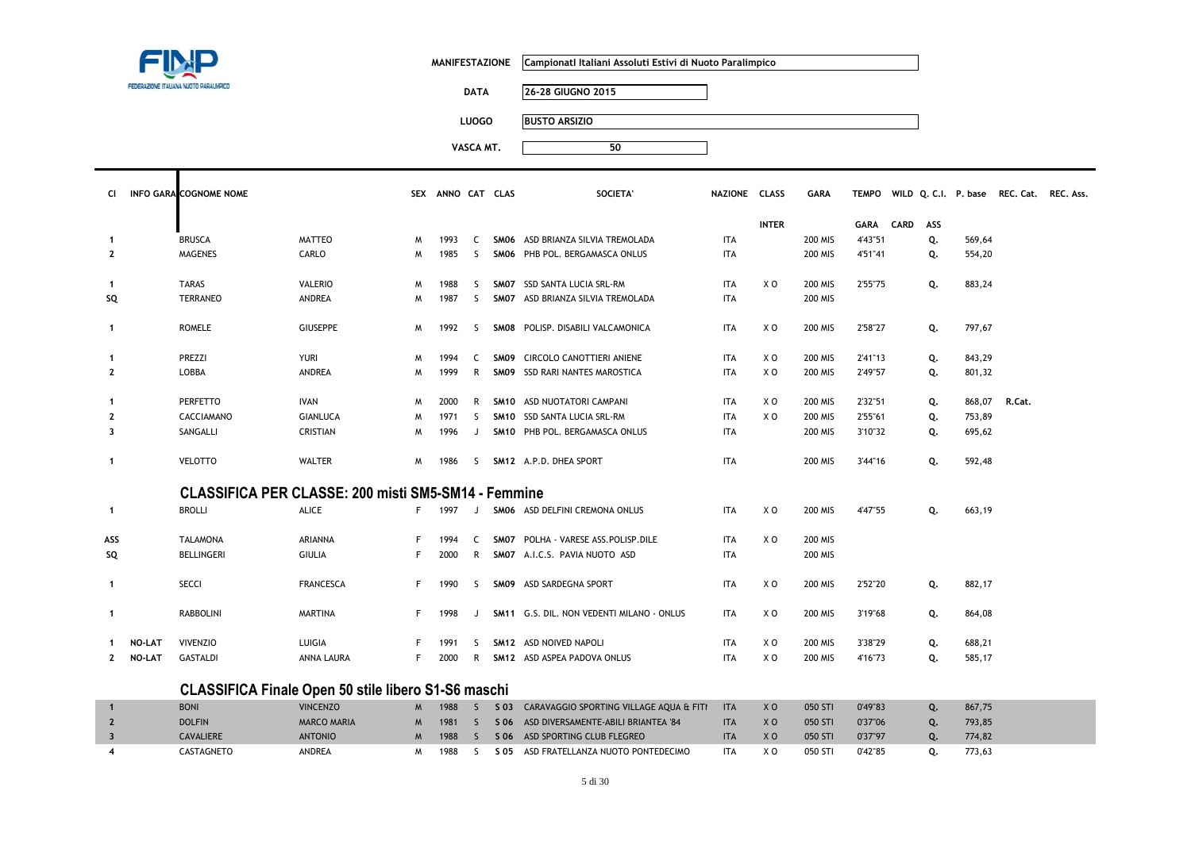FINP FEDERAZIONE ITALIANA NUOTO PARALIMPICO

| | |
|---|---|
| **MANIFESTAZIONE** | Campionati Italiani Assoluti Estivi di Nuoto Paralimpico |
| **DATA** | 26-28 GIUGNO 2015 |
| **LUOGO** | BUSTO ARSIZIO |
| **VASCA MT.** | 50 |

| Cl | INFO GARA | COGNOME | NOME | SEX | ANNO | CAT | CLAS | SOCIETA' | NAZIONE | CLASS INTER | GARA | TEMPO GARA | WILD CARD | Q. C.I. ASS | P. base | REC. Cat. | REC. Ass. |
|---|---|---|---|---|---|---|---|---|---|---|---|---|---|---|---|---|---|
| 1 | | BRUSCA | MATTEO | M | 1993 | C | **SM06** | ASD BRIANZA SILVIA TREMOLADA | ITA | | 200 MIS | 4'43"51 | | Q. | 569,64 | | |
| 2 | | MAGENES | CARLO | M | 1985 | S | **SM06** | PHB POL. BERGAMASCA ONLUS | ITA | | 200 MIS | 4'51"41 | | Q. | 554,20 | | |
| 1 | | TARAS | VALERIO | M | 1988 | S | **SM07** | SSD SANTA LUCIA SRL-RM | ITA | X O | 200 MIS | 2'55"75 | | Q. | 883,24 | | |
| SQ | | TERRANEO | ANDREA | M | 1987 | S | **SM07** | ASD BRIANZA SILVIA TREMOLADA | ITA | | 200 MIS | | | | | | |
| 1 | | ROMELE | GIUSEPPE | M | 1992 | S | **SM08** | POLISP. DISABILI VALCAMONICA | ITA | X O | 200 MIS | 2'58"27 | | Q. | 797,67 | | |
| 1 | | PREZZI | YURI | M | 1994 | C | **SM09** | CIRCOLO CANOTTIERI ANIENE | ITA | X O | 200 MIS | 2'41"13 | | Q. | 843,29 | | |
| 2 | | LOBBA | ANDREA | M | 1999 | R | **SM09** | SSD RARI NANTES MAROSTICA | ITA | X O | 200 MIS | 2'49"57 | | Q. | 801,32 | | |
| 1 | | PERFETTO | IVAN | M | 2000 | R | **SM10** | ASD NUOTATORI CAMPANI | ITA | X O | 200 MIS | 2'32"51 | | Q. | 868,07 | R.Cat. | |
| 2 | | CACCIAMANO | GIANLUCA | M | 1971 | S | **SM10** | SSD SANTA LUCIA SRL-RM | ITA | X O | 200 MIS | 2'55"61 | | Q. | 753,89 | | |
| 3 | | SANGALLI | CRISTIAN | M | 1996 | J | **SM10** | PHB POL. BERGAMASCA ONLUS | ITA | | 200 MIS | 3'10"32 | | Q. | 695,62 | | |
| 1 | | VELOTTO | WALTER | M | 1986 | S | **SM12** | A.P.D. DHEA SPORT | ITA | | 200 MIS | 3'44"16 | | Q. | 592,48 | | |

## CLASSIFICA PER CLASSE: 200 misti SM5-SM14 - Femmine

| Cl | INFO GARA | COGNOME | NOME | SEX | ANNO | CAT | CLAS | SOCIETA' | NAZIONE | CLASS INTER | GARA | TEMPO GARA | WILD CARD | Q. C.I. ASS | P. base | REC. Cat. | REC. Ass. |
|---|---|---|---|---|---|---|---|---|---|---|---|---|---|---|---|---|---|
| 1 | | BROLLI | ALICE | F | 1997 | J | **SM06** | ASD DELFINI CREMONA ONLUS | ITA | X O | 200 MIS | 4'47"55 | | Q. | 663,19 | | |
| ASS | | TALAMONA | ARIANNA | F | 1994 | C | **SM07** | POLHA - VARESE ASS.POLISP.DILE | ITA | X O | 200 MIS | | | | | | |
| SQ | | BELLINGERI | GIULIA | F | 2000 | R | **SM07** | A.I.C.S. PAVIA NUOTO ASD | ITA | | 200 MIS | | | | | | |
| 1 | | SECCI | FRANCESCA | F | 1990 | S | **SM09** | ASD SARDEGNA SPORT | ITA | X O | 200 MIS | 2'52"20 | | Q. | 882,17 | | |
| 1 | | RABBOLINI | MARTINA | F | 1998 | J | **SM11** | G.S. DIL. NON VEDENTI MILANO - ONLUS | ITA | X O | 200 MIS | 3'19"68 | | Q. | 864,08 | | |
| 1 | NO-LAT | VIVENZIO | LUIGIA | F | 1991 | S | **SM12** | ASD NOIVED NAPOLI | ITA | X O | 200 MIS | 3'38"29 | | Q. | 688,21 | | |
| 2 | NO-LAT | GASTALDI | ANNA LAURA | F | 2000 | R | **SM12** | ASD ASPEA PADOVA ONLUS | ITA | X O | 200 MIS | 4'16"73 | | Q. | 585,17 | | |

## CLASSIFICA Finale Open 50 stile libero S1-S6 maschi

| Cl | INFO GARA | COGNOME | NOME | SEX | ANNO | CAT | CLAS | SOCIETA' | NAZIONE | CLASS INTER | GARA | TEMPO GARA | WILD CARD | Q. C.I. ASS | P. base | REC. Cat. | REC. Ass. |
|---|---|---|---|---|---|---|---|---|---|---|---|---|---|---|---|---|---|
| 1 | | BONI | VINCENZO | M | 1988 | S | S 03 | CARAVAGGIO SPORTING VILLAGE AQUA & FITI | ITA | X O | 050 STI | 0'49"83 | | Q. | 867,75 | | |
| 2 | | DOLFIN | MARCO MARIA | M | 1981 | S | S 06 | ASD DIVERSAMENTE-ABILI BRIANTEA '84 | ITA | X O | 050 STI | 0'37"06 | | Q. | 793,85 | | |
| 3 | | CAVALIERE | ANTONIO | M | 1988 | S | S 06 | ASD SPORTING CLUB FLEGREO | ITA | X O | 050 STI | 0'37"97 | | Q. | 774,82 | | |
| 4 | | CASTAGNETO | ANDREA | M | 1988 | S | S 05 | ASD FRATELLANZA NUOTO PONTEDECIMO | ITA | X O | 050 STI | 0'42"85 | | Q. | 773,63 | | |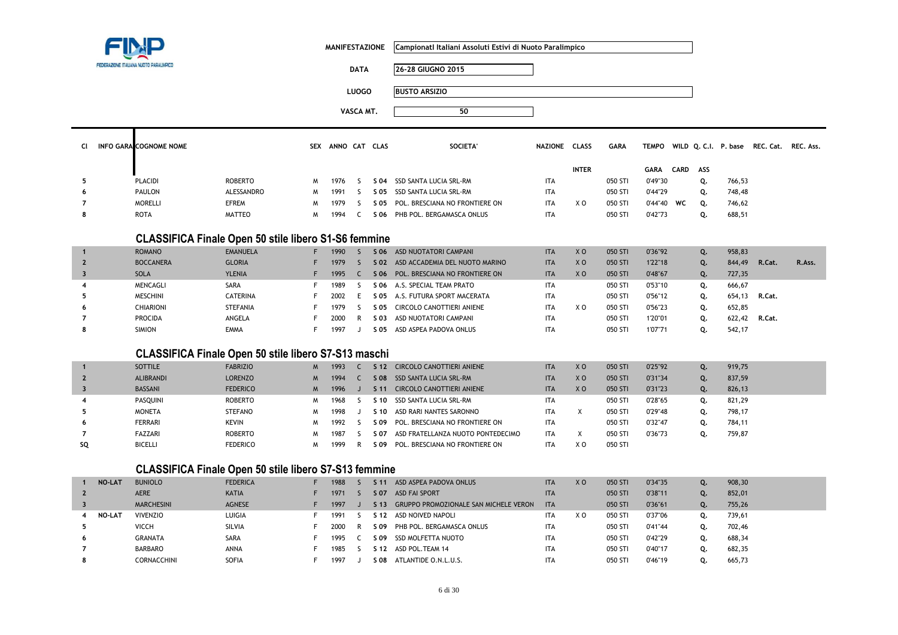FINP
FEDERAZIONE ITALIANA NUOTO PARALIMPICO

| | |
|---|---|
| MANIFESTAZIONE | Campionati Italiani Assoluti Estivi di Nuoto Paralimpico |
| DATA | 26-28 GIUGNO 2015 |
| LUOGO | BUSTO ARSIZIO |
| VASCA MT. | 50 |

| Cl | INFO GARA | COGNOME NOME | | SEX | ANNO | CAT | CLAS | SOCIETA' | NAZIONE | CLASS INTER | GARA | TEMPO GARA | WILD CARD | Q. C.I. ASS | P. base | REC. Cat. | REC. Ass. |
|---|---|---|---|---|---|---|---|---|---|---|---|---|---|---|---|---|---|
| 5 | | PLACIDI | ROBERTO | M | 1976 | S | S 04 | SSD SANTA LUCIA SRL-RM | ITA | | 050 STl | 0'49"30 | | Q. | 766,53 | | |
| 6 | | PAULON | ALESSANDRO | M | 1991 | S | S 05 | SSD SANTA LUCIA SRL-RM | ITA | | 050 STl | 0'44"29 | | Q. | 748,48 | | |
| 7 | | MORELLI | EFREM | M | 1979 | S | S 05 | POL. BRESCIANA NO FRONTIERE ON | ITA | X O | 050 STl | 0'44"40 | WC | Q. | 746,62 | | |
| 8 | | ROTA | MATTEO | M | 1994 | C | S 06 | PHB POL. BERGAMASCA ONLUS | ITA | | 050 STl | 0'42"73 | | Q. | 688,51 | | |

## CLASSIFICA Finale Open 50 stile libero S1-S6 femmine

| Cl | INFO GARA | COGNOME | NOME | SEX | ANNO | CAT | CLAS | SOCIETA' | NAZIONE | CLASS INTER | GARA | TEMPO GARA | WILD CARD | Q. C.I. ASS | P. base | REC. Cat. | REC. Ass. |
|---|---|---|---|---|---|---|---|---|---|---|---|---|---|---|---|---|---|
| 1 | | ROMANO | EMANUELA | F | 1990 | S | S 06 | ASD NUOTATORI CAMPANI | ITA | X O | 050 STl | 0'36"92 | | Q. | 958,83 | | |
| 2 | | BOCCANERA | GLORIA | F | 1979 | S | S 02 | ASD ACCADEMIA DEL NUOTO MARINO | ITA | X O | 050 STl | 1'22"18 | | Q. | 844,49 | R.Cat. | R.Ass. |
| 3 | | SOLA | YLENIA | F | 1995 | C | S 06 | POL. BRESCIANA NO FRONTIERE ON | ITA | X O | 050 STl | 0'48"67 | | Q. | 727,35 | | |
| 4 | | MENCAGLI | SARA | F | 1989 | S | S 06 | A.S. SPECIAL TEAM PRATO | ITA | | 050 STl | 0'53"10 | | Q. | 666,67 | | |
| 5 | | MESCHINI | CATERINA | F | 2002 | E | S 05 | A.S. FUTURA SPORT MACERATA | ITA | | 050 STl | 0'56"12 | | Q. | 654,13 | R.Cat. | |
| 6 | | CHIARIONI | STEFANIA | F | 1979 | S | S 05 | CIRCOLO CANOTTIERI ANIENE | ITA | X O | 050 STl | 0'56"23 | | Q. | 652,85 | | |
| 7 | | PROCIDA | ANGELA | F | 2000 | R | S 03 | ASD NUOTATORI CAMPANI | ITA | | 050 STl | 1'20"01 | | Q. | 622,42 | R.Cat. | |
| 8 | | SIMION | EMMA | F | 1997 | J | S 05 | ASD ASPEA PADOVA ONLUS | ITA | | 050 STl | 1'07"71 | | Q. | 542,17 | | |

## CLASSIFICA Finale Open 50 stile libero S7-S13 maschi

| Cl | INFO GARA | COGNOME | NOME | SEX | ANNO | CAT | CLAS | SOCIETA' | NAZIONE | CLASS INTER | GARA | TEMPO GARA | WILD CARD | Q. C.I. ASS | P. base | REC. Cat. | REC. Ass. |
|---|---|---|---|---|---|---|---|---|---|---|---|---|---|---|---|---|---|
| 1 | | SOTTILE | FABRIZIO | M | 1993 | C | S 12 | CIRCOLO CANOTTIERI ANIENE | ITA | X O | 050 STl | 0'25"92 | | Q. | 919,75 | | |
| 2 | | ALIBRANDI | LORENZO | M | 1994 | C | S 08 | SSD SANTA LUCIA SRL-RM | ITA | X O | 050 STl | 0'31"34 | | Q. | 837,59 | | |
| 3 | | BASSANI | FEDERICO | M | 1996 | J | S 11 | CIRCOLO CANOTTIERI ANIENE | ITA | X O | 050 STl | 0'31"23 | | Q. | 826,13 | | |
| 4 | | PASQUINI | ROBERTO | M | 1968 | S | S 10 | SSD SANTA LUCIA SRL-RM | ITA | | 050 STl | 0'28"65 | | Q. | 821,29 | | |
| 5 | | MONETA | STEFANO | M | 1998 | J | S 10 | ASD RARI NANTES SARONNO | ITA | X | 050 STl | 0'29"48 | | Q. | 798,17 | | |
| 6 | | FERRARI | KEVIN | M | 1992 | S | S 09 | POL. BRESCIANA NO FRONTIERE ON | ITA | | 050 STl | 0'32"47 | | Q. | 784,11 | | |
| 7 | | FAZZARI | ROBERTO | M | 1987 | S | S 07 | ASD FRATELLANZA NUOTO PONTEDECIMO | ITA | X | 050 STl | 0'36"73 | | Q. | 759,87 | | |
| SQ | | BICELLI | FEDERICO | M | 1999 | R | S 09 | POL. BRESCIANA NO FRONTIERE ON | ITA | X O | 050 STl | | | | | | |

## CLASSIFICA Finale Open 50 stile libero S7-S13 femmine

| Cl | INFO GARA | COGNOME | NOME | SEX | ANNO | CAT | CLAS | SOCIETA' | NAZIONE | CLASS INTER | GARA | TEMPO GARA | WILD CARD | Q. C.I. ASS | P. base | REC. Cat. | REC. Ass. |
|---|---|---|---|---|---|---|---|---|---|---|---|---|---|---|---|---|---|
| 1 | NO-LAT | BUNIOLO | FEDERICA | F | 1988 | S | S 11 | ASD ASPEA PADOVA ONLUS | ITA | X O | 050 STl | 0'34"35 | | Q. | 908,30 | | |
| 2 | | AERE | KATIA | F | 1971 | S | S 07 | ASD FAI SPORT | ITA | | 050 STl | 0'38"11 | | Q. | 852,01 | | |
| 3 | | MARCHESINI | AGNESE | F | 1997 | J | S 13 | GRUPPO PROMOZIONALE SAN MICHELE VERON | ITA | | 050 STl | 0'36"61 | | Q. | 755,26 | | |
| 4 | NO-LAT | VIVENZIO | LUIGIA | F | 1991 | S | S 12 | ASD NOIVED NAPOLI | ITA | X O | 050 STl | 0'37"06 | | Q. | 739,61 | | |
| 5 | | VICCH | SILVIA | F | 2000 | R | S 09 | PHB POL. BERGAMASCA ONLUS | ITA | | 050 STl | 0'41"44 | | Q. | 702,46 | | |
| 6 | | GRANATA | SARA | F | 1995 | C | S 09 | SSD MOLFETTA NUOTO | ITA | | 050 STl | 0'42"29 | | Q. | 688,34 | | |
| 7 | | BARBARO | ANNA | F | 1985 | S | S 12 | ASD POL.TEAM 14 | ITA | | 050 STl | 0'40"17 | | Q. | 682,35 | | |
| 8 | | CORNACCHINI | SOFIA | F | 1997 | J | S 08 | ATLANTIDE O.N.L.U.S. | ITA | | 050 STl | 0'46"19 | | Q. | 665,73 | | |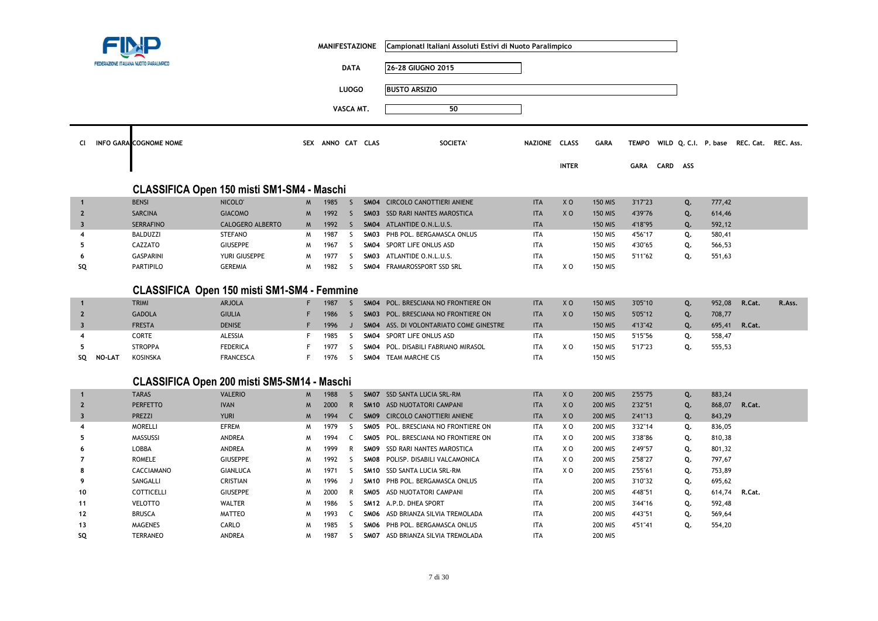FEDERAZIONE ITALIANA NUOTO PARALIMPICO

| | |
|---|---|
| MANIFESTAZIONE | Campionati Italiani Assoluti Estivi di Nuoto Paralimpico |
| DATA | 26-28 GIUGNO 2015 |
| LUOGO | BUSTO ARSIZIO |
| VASCA MT. | 50 |

## CLASSIFICA Open 150 misti SM1-SM4 - Maschi

| Cl | INFO GARA | COGNOME | NOME | SEX | ANNO | CAT | CLAS | SOCIETA' | NAZIONE | CLASS INTER | GARA | TEMPO GARA | WILD CARD | Q. C.I. ASS | P. base | REC. Cat. | REC. Ass. |
|---|---|---|---|---|---|---|---|---|---|---|---|---|---|---|---|---|---|
| 1 | | BENSI | NICOLO' | M | 1985 | S | SM04 | CIRCOLO CANOTTIERI ANIENE | ITA | X O | 150 MIS | 3'17"23 | | Q. | 777,42 | | |
| 2 | | SARCINA | GIACOMO | M | 1992 | S | SM03 | SSD RARI NANTES MAROSTICA | ITA | X O | 150 MIS | 4'39"76 | | Q. | 614,46 | | |
| 3 | | SERRAFINO | CALOGERO ALBERTO | M | 1992 | S | SM04 | ATLANTIDE O.N.L.U.S. | ITA | | 150 MIS | 4'18"95 | | Q. | 592,12 | | |
| 4 | | BALDUZZI | STEFANO | M | 1987 | S | SM03 | PHB POL. BERGAMASCA ONLUS | ITA | | 150 MIS | 4'56"17 | | Q. | 580,41 | | |
| 5 | | CAZZATO | GIUSEPPE | M | 1967 | S | SM04 | SPORT LIFE ONLUS ASD | ITA | | 150 MIS | 4'30"65 | | Q. | 566,53 | | |
| 6 | | GASPARINI | YURI GIUSEPPE | M | 1977 | S | SM03 | ATLANTIDE O.N.L.U.S. | ITA | | 150 MIS | 5'11"62 | | Q. | 551,63 | | |
| SQ | | PARTIPILO | GEREMIA | M | 1982 | S | SM04 | FRAMAROSSPORT SSD SRL | ITA | X O | 150 MIS | | | | | | |

## CLASSIFICA Open 150 misti SM1-SM4 - Femmine

| Cl | INFO GARA | COGNOME | NOME | SEX | ANNO | CAT | CLAS | SOCIETA' | NAZIONE | CLASS INTER | GARA | TEMPO GARA | WILD CARD | Q. C.I. ASS | P. base | REC. Cat. | REC. Ass. |
|---|---|---|---|---|---|---|---|---|---|---|---|---|---|---|---|---|---|
| 1 | | TRIMI | ARJOLA | F | 1987 | S | SM04 | POL. BRESCIANA NO FRONTIERE ON | ITA | X O | 150 MIS | 3'05"10 | | Q. | 952,08 | R.Cat. | R.Ass. |
| 2 | | GADOLA | GIULIA | F | 1986 | S | SM03 | POL. BRESCIANA NO FRONTIERE ON | ITA | X O | 150 MIS | 5'05"12 | | Q. | 708,77 | | |
| 3 | | FRESTA | DENISE | F | 1996 | J | SM04 | ASS. DI VOLONTARIATO COME GINESTRE | ITA | | 150 MIS | 4'13"42 | | Q. | 695,41 | R.Cat. | |
| 4 | | CORTE | ALESSIA | F | 1985 | S | SM04 | SPORT LIFE ONLUS ASD | ITA | | 150 MIS | 5'15"56 | | Q. | 558,47 | | |
| 5 | | STROPPA | FEDERICA | F | 1977 | S | SM04 | POL. DISABILI FABRIANO MIRASOL | ITA | X O | 150 MIS | 5'17"23 | | Q. | 555,53 | | |
| SQ | NO-LAT | KOSINSKA | FRANCESCA | F | 1976 | S | SM04 | TEAM MARCHE CIS | ITA | | 150 MIS | | | | | | |

## CLASSIFICA Open 200 misti SM5-SM14 - Maschi

| Cl | INFO GARA | COGNOME | NOME | SEX | ANNO | CAT | CLAS | SOCIETA' | NAZIONE | CLASS INTER | GARA | TEMPO GARA | WILD CARD | Q. C.I. ASS | P. base | REC. Cat. | REC. Ass. |
|---|---|---|---|---|---|---|---|---|---|---|---|---|---|---|---|---|---|
| 1 | | TARAS | VALERIO | M | 1988 | S | SM07 | SSD SANTA LUCIA SRL-RM | ITA | X O | 200 MIS | 2'55"75 | | Q. | 883,24 | | |
| 2 | | PERFETTO | IVAN | M | 2000 | R | SM10 | ASD NUOTATORI CAMPANI | ITA | X O | 200 MIS | 2'32"51 | | Q. | 868,07 | R.Cat. | |
| 3 | | PREZZI | YURI | M | 1994 | C | SM09 | CIRCOLO CANOTTIERI ANIENE | ITA | X O | 200 MIS | 2'41"13 | | Q. | 843,29 | | |
| 4 | | MORELLI | EFREM | M | 1979 | S | SM05 | POL. BRESCIANA NO FRONTIERE ON | ITA | X O | 200 MIS | 3'32"14 | | Q. | 836,05 | | |
| 5 | | MASSUSSI | ANDREA | M | 1994 | C | SM05 | POL. BRESCIANA NO FRONTIERE ON | ITA | X O | 200 MIS | 3'38"86 | | Q. | 810,38 | | |
| 6 | | LOBBA | ANDREA | M | 1999 | R | SM09 | SSD RARI NANTES MAROSTICA | ITA | X O | 200 MIS | 2'49"57 | | Q. | 801,32 | | |
| 7 | | ROMELE | GIUSEPPE | M | 1992 | S | SM08 | POLISP. DISABILI VALCAMONICA | ITA | X O | 200 MIS | 2'58"27 | | Q. | 797,67 | | |
| 8 | | CACCIAMANO | GIANLUCA | M | 1971 | S | SM10 | SSD SANTA LUCIA SRL-RM | ITA | X O | 200 MIS | 2'55"61 | | Q. | 753,89 | | |
| 9 | | SANGALLI | CRISTIAN | M | 1996 | J | SM10 | PHB POL. BERGAMASCA ONLUS | ITA | | 200 MIS | 3'10"32 | | Q. | 695,62 | | |
| 10 | | COTTICELLI | GIUSEPPE | M | 2000 | R | SM05 | ASD NUOTATORI CAMPANI | ITA | | 200 MIS | 4'48"51 | | Q. | 614,74 | R.Cat. | |
| 11 | | VELOTTO | WALTER | M | 1986 | S | SM12 | A.P.D. DHEA SPORT | ITA | | 200 MIS | 3'44"16 | | Q. | 592,48 | | |
| 12 | | BRUSCA | MATTEO | M | 1993 | C | SM06 | ASD BRIANZA SILVIA TREMOLADA | ITA | | 200 MIS | 4'43"51 | | Q. | 569,64 | | |
| 13 | | MAGENES | CARLO | M | 1985 | S | SM06 | PHB POL. BERGAMASCA ONLUS | ITA | | 200 MIS | 4'51"41 | | Q. | 554,20 | | |
| SQ | | TERRANEO | ANDREA | M | 1987 | S | SM07 | ASD BRIANZA SILVIA TREMOLADA | ITA | | 200 MIS | | | | | | |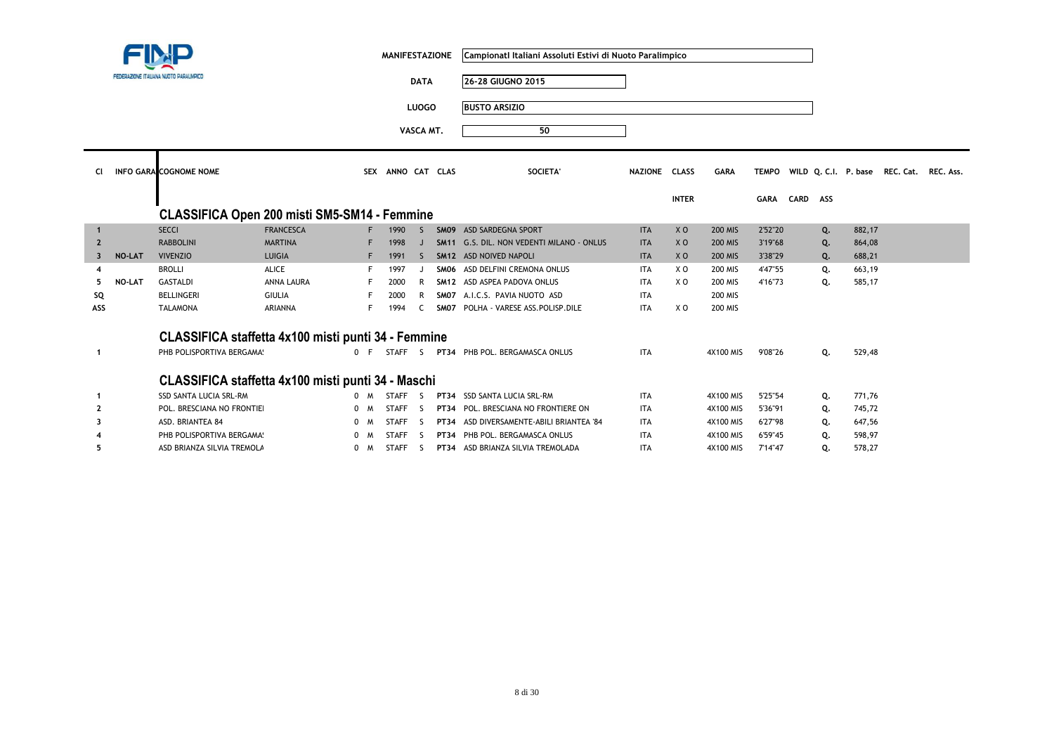FINP
FEDERAZIONE ITALIANA NUOTO PARALIMPICO

| | |
|---|---|
| MANIFESTAZIONE | Campionati Italiani Assoluti Estivi di Nuoto Paralimpico |
| DATA | 26-28 GIUGNO 2015 |
| LUOGO | BUSTO ARSIZIO |
| VASCA MT. | 50 |

## CLASSIFICA Open 200 misti SM5-SM14 - Femmine

| Cl | INFO GARA | COGNOME NOME | | SEX | ANNO | CAT | CLAS | SOCIETA' | NAZIONE | CLASS INTER | GARA | TEMPO GARA | WILD CARD | Q. C.I. ASS | P. base | REC. Cat. | REC. Ass. |
|---|---|---|---|---|---|---|---|---|---|---|---|---|---|---|---|---|---|
| 1 | | SECCI | FRANCESCA | F | 1990 | S | SM09 | ASD SARDEGNA SPORT | ITA | X O | 200 MIS | 2'52"20 | | Q. | 882,17 | | |
| 2 | | RABBOLINI | MARTINA | F | 1998 | J | SM11 | G.S. DIL. NON VEDENTI MILANO - ONLUS | ITA | X O | 200 MIS | 3'19"68 | | Q. | 864,08 | | |
| 3 | NO-LAT | VIVENZIO | LUIGIA | F | 1991 | S | SM12 | ASD NOIVED NAPOLI | ITA | X O | 200 MIS | 3'38"29 | | Q. | 688,21 | | |
| 4 | | BROLLI | ALICE | F | 1997 | J | SM06 | ASD DELFINI CREMONA ONLUS | ITA | X O | 200 MIS | 4'47"55 | | Q. | 663,19 | | |
| 5 | NO-LAT | GASTALDI | ANNA LAURA | F | 2000 | R | SM12 | ASD ASPEA PADOVA ONLUS | ITA | X O | 200 MIS | 4'16"73 | | Q. | 585,17 | | |
| SQ | | BELLINGERI | GIULIA | F | 2000 | R | SM07 | A.I.C.S. PAVIA NUOTO ASD | ITA | | 200 MIS | | | | | | |
| ASS | | TALAMONA | ARIANNA | F | 1994 | C | SM07 | POLHA - VARESE ASS.POLISP.DILE | ITA | X O | 200 MIS | | | | | | |

## CLASSIFICA staffetta 4x100 misti punti 34 - Femmine

| Cl | INFO GARA | COGNOME NOME | | SEX | ANNO | CAT | CLAS | SOCIETA' | NAZIONE | CLASS INTER | GARA | TEMPO GARA | WILD CARD | Q. C.I. ASS | P. base | REC. Cat. | REC. Ass. |
|---|---|---|---|---|---|---|---|---|---|---|---|---|---|---|---|---|---|
| 1 | | PHB POLISPORTIVA BERGAMA! | | 0 F | STAFF | S | PT34 | PHB POL. BERGAMASCA ONLUS | ITA | | 4X100 MIS | 9'08"26 | | Q. | 529,48 | | |

## CLASSIFICA staffetta 4x100 misti punti 34 - Maschi

| Cl | INFO GARA | COGNOME NOME | | SEX | ANNO | CAT | CLAS | SOCIETA' | NAZIONE | CLASS INTER | GARA | TEMPO GARA | WILD CARD | Q. C.I. ASS | P. base | REC. Cat. | REC. Ass. |
|---|---|---|---|---|---|---|---|---|---|---|---|---|---|---|---|---|---|
| 1 | | SSD SANTA LUCIA SRL-RM | | 0 M | STAFF | S | PT34 | SSD SANTA LUCIA SRL-RM | ITA | | 4X100 MIS | 5'25"54 | | Q. | 771,76 | | |
| 2 | | POL. BRESCIANA NO FRONTIEI | | 0 M | STAFF | S | PT34 | POL. BRESCIANA NO FRONTIERE ON | ITA | | 4X100 MIS | 5'36"91 | | Q. | 745,72 | | |
| 3 | | ASD. BRIANTEA 84 | | 0 M | STAFF | S | PT34 | ASD DIVERSAMENTE-ABILI BRIANTEA '84 | ITA | | 4X100 MIS | 6'27"98 | | Q. | 647,56 | | |
| 4 | | PHB POLISPORTIVA BERGAMA! | | 0 M | STAFF | S | PT34 | PHB POL. BERGAMASCA ONLUS | ITA | | 4X100 MIS | 6'59"45 | | Q. | 598,97 | | |
| 5 | | ASD BRIANZA SILVIA TREMOLA | | 0 M | STAFF | S | PT34 | ASD BRIANZA SILVIA TREMOLADA | ITA | | 4X100 MIS | 7'14"47 | | Q. | 578,27 | | |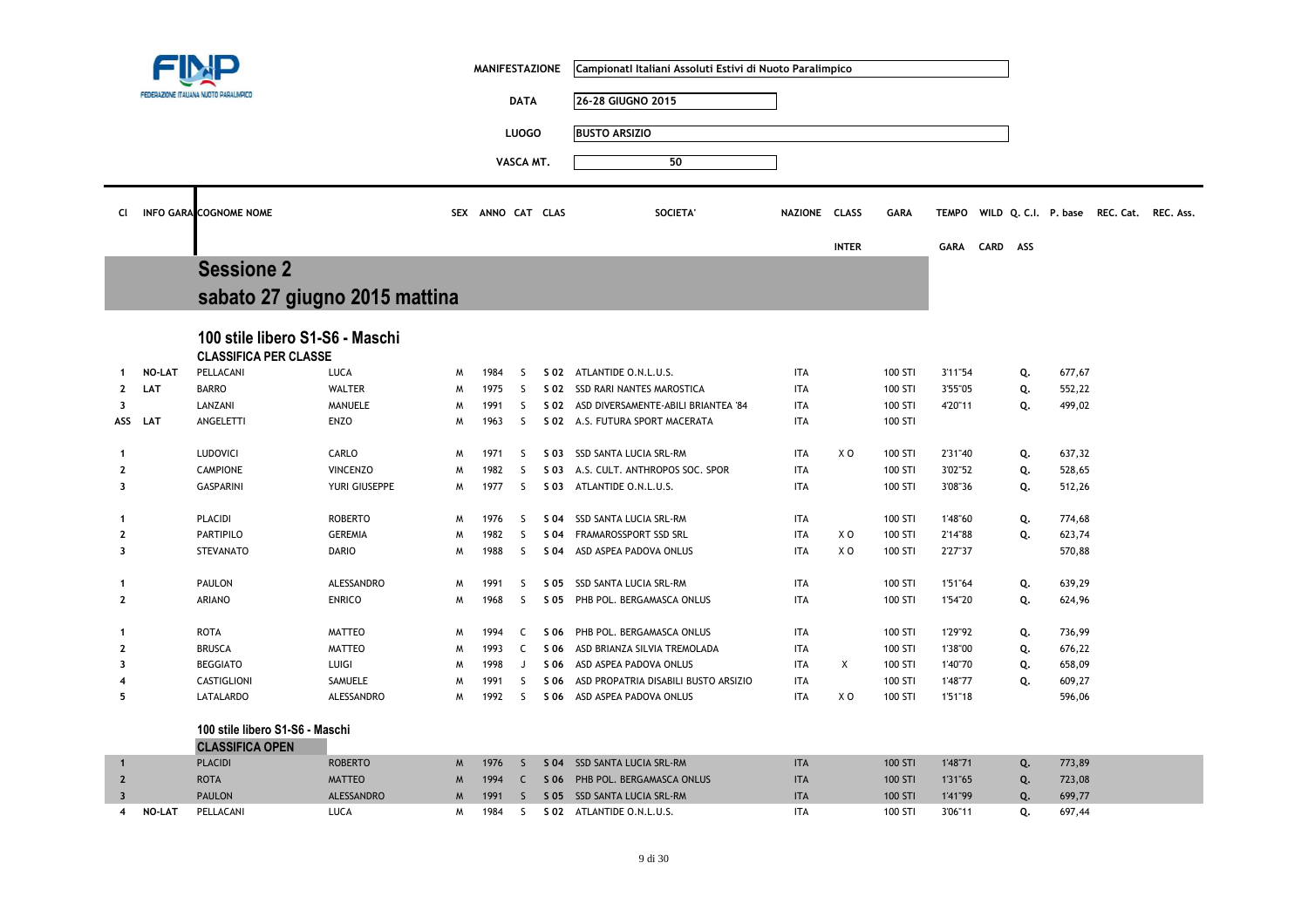FEDERAZIONE ITALIANA NUOTO PARALIMPICO

| | |
|---|---|
| MANIFESTAZIONE | Campionati Italiani Assoluti Estivi di Nuoto Paralimpico |
| DATA | 26-28 GIUGNO 2015 |
| LUOGO | BUSTO ARSIZIO |
| VASCA MT. | 50 |

## Sessione 2

## sabato 27 giugno 2015 mattina

### 100 stile libero S1-S6 - Maschi

**CLASSIFICA PER CLASSE**

| Cl | INFO GARA | COGNOME NOME | | SEX | ANNO | CAT | CLAS | SOCIETA' | NAZIONE | CLASS INTER | GARA | TEMPO GARA | WILD CARD | Q. C.I. ASS | P. base | REC. Cat. | REC. Ass. |
|---|---|---|---|---|---|---|---|---|---|---|---|---|---|---|---|---|---|
| 1 | NO-LAT | PELLACANI | LUCA | M | 1984 | S | S 02 | ATLANTIDE O.N.L.U.S. | ITA | | 100 STI | 3'11"54 | | Q. | 677,67 | | |
| 2 | LAT | BARRO | WALTER | M | 1975 | S | S 02 | SSD RARI NANTES MAROSTICA | ITA | | 100 STI | 3'55"05 | | Q. | 552,22 | | |
| 3 | | LANZANI | MANUELE | M | 1991 | S | S 02 | ASD DIVERSAMENTE-ABILI BRIANTEA '84 | ITA | | 100 STI | 4'20"11 | | Q. | 499,02 | | |
| ASS | LAT | ANGELETTI | ENZO | M | 1963 | S | S 02 | A.S. FUTURA SPORT MACERATA | ITA | | 100 STI | | | | | | |
| 1 | | LUDOVICI | CARLO | M | 1971 | S | S 03 | SSD SANTA LUCIA SRL-RM | ITA | X O | 100 STI | 2'31"40 | | Q. | 637,32 | | |
| 2 | | CAMPIONE | VINCENZO | M | 1982 | S | S 03 | A.S. CULT. ANTHROPOS SOC. SPOR | ITA | | 100 STI | 3'02"52 | | Q. | 528,65 | | |
| 3 | | GASPARINI | YURI GIUSEPPE | M | 1977 | S | S 03 | ATLANTIDE O.N.L.U.S. | ITA | | 100 STI | 3'08"36 | | Q. | 512,26 | | |
| 1 | | PLACIDI | ROBERTO | M | 1976 | S | S 04 | SSD SANTA LUCIA SRL-RM | ITA | | 100 STI | 1'48"60 | | Q. | 774,68 | | |
| 2 | | PARTIPILO | GEREMIA | M | 1982 | S | S 04 | FRAMAROSSPORT SSD SRL | ITA | X O | 100 STI | 2'14"88 | | Q. | 623,74 | | |
| 3 | | STEVANATO | DARIO | M | 1988 | S | S 04 | ASD ASPEA PADOVA ONLUS | ITA | X O | 100 STI | 2'27"37 | | | 570,88 | | |
| 1 | | PAULON | ALESSANDRO | M | 1991 | S | S 05 | SSD SANTA LUCIA SRL-RM | ITA | | 100 STI | 1'51"64 | | Q. | 639,29 | | |
| 2 | | ARIANO | ENRICO | M | 1968 | S | S 05 | PHB POL. BERGAMASCA ONLUS | ITA | | 100 STI | 1'54"20 | | Q. | 624,96 | | |
| 1 | | ROTA | MATTEO | M | 1994 | C | S 06 | PHB POL. BERGAMASCA ONLUS | ITA | | 100 STI | 1'29"92 | | Q. | 736,99 | | |
| 2 | | BRUSCA | MATTEO | M | 1993 | C | S 06 | ASD BRIANZA SILVIA TREMOLADA | ITA | | 100 STI | 1'38"00 | | Q. | 676,22 | | |
| 3 | | BEGGIATO | LUIGI | M | 1998 | J | S 06 | ASD ASPEA PADOVA ONLUS | ITA | X | 100 STI | 1'40"70 | | Q. | 658,09 | | |
| 4 | | CASTIGLIONI | SAMUELE | M | 1991 | S | S 06 | ASD PROPATRIA DISABILI BUSTO ARSIZIO | ITA | | 100 STI | 1'48"77 | | Q. | 609,27 | | |
| 5 | | LATALARDO | ALESSANDRO | M | 1992 | S | S 06 | ASD ASPEA PADOVA ONLUS | ITA | X O | 100 STI | 1'51"18 | | | 596,06 | | |

### 100 stile libero S1-S6 - Maschi

**CLASSIFICA OPEN**

| Cl | INFO GARA | COGNOME NOME | | SEX | ANNO | CAT | CLAS | SOCIETA' | NAZIONE | CLASS INTER | GARA | TEMPO GARA | WILD CARD | Q. C.I. ASS | P. base | REC. Cat. | REC. Ass. |
|---|---|---|---|---|---|---|---|---|---|---|---|---|---|---|---|---|---|
| 1 | | PLACIDI | ROBERTO | M | 1976 | S | S 04 | SSD SANTA LUCIA SRL-RM | ITA | | 100 STI | 1'48"71 | | Q. | 773,89 | | |
| 2 | | ROTA | MATTEO | M | 1994 | C | S 06 | PHB POL. BERGAMASCA ONLUS | ITA | | 100 STI | 1'31"65 | | Q. | 723,08 | | |
| 3 | | PAULON | ALESSANDRO | M | 1991 | S | S 05 | SSD SANTA LUCIA SRL-RM | ITA | | 100 STI | 1'41"99 | | Q. | 699,77 | | |
| 4 | NO-LAT | PELLACANI | LUCA | M | 1984 | S | S 02 | ATLANTIDE O.N.L.U.S. | ITA | | 100 STI | 3'06"11 | | Q. | 697,44 | | |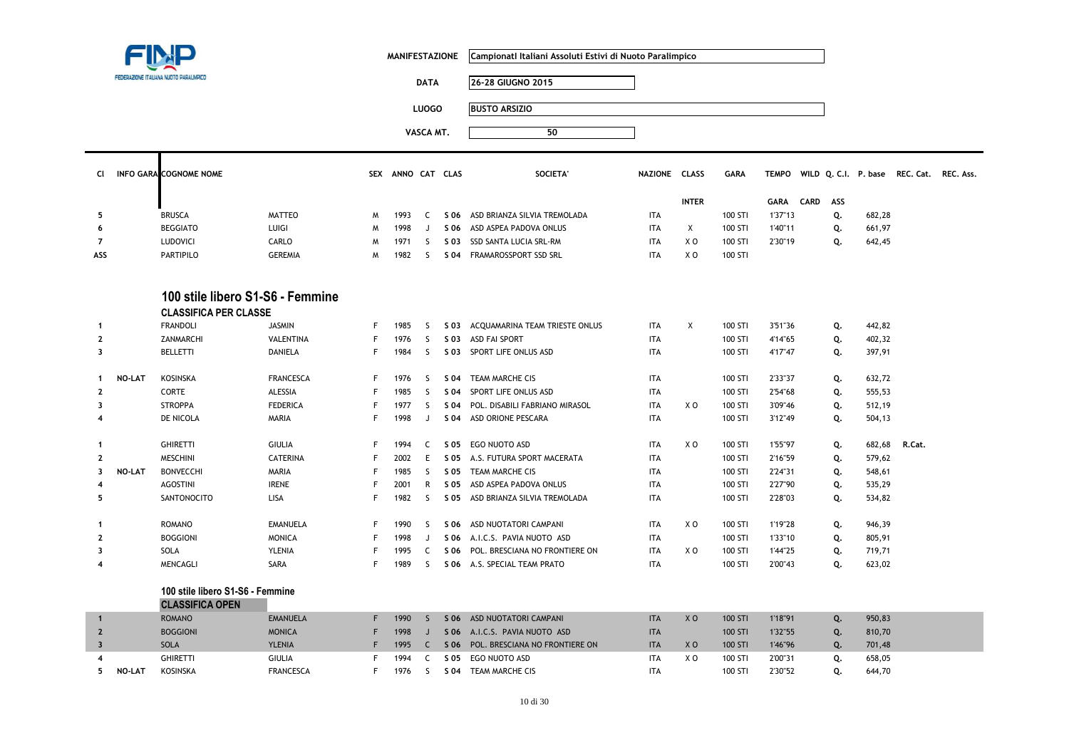| MANIFESTAZIONE | Campionati Italiani Assoluti Estivi di Nuoto Paralimpico |
|---|---|
| DATA | 26-28 GIUGNO 2015 |
| LUOGO | BUSTO ARSIZIO |
| VASCA MT. | 50 |

| Cl | INFO GARA | COGNOME | NOME | SEX | ANNO | CAT | CLAS | SOCIETA' | NAZIONE | CLASS INTER | GARA | TEMPO GARA | WILD CARD | Q. C.I. ASS | P. base | REC. Cat. | REC. Ass. |
|---|---|---|---|---|---|---|---|---|---|---|---|---|---|---|---|---|---|
| 5 | | BRUSCA | MATTEO | M | 1993 | C | S 06 | ASD BRIANZA SILVIA TREMOLADA | ITA | | 100 STI | 1'37"13 | | Q. | 682,28 | | |
| 6 | | BEGGIATO | LUIGI | M | 1998 | J | S 06 | ASD ASPEA PADOVA ONLUS | ITA | X | 100 STI | 1'40"11 | | Q. | 661,97 | | |
| 7 | | LUDOVICI | CARLO | M | 1971 | S | S 03 | SSD SANTA LUCIA SRL-RM | ITA | X O | 100 STI | 2'30"19 | | Q. | 642,45 | | |
| ASS | | PARTIPILO | GEREMIA | M | 1982 | S | S 04 | FRAMAROSSPORT SSD SRL | ITA | X O | 100 STI | | | | | | |

## 100 stile libero S1-S6 - Femmine

### CLASSIFICA PER CLASSE

| Cl | INFO GARA | COGNOME | NOME | SEX | ANNO | CAT | CLAS | SOCIETA' | NAZIONE | CLASS INTER | GARA | TEMPO GARA | WILD CARD | Q. C.I. ASS | P. base | REC. Cat. | REC. Ass. |
|---|---|---|---|---|---|---|---|---|---|---|---|---|---|---|---|---|---|
| 1 | | FRANDOLI | JASMIN | F | 1985 | S | S 03 | ACQUAMARINA TEAM TRIESTE ONLUS | ITA | X | 100 STI | 3'51"36 | | Q. | 442,82 | | |
| 2 | | ZANMARCHI | VALENTINA | F | 1976 | S | S 03 | ASD FAI SPORT | ITA | | 100 STI | 4'14"65 | | Q. | 402,32 | | |
| 3 | | BELLETTI | DANIELA | F | 1984 | S | S 03 | SPORT LIFE ONLUS ASD | ITA | | 100 STI | 4'17"47 | | Q. | 397,91 | | |
| 1 | NO-LAT | KOSINSKA | FRANCESCA | F | 1976 | S | S 04 | TEAM MARCHE CIS | ITA | | 100 STI | 2'33"37 | | Q. | 632,72 | | |
| 2 | | CORTE | ALESSIA | F | 1985 | S | S 04 | SPORT LIFE ONLUS ASD | ITA | | 100 STI | 2'54"68 | | Q. | 555,53 | | |
| 3 | | STROPPA | FEDERICA | F | 1977 | S | S 04 | POL. DISABILI FABRIANO MIRASOL | ITA | X O | 100 STI | 3'09"46 | | Q. | 512,19 | | |
| 4 | | DE NICOLA | MARIA | F | 1998 | J | S 04 | ASD ORIONE PESCARA | ITA | | 100 STI | 3'12"49 | | Q. | 504,13 | | |
| 1 | | GHIRETTI | GIULIA | F | 1994 | C | S 05 | EGO NUOTO ASD | ITA | X O | 100 STI | 1'55"97 | | Q. | 682,68 | R.Cat. | |
| 2 | | MESCHINI | CATERINA | F | 2002 | E | S 05 | A.S. FUTURA SPORT MACERATA | ITA | | 100 STI | 2'16"59 | | Q. | 579,62 | | |
| 3 | NO-LAT | BONVECCHI | MARIA | F | 1985 | S | S 05 | TEAM MARCHE CIS | ITA | | 100 STI | 2'24"31 | | Q. | 548,61 | | |
| 4 | | AGOSTINI | IRENE | F | 2001 | R | S 05 | ASD ASPEA PADOVA ONLUS | ITA | | 100 STI | 2'27"90 | | Q. | 535,29 | | |
| 5 | | SANTONOCITO | LISA | F | 1982 | S | S 05 | ASD BRIANZA SILVIA TREMOLADA | ITA | | 100 STI | 2'28"03 | | Q. | 534,82 | | |
| 1 | | ROMANO | EMANUELA | F | 1990 | S | S 06 | ASD NUOTATORI CAMPANI | ITA | X O | 100 STI | 1'19"28 | | Q. | 946,39 | | |
| 2 | | BOGGIONI | MONICA | F | 1998 | J | S 06 | A.I.C.S. PAVIA NUOTO ASD | ITA | | 100 STI | 1'33"10 | | Q. | 805,91 | | |
| 3 | | SOLA | YLENIA | F | 1995 | C | S 06 | POL. BRESCIANA NO FRONTIERE ON | ITA | X O | 100 STI | 1'44"25 | | Q. | 719,71 | | |
| 4 | | MENCAGLI | SARA | F | 1989 | S | S 06 | A.S. SPECIAL TEAM PRATO | ITA | | 100 STI | 2'00"43 | | Q. | 623,02 | | |

## 100 stile libero S1-S6 - Femmine

### CLASSIFICA OPEN

| Cl | INFO GARA | COGNOME | NOME | SEX | ANNO | CAT | CLAS | SOCIETA' | NAZIONE | CLASS INTER | GARA | TEMPO GARA | WILD CARD | Q. C.I. ASS | P. base | REC. Cat. | REC. Ass. |
|---|---|---|---|---|---|---|---|---|---|---|---|---|---|---|---|---|---|
| 1 | | ROMANO | EMANUELA | F | 1990 | S | S 06 | ASD NUOTATORI CAMPANI | ITA | X O | 100 STI | 1'18"91 | | Q. | 950,83 | | |
| 2 | | BOGGIONI | MONICA | F | 1998 | J | S 06 | A.I.C.S. PAVIA NUOTO ASD | ITA | | 100 STI | 1'32"55 | | Q. | 810,70 | | |
| 3 | | SOLA | YLENIA | F | 1995 | C | S 06 | POL. BRESCIANA NO FRONTIERE ON | ITA | X O | 100 STI | 1'46"96 | | Q. | 701,48 | | |
| 4 | | GHIRETTI | GIULIA | F | 1994 | C | S 05 | EGO NUOTO ASD | ITA | X O | 100 STI | 2'00"31 | | Q. | 658,05 | | |
| 5 | NO-LAT | KOSINSKA | FRANCESCA | F | 1976 | S | S 04 | TEAM MARCHE CIS | ITA | | 100 STI | 2'30"52 | | Q. | 644,70 | | |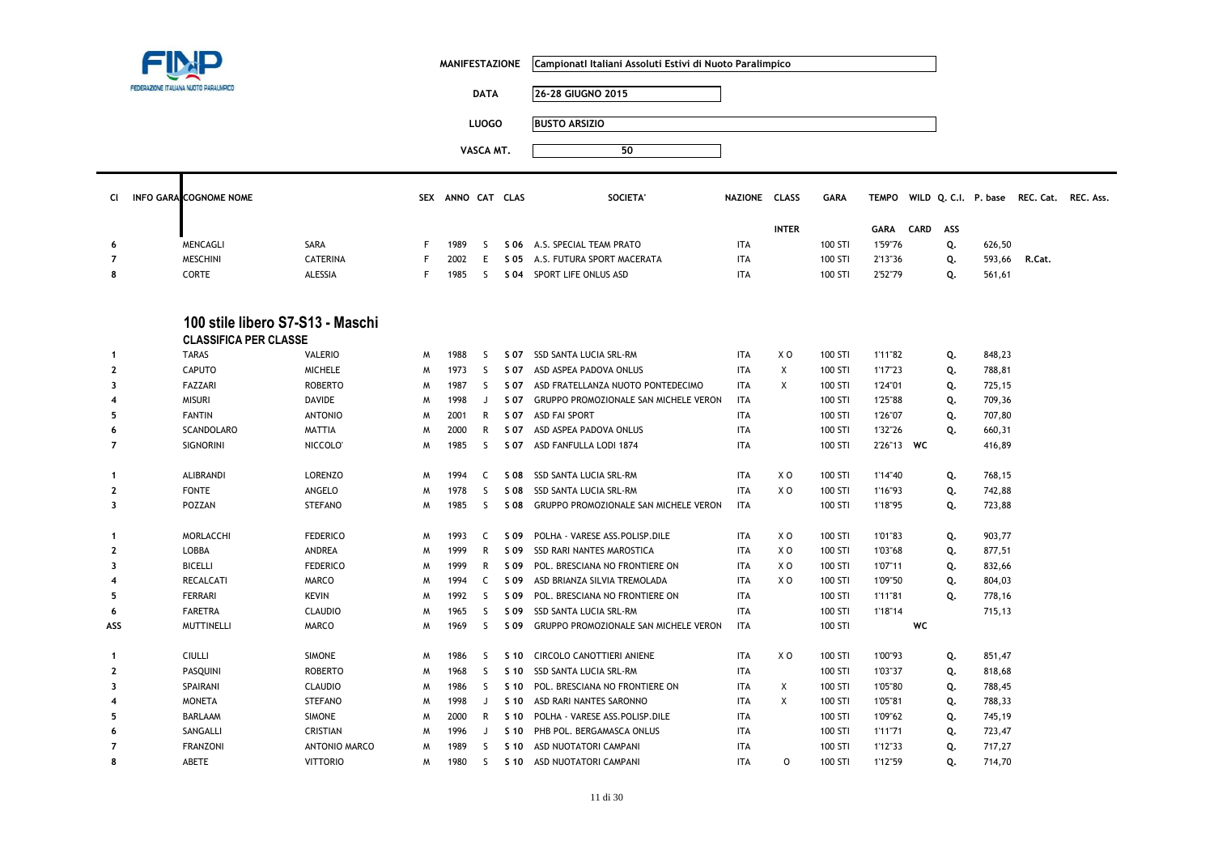FINP FEDERAZIONE ITALIANA NUOTO PARALIMPICO

**MANIFESTAZIONE** Campionati Italiani Assoluti Estivi di Nuoto Paralimpico

**DATA** 26-28 GIUGNO 2015

**LUOGO** BUSTO ARSIZIO

**VASCA MT.** 50

| Cl | INFO GARA | COGNOME NOME | | SEX | ANNO | CAT | CLAS | SOCIETA' | NAZIONE | CLASS INTER | GARA | TEMPO GARA | WILD CARD | Q. C.I. ASS | P. base | REC. Cat. | REC. Ass. |
|---|---|---|---|---|---|---|---|---|---|---|---|---|---|---|---|---|---|
| 6 | | MENCAGLI | SARA | F | 1989 | S | S 06 | A.S. SPECIAL TEAM PRATO | ITA | | 100 STI | 1'59"76 | | Q. | 626,50 | | |
| 7 | | MESCHINI | CATERINA | F | 2002 | E | S 05 | A.S. FUTURA SPORT MACERATA | ITA | | 100 STI | 2'13"36 | | Q. | 593,66 | R.Cat. | |
| 8 | | CORTE | ALESSIA | F | 1985 | S | S 04 | SPORT LIFE ONLUS ASD | ITA | | 100 STI | 2'52"79 | | Q. | 561,61 | | |

## 100 stile libero S7-S13 - Maschi

### CLASSIFICA PER CLASSE

| Cl | INFO GARA | COGNOME NOME | | SEX | ANNO | CAT | CLAS | SOCIETA' | NAZIONE | CLASS INTER | GARA | TEMPO GARA | WILD CARD | Q. C.I. ASS | P. base | REC. Cat. | REC. Ass. |
|---|---|---|---|---|---|---|---|---|---|---|---|---|---|---|---|---|---|
| 1 | | TARAS | VALERIO | M | 1988 | S | S 07 | SSD SANTA LUCIA SRL-RM | ITA | X O | 100 STI | 1'11"82 | | Q. | 848,23 | | |
| 2 | | CAPUTO | MICHELE | M | 1973 | S | S 07 | ASD ASPEA PADOVA ONLUS | ITA | X | 100 STI | 1'17"23 | | Q. | 788,81 | | |
| 3 | | FAZZARI | ROBERTO | M | 1987 | S | S 07 | ASD FRATELLANZA NUOTO PONTEDECIMO | ITA | X | 100 STI | 1'24"01 | | Q. | 725,15 | | |
| 4 | | MISURI | DAVIDE | M | 1998 | J | S 07 | GRUPPO PROMOZIONALE SAN MICHELE VERON | ITA | | 100 STI | 1'25"88 | | Q. | 709,36 | | |
| 5 | | FANTIN | ANTONIO | M | 2001 | R | S 07 | ASD FAI SPORT | ITA | | 100 STI | 1'26"07 | | Q. | 707,80 | | |
| 6 | | SCANDOLARO | MATTIA | M | 2000 | R | S 07 | ASD ASPEA PADOVA ONLUS | ITA | | 100 STI | 1'32"26 | | Q. | 660,31 | | |
| 7 | | SIGNORINI | NICCOLO' | M | 1985 | S | S 07 | ASD FANFULLA LODI 1874 | ITA | | 100 STI | 2'26"13 | WC | | 416,89 | | |
| | | | | | | | | | | | | | | | | | |
| 1 | | ALIBRANDI | LORENZO | M | 1994 | C | S 08 | SSD SANTA LUCIA SRL-RM | ITA | X O | 100 STI | 1'14"40 | | Q. | 768,15 | | |
| 2 | | FONTE | ANGELO | M | 1978 | S | S 08 | SSD SANTA LUCIA SRL-RM | ITA | X O | 100 STI | 1'16"93 | | Q. | 742,88 | | |
| 3 | | POZZAN | STEFANO | M | 1985 | S | S 08 | GRUPPO PROMOZIONALE SAN MICHELE VERON | ITA | | 100 STI | 1'18"95 | | Q. | 723,88 | | |
| | | | | | | | | | | | | | | | | | |
| 1 | | MORLACCHI | FEDERICO | M | 1993 | C | S 09 | POLHA - VARESE ASS.POLISP.DILE | ITA | X O | 100 STI | 1'01"83 | | Q. | 903,77 | | |
| 2 | | LOBBA | ANDREA | M | 1999 | R | S 09 | SSD RARI NANTES MAROSTICA | ITA | X O | 100 STI | 1'03"68 | | Q. | 877,51 | | |
| 3 | | BICELLI | FEDERICO | M | 1999 | R | S 09 | POL. BRESCIANA NO FRONTIERE ON | ITA | X O | 100 STI | 1'07"11 | | Q. | 832,66 | | |
| 4 | | RECALCATI | MARCO | M | 1994 | C | S 09 | ASD BRIANZA SILVIA TREMOLADA | ITA | X O | 100 STI | 1'09"50 | | Q. | 804,03 | | |
| 5 | | FERRARI | KEVIN | M | 1992 | S | S 09 | POL. BRESCIANA NO FRONTIERE ON | ITA | | 100 STI | 1'11"81 | | Q. | 778,16 | | |
| 6 | | FARETRA | CLAUDIO | M | 1965 | S | S 09 | SSD SANTA LUCIA SRL-RM | ITA | | 100 STI | 1'18"14 | | | 715,13 | | |
| ASS | | MUTTINELLI | MARCO | M | 1969 | S | S 09 | GRUPPO PROMOZIONALE SAN MICHELE VERON | ITA | | 100 STI | | WC | | | | |
| | | | | | | | | | | | | | | | | | |
| 1 | | CIULLI | SIMONE | M | 1986 | S | S 10 | CIRCOLO CANOTTIERI ANIENE | ITA | X O | 100 STI | 1'00"93 | | Q. | 851,47 | | |
| 2 | | PASQUINI | ROBERTO | M | 1968 | S | S 10 | SSD SANTA LUCIA SRL-RM | ITA | | 100 STI | 1'03"37 | | Q. | 818,68 | | |
| 3 | | SPAIRANI | CLAUDIO | M | 1986 | S | S 10 | POL. BRESCIANA NO FRONTIERE ON | ITA | X | 100 STI | 1'05"80 | | Q. | 788,45 | | |
| 4 | | MONETA | STEFANO | M | 1998 | J | S 10 | ASD RARI NANTES SARONNO | ITA | X | 100 STI | 1'05"81 | | Q. | 788,33 | | |
| 5 | | BARLAAM | SIMONE | M | 2000 | R | S 10 | POLHA - VARESE ASS.POLISP.DILE | ITA | | 100 STI | 1'09"62 | | Q. | 745,19 | | |
| 6 | | SANGALLI | CRISTIAN | M | 1996 | J | S 10 | PHB POL. BERGAMASCA ONLUS | ITA | | 100 STI | 1'11"71 | | Q. | 723,47 | | |
| 7 | | FRANZONI | ANTONIO MARCO | M | 1989 | S | S 10 | ASD NUOTATORI CAMPANI | ITA | | 100 STI | 1'12"33 | | Q. | 717,27 | | |
| 8 | | ABETE | VITTORIO | M | 1980 | S | S 10 | ASD NUOTATORI CAMPANI | ITA | O | 100 STI | 1'12"59 | | Q. | 714,70 | | |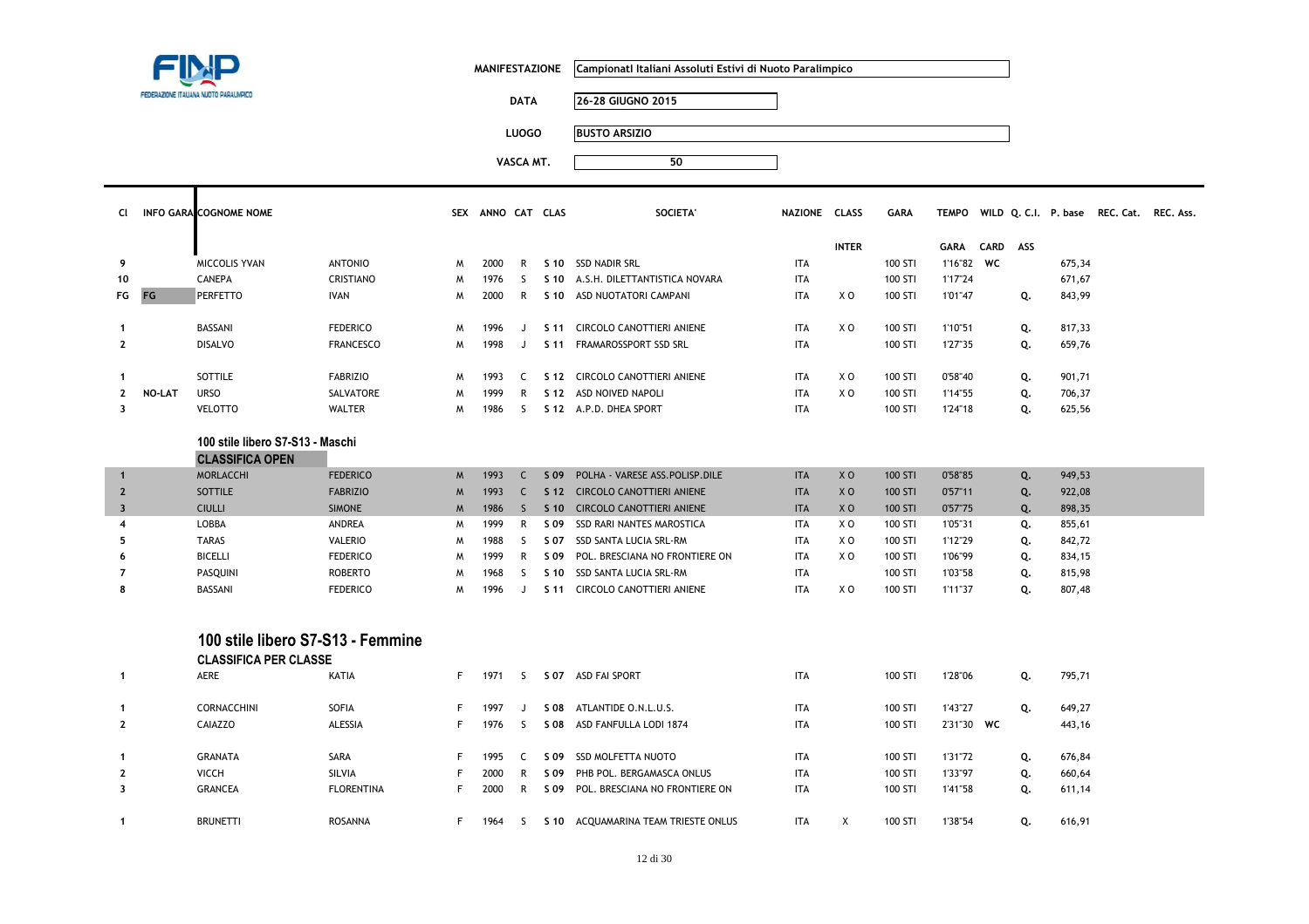FINP
FEDERAZIONE ITALIANA NUOTO PARALIMPICO

**MANIFESTAZIONE** Campionati Italiani Assoluti Estivi di Nuoto Paralimpico

**DATA** 26-28 GIUGNO 2015

**LUOGO** BUSTO ARSIZIO

**VASCA MT.** 50

| Cl | INFO GARA | COGNOME | NOME | SEX | ANNO | CAT | CLAS | SOCIETA' | NAZIONE | CLASS INTER | GARA | TEMPO GARA | WILD CARD | Q. C.I. ASS | P. base | REC. Cat. | REC. Ass. |
|---|---|---|---|---|---|---|---|---|---|---|---|---|---|---|---|---|---|
| 9 | | MICCOLIS YVAN | ANTONIO | M | 2000 | R | S 10 | SSD NADIR SRL | ITA | | 100 STI | 1'16"82 | WC | | 675,34 | | |
| 10 | | CANEPA | CRISTIANO | M | 1976 | S | S 10 | A.S.H. DILETTANTISTICA NOVARA | ITA | | 100 STI | 1'17"24 | | | 671,67 | | |
| FG | FG | PERFETTO | IVAN | M | 2000 | R | S 10 | ASD NUOTATORI CAMPANI | ITA | X O | 100 STI | 1'01"47 | | Q. | 843,99 | | |
| 1 | | BASSANI | FEDERICO | M | 1996 | J | S 11 | CIRCOLO CANOTTIERI ANIENE | ITA | X O | 100 STI | 1'10"51 | | Q. | 817,33 | | |
| 2 | | DISALVO | FRANCESCO | M | 1998 | J | S 11 | FRAMAROSSPORT SSD SRL | ITA | | 100 STI | 1'27"35 | | Q. | 659,76 | | |
| 1 | | SOTTILE | FABRIZIO | M | 1993 | C | S 12 | CIRCOLO CANOTTIERI ANIENE | ITA | X O | 100 STI | 0'58"40 | | Q. | 901,71 | | |
| 2 | NO-LAT | URSO | SALVATORE | M | 1999 | R | S 12 | ASD NOIVED NAPOLI | ITA | X O | 100 STI | 1'14"55 | | Q. | 706,37 | | |
| 3 | | VELOTTO | WALTER | M | 1986 | S | S 12 | A.P.D. DHEA SPORT | ITA | | 100 STI | 1'24"18 | | Q. | 625,56 | | |

### 100 stile libero S7-S13 - Maschi

**CLASSIFICA OPEN**

| Cl | INFO GARA | COGNOME | NOME | SEX | ANNO | CAT | CLAS | SOCIETA' | NAZIONE | CLASS INTER | GARA | TEMPO GARA | WILD CARD | Q. C.I. ASS | P. base | REC. Cat. | REC. Ass. |
|---|---|---|---|---|---|---|---|---|---|---|---|---|---|---|---|---|---|
| 1 | | MORLACCHI | FEDERICO | M | 1993 | C | S 09 | POLHA - VARESE ASS.POLISP.DILE | ITA | X O | 100 STI | 0'58"85 | | Q. | 949,53 | | |
| 2 | | SOTTILE | FABRIZIO | M | 1993 | C | S 12 | CIRCOLO CANOTTIERI ANIENE | ITA | X O | 100 STI | 0'57"11 | | Q. | 922,08 | | |
| 3 | | CIULLI | SIMONE | M | 1986 | S | S 10 | CIRCOLO CANOTTIERI ANIENE | ITA | X O | 100 STI | 0'57"75 | | Q. | 898,35 | | |
| 4 | | LOBBA | ANDREA | M | 1999 | R | S 09 | SSD RARI NANTES MAROSTICA | ITA | X O | 100 STI | 1'05"31 | | Q. | 855,61 | | |
| 5 | | TARAS | VALERIO | M | 1988 | S | S 07 | SSD SANTA LUCIA SRL-RM | ITA | X O | 100 STI | 1'12"29 | | Q. | 842,72 | | |
| 6 | | BICELLI | FEDERICO | M | 1999 | R | S 09 | POL. BRESCIANA NO FRONTIERE ON | ITA | X O | 100 STI | 1'06"99 | | Q. | 834,15 | | |
| 7 | | PASQUINI | ROBERTO | M | 1968 | S | S 10 | SSD SANTA LUCIA SRL-RM | ITA | | 100 STI | 1'03"58 | | Q. | 815,98 | | |
| 8 | | BASSANI | FEDERICO | M | 1996 | J | S 11 | CIRCOLO CANOTTIERI ANIENE | ITA | X O | 100 STI | 1'11"37 | | Q. | 807,48 | | |

## 100 stile libero S7-S13 - Femmine

**CLASSIFICA PER CLASSE**

| Cl | INFO GARA | COGNOME | NOME | SEX | ANNO | CAT | CLAS | SOCIETA' | NAZIONE | CLASS INTER | GARA | TEMPO GARA | WILD CARD | Q. C.I. ASS | P. base | REC. Cat. | REC. Ass. |
|---|---|---|---|---|---|---|---|---|---|---|---|---|---|---|---|---|---|
| 1 | | AERE | KATIA | F | 1971 | S | S 07 | ASD FAI SPORT | ITA | | 100 STI | 1'28"06 | | Q. | 795,71 | | |
| 1 | | CORNACCHINI | SOFIA | F | 1997 | J | S 08 | ATLANTIDE O.N.L.U.S. | ITA | | 100 STI | 1'43"27 | | Q. | 649,27 | | |
| 2 | | CAIAZZO | ALESSIA | F | 1976 | S | S 08 | ASD FANFULLA LODI 1874 | ITA | | 100 STI | 2'31"30 | WC | | 443,16 | | |
| 1 | | GRANATA | SARA | F | 1995 | C | S 09 | SSD MOLFETTA NUOTO | ITA | | 100 STI | 1'31"72 | | Q. | 676,84 | | |
| 2 | | VICCH | SILVIA | F | 2000 | R | S 09 | PHB POL. BERGAMASCA ONLUS | ITA | | 100 STI | 1'33"97 | | Q. | 660,64 | | |
| 3 | | GRANCEA | FLORENTINA | F | 2000 | R | S 09 | POL. BRESCIANA NO FRONTIERE ON | ITA | | 100 STI | 1'41"58 | | Q. | 611,14 | | |
| 1 | | BRUNETTI | ROSANNA | F | 1964 | S | S 10 | ACQUAMARINA TEAM TRIESTE ONLUS | ITA | X | 100 STI | 1'38"54 | | Q. | 616,91 | | |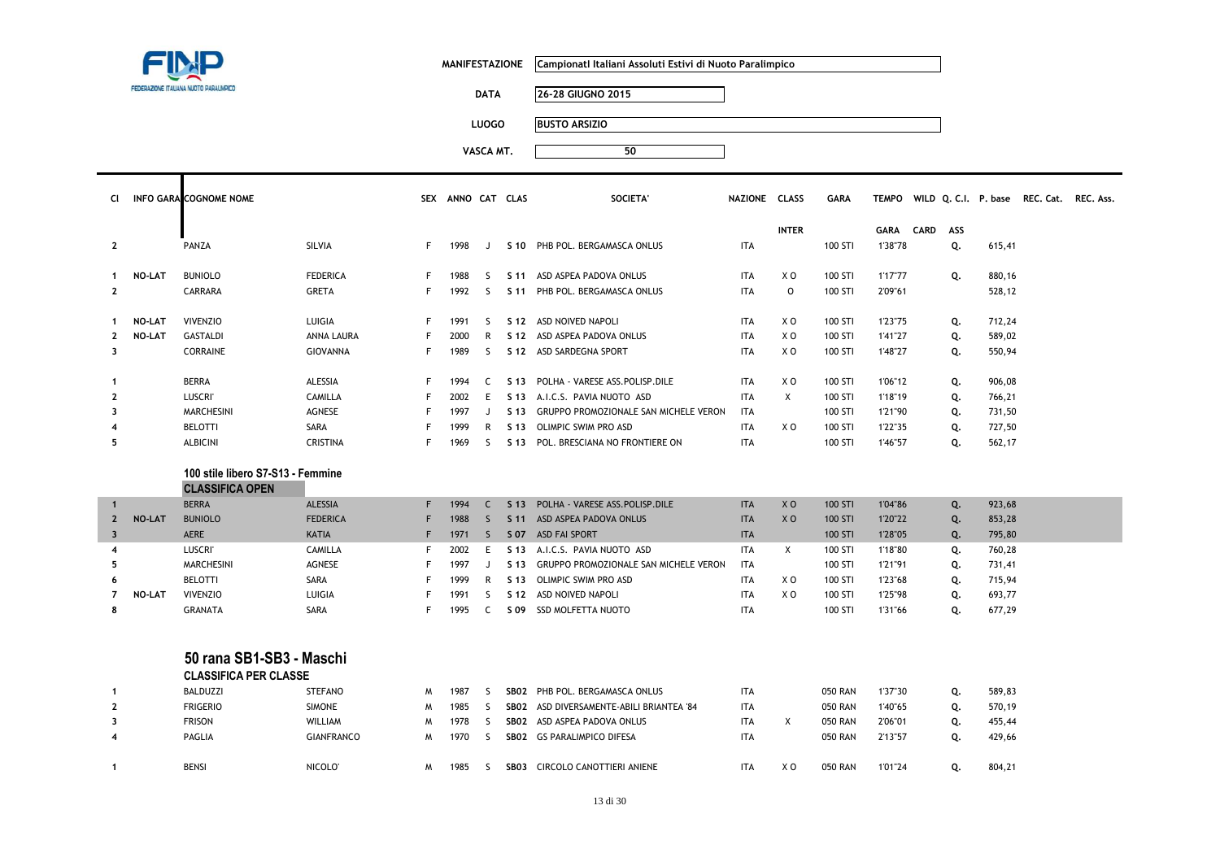| | |
|---|---|
| **MANIFESTAZIONE** | Campionati Italiani Assoluti Estivi di Nuoto Paralimpico |
| **DATA** | 26-28 GIUGNO 2015 |
| **LUOGO** | BUSTO ARSIZIO |
| **VASCA MT.** | 50 |

| Cl | INFO GARA | COGNOME NOME | | SEX | ANNO | CAT | CLAS | SOCIETA' | NAZIONE | CLASS INTER | GARA | TEMPO GARA | WILD CARD | Q. C.I. ASS | P. base | REC. Cat. | REC. Ass. |
|---|---|---|---|---|---|---|---|---|---|---|---|---|---|---|---|---|---|
| 2 | | PANZA | SILVIA | F | 1998 | J | S 10 | PHB POL. BERGAMASCA ONLUS | ITA | | 100 STI | 1'38"78 | | Q. | 615,41 | | |
| 1 | NO-LAT | BUNIOLO | FEDERICA | F | 1988 | S | S 11 | ASD ASPEA PADOVA ONLUS | ITA | X O | 100 STI | 1'17"77 | | Q. | 880,16 | | |
| 2 | | CARRARA | GRETA | F | 1992 | S | S 11 | PHB POL. BERGAMASCA ONLUS | ITA | O | 100 STI | 2'09"61 | | | 528,12 | | |
| 1 | NO-LAT | VIVENZIO | LUIGIA | F | 1991 | S | S 12 | ASD NOIVED NAPOLI | ITA | X O | 100 STI | 1'23"75 | | Q. | 712,24 | | |
| 2 | NO-LAT | GASTALDI | ANNA LAURA | F | 2000 | R | S 12 | ASD ASPEA PADOVA ONLUS | ITA | X O | 100 STI | 1'41"27 | | Q. | 589,02 | | |
| 3 | | CORRAINE | GIOVANNA | F | 1989 | S | S 12 | ASD SARDEGNA SPORT | ITA | X O | 100 STI | 1'48"27 | | Q. | 550,94 | | |
| 1 | | BERRA | ALESSIA | F | 1994 | C | S 13 | POLHA - VARESE ASS.POLISP.DILE | ITA | X O | 100 STI | 1'06"12 | | Q. | 906,08 | | |
| 2 | | LUSCRI' | CAMILLA | F | 2002 | E | S 13 | A.I.C.S. PAVIA NUOTO ASD | ITA | X | 100 STI | 1'18"19 | | Q. | 766,21 | | |
| 3 | | MARCHESINI | AGNESE | F | 1997 | J | S 13 | GRUPPO PROMOZIONALE SAN MICHELE VERON | ITA | | 100 STI | 1'21"90 | | Q. | 731,50 | | |
| 4 | | BELOTTI | SARA | F | 1999 | R | S 13 | OLIMPIC SWIM PRO ASD | ITA | X O | 100 STI | 1'22"35 | | Q. | 727,50 | | |
| 5 | | ALBICINI | CRISTINA | F | 1969 | S | S 13 | POL. BRESCIANA NO FRONTIERE ON | ITA | | 100 STI | 1'46"57 | | Q. | 562,17 | | |

### 100 stile libero S7-S13 - Femmine

**CLASSIFICA OPEN**

| Cl | INFO GARA | COGNOME NOME | | SEX | ANNO | CAT | CLAS | SOCIETA' | NAZIONE | CLASS INTER | GARA | TEMPO GARA | WILD CARD | Q. C.I. ASS | P. base | REC. Cat. | REC. Ass. |
|---|---|---|---|---|---|---|---|---|---|---|---|---|---|---|---|---|---|
| 1 | | BERRA | ALESSIA | F | 1994 | C | S 13 | POLHA - VARESE ASS.POLISP.DILE | ITA | X O | 100 STI | 1'04"86 | | Q. | 923,68 | | |
| 2 | NO-LAT | BUNIOLO | FEDERICA | F | 1988 | S | S 11 | ASD ASPEA PADOVA ONLUS | ITA | X O | 100 STI | 1'20"22 | | Q. | 853,28 | | |
| 3 | | AERE | KATIA | F | 1971 | S | S 07 | ASD FAI SPORT | ITA | | 100 STI | 1'28"05 | | Q. | 795,80 | | |
| 4 | | LUSCRI' | CAMILLA | F | 2002 | E | S 13 | A.I.C.S. PAVIA NUOTO ASD | ITA | X | 100 STI | 1'18"80 | | Q. | 760,28 | | |
| 5 | | MARCHESINI | AGNESE | F | 1997 | J | S 13 | GRUPPO PROMOZIONALE SAN MICHELE VERON | ITA | | 100 STI | 1'21"91 | | Q. | 731,41 | | |
| 6 | | BELOTTI | SARA | F | 1999 | R | S 13 | OLIMPIC SWIM PRO ASD | ITA | X O | 100 STI | 1'23"68 | | Q. | 715,94 | | |
| 7 | NO-LAT | VIVENZIO | LUIGIA | F | 1991 | S | S 12 | ASD NOIVED NAPOLI | ITA | X O | 100 STI | 1'25"98 | | Q. | 693,77 | | |
| 8 | | GRANATA | SARA | F | 1995 | C | S 09 | SSD MOLFETTA NUOTO | ITA | | 100 STI | 1'31"66 | | Q. | 677,29 | | |

## 50 rana SB1-SB3 - Maschi

**CLASSIFICA PER CLASSE**

| Cl | INFO GARA | COGNOME NOME | | SEX | ANNO | CAT | CLAS | SOCIETA' | NAZIONE | CLASS INTER | GARA | TEMPO GARA | WILD CARD | Q. C.I. ASS | P. base | REC. Cat. | REC. Ass. |
|---|---|---|---|---|---|---|---|---|---|---|---|---|---|---|---|---|---|
| 1 | | BALDUZZI | STEFANO | M | 1987 | S | SB02 | PHB POL. BERGAMASCA ONLUS | ITA | | 050 RAN | 1'37"30 | | Q. | 589,83 | | |
| 2 | | FRIGERIO | SIMONE | M | 1985 | S | SB02 | ASD DIVERSAMENTE-ABILI BRIANTEA '84 | ITA | | 050 RAN | 1'40"65 | | Q. | 570,19 | | |
| 3 | | FRISON | WILLIAM | M | 1978 | S | SB02 | ASD ASPEA PADOVA ONLUS | ITA | X | 050 RAN | 2'06"01 | | Q. | 455,44 | | |
| 4 | | PAGLIA | GIANFRANCO | M | 1970 | S | SB02 | GS PARALIMPICO DIFESA | ITA | | 050 RAN | 2'13"57 | | Q. | 429,66 | | |
| 1 | | BENSI | NICOLO' | M | 1985 | S | SB03 | CIRCOLO CANOTTIERI ANIENE | ITA | X O | 050 RAN | 1'01"24 | | Q. | 804,21 | | |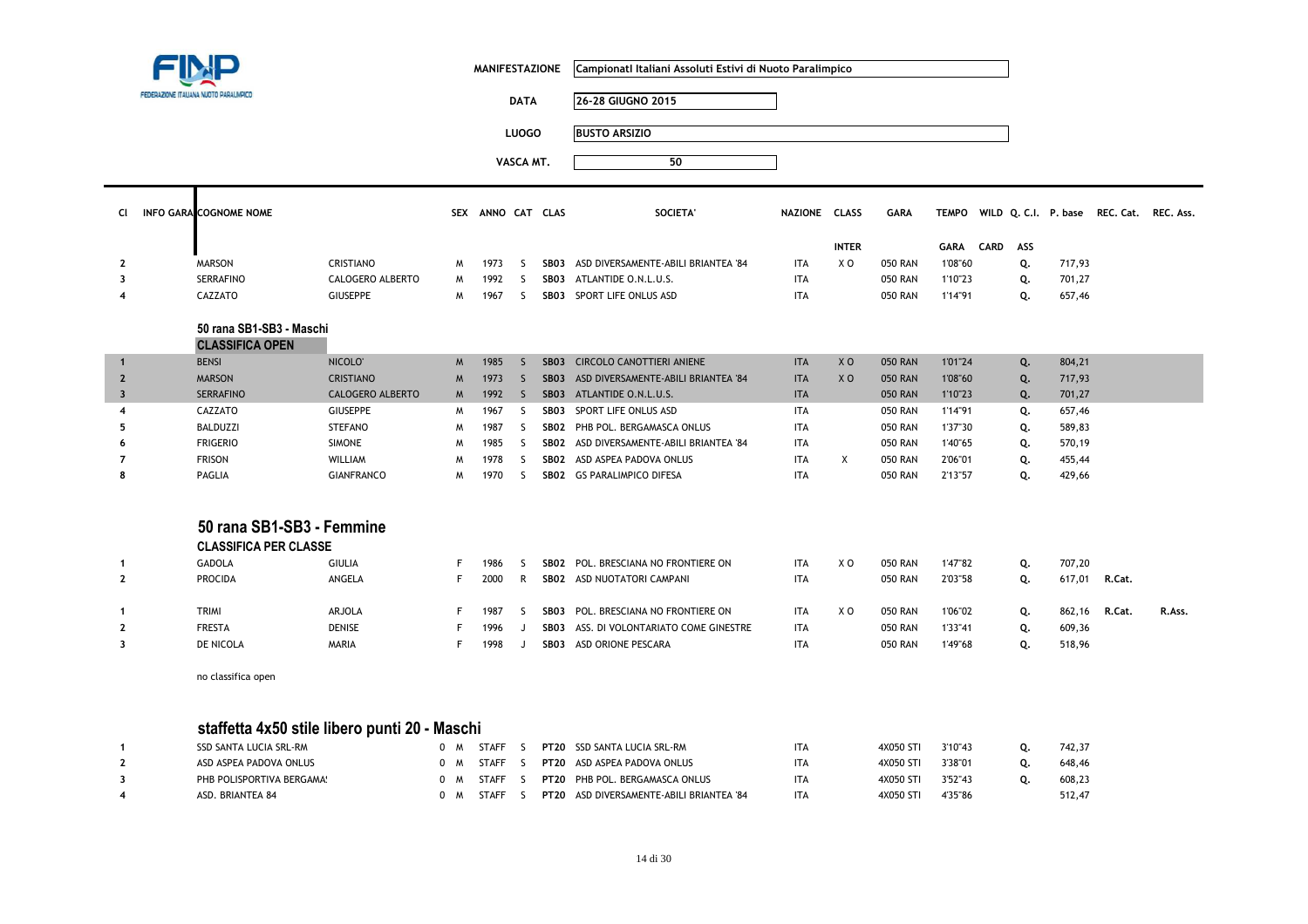FEDERAZIONE ITALIANA NUOTO PARALIMPICO

| | |
|---|---|
| MANIFESTAZIONE | Campionati Italiani Assoluti Estivi di Nuoto Paralimpico |
| DATA | 26-28 GIUGNO 2015 |
| LUOGO | BUSTO ARSIZIO |
| VASCA MT. | 50 |

| Cl | INFO GARA | COGNOME NOME | | SEX | ANNO | CAT | CLAS | SOCIETA' | NAZIONE | CLASS INTER | GARA | TEMPO GARA | WILD CARD | Q. C.I. ASS | P. base | REC. Cat. | REC. Ass. |
|---|---|---|---|---|---|---|---|---|---|---|---|---|---|---|---|---|---|
| 2 | | MARSON | CRISTIANO | M | 1973 | S | SB03 | ASD DIVERSAMENTE-ABILI BRIANTEA '84 | ITA | X O | 050 RAN | 1'08"60 | | Q. | 717,93 | | |
| 3 | | SERRAFINO | CALOGERO ALBERTO | M | 1992 | S | SB03 | ATLANTIDE O.N.L.U.S. | ITA | | 050 RAN | 1'10"23 | | Q. | 701,27 | | |
| 4 | | CAZZATO | GIUSEPPE | M | 1967 | S | SB03 | SPORT LIFE ONLUS ASD | ITA | | 050 RAN | 1'14"91 | | Q. | 657,46 | | |

## 50 rana SB1-SB3 - Maschi

**CLASSIFICA OPEN**

| Cl | COGNOME | NOME | SEX | ANNO | CAT | CLAS | SOCIETA' | NAZIONE | CLASS INTER | GARA | TEMPO GARA | Q. C.I. ASS | P. base | REC. Cat. | REC. Ass. |
|---|---|---|---|---|---|---|---|---|---|---|---|---|---|---|---|
| 1 | BENSI | NICOLO' | M | 1985 | S | SB03 | CIRCOLO CANOTTIERI ANIENE | ITA | X O | 050 RAN | 1'01"24 | Q. | 804,21 | | |
| 2 | MARSON | CRISTIANO | M | 1973 | S | SB03 | ASD DIVERSAMENTE-ABILI BRIANTEA '84 | ITA | X O | 050 RAN | 1'08"60 | Q. | 717,93 | | |
| 3 | SERRAFINO | CALOGERO ALBERTO | M | 1992 | S | SB03 | ATLANTIDE O.N.L.U.S. | ITA | | 050 RAN | 1'10"23 | Q. | 701,27 | | |
| 4 | CAZZATO | GIUSEPPE | M | 1967 | S | SB03 | SPORT LIFE ONLUS ASD | ITA | | 050 RAN | 1'14"91 | Q. | 657,46 | | |
| 5 | BALDUZZI | STEFANO | M | 1987 | S | SB02 | PHB POL. BERGAMASCA ONLUS | ITA | | 050 RAN | 1'37"30 | Q. | 589,83 | | |
| 6 | FRIGERIO | SIMONE | M | 1985 | S | SB02 | ASD DIVERSAMENTE-ABILI BRIANTEA '84 | ITA | | 050 RAN | 1'40"65 | Q. | 570,19 | | |
| 7 | FRISON | WILLIAM | M | 1978 | S | SB02 | ASD ASPEA PADOVA ONLUS | ITA | X | 050 RAN | 2'06"01 | Q. | 455,44 | | |
| 8 | PAGLIA | GIANFRANCO | M | 1970 | S | SB02 | GS PARALIMPICO DIFESA | ITA | | 050 RAN | 2'13"57 | Q. | 429,66 | | |

## 50 rana SB1-SB3 - Femmine

**CLASSIFICA PER CLASSE**

| Cl | COGNOME | NOME | SEX | ANNO | CAT | CLAS | SOCIETA' | NAZIONE | CLASS INTER | GARA | TEMPO GARA | Q. C.I. ASS | P. base | REC. Cat. | REC. Ass. |
|---|---|---|---|---|---|---|---|---|---|---|---|---|---|---|---|
| 1 | GADOLA | GIULIA | F | 1986 | S | SB02 | POL. BRESCIANA NO FRONTIERE ON | ITA | X O | 050 RAN | 1'47"82 | Q. | 707,20 | | |
| 2 | PROCIDA | ANGELA | F | 2000 | R | SB02 | ASD NUOTATORI CAMPANI | ITA | | 050 RAN | 2'03"58 | Q. | 617,01 | R.Cat. | |
| 1 | TRIMI | ARJOLA | F | 1987 | S | SB03 | POL. BRESCIANA NO FRONTIERE ON | ITA | X O | 050 RAN | 1'06"02 | Q. | 862,16 | R.Cat. | R.Ass. |
| 2 | FRESTA | DENISE | F | 1996 | J | SB03 | ASS. DI VOLONTARIATO COME GINESTRE | ITA | | 050 RAN | 1'33"41 | Q. | 609,36 | | |
| 3 | DE NICOLA | MARIA | F | 1998 | J | SB03 | ASD ORIONE PESCARA | ITA | | 050 RAN | 1'49"68 | Q. | 518,96 | | |

no classifica open

## staffetta 4x50 stile libero punti 20 - Maschi

| Cl | COGNOME NOME | SEX | ANNO | CAT | CLAS | SOCIETA' | NAZIONE | GARA | TEMPO GARA | Q. C.I. ASS | P. base |
|---|---|---|---|---|---|---|---|---|---|---|---|
| 1 | SSD SANTA LUCIA SRL-RM | 0 M | STAFF | S | PT20 | SSD SANTA LUCIA SRL-RM | ITA | 4X050 STI | 3'10"43 | Q. | 742,37 |
| 2 | ASD ASPEA PADOVA ONLUS | 0 M | STAFF | S | PT20 | ASD ASPEA PADOVA ONLUS | ITA | 4X050 STI | 3'38"01 | Q. | 648,46 |
| 3 | PHB POLISPORTIVA BERGAMA! | 0 M | STAFF | S | PT20 | PHB POL. BERGAMASCA ONLUS | ITA | 4X050 STI | 3'52"43 | Q. | 608,23 |
| 4 | ASD. BRIANTEA 84 | 0 M | STAFF | S | PT20 | ASD DIVERSAMENTE-ABILI BRIANTEA '84 | ITA | 4X050 STI | 4'35"86 | | 512,47 |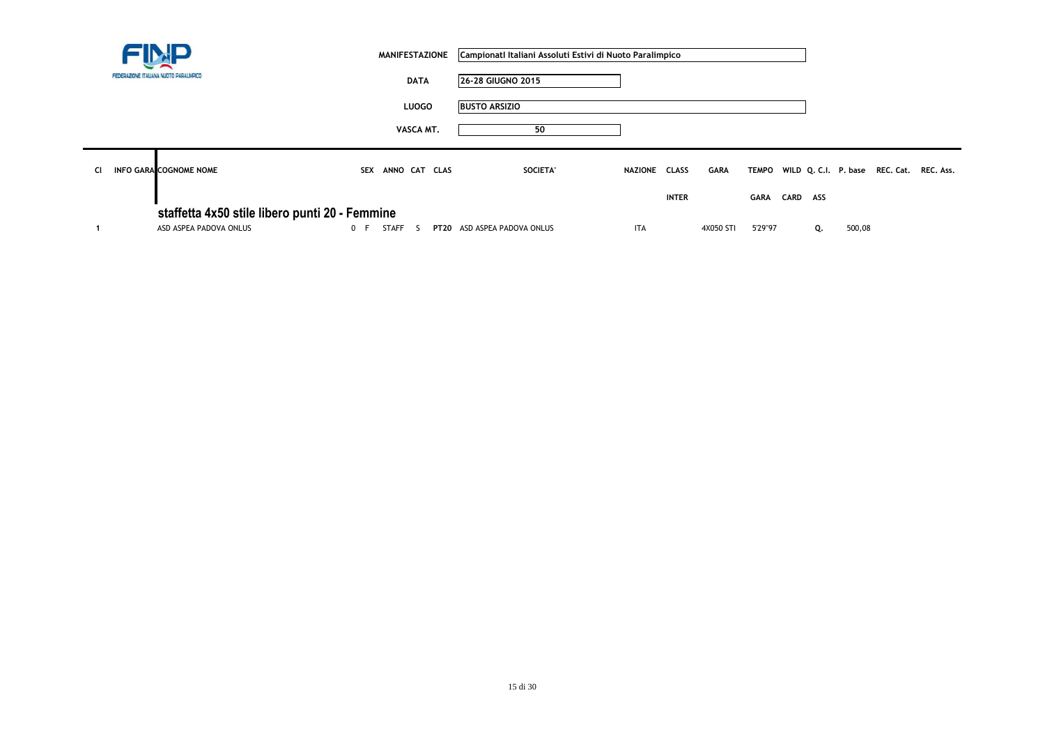FINP FEDERAZIONE ITALIANA NUOTO PARALIMPICO

| | |
|---|---|
| MANIFESTAZIONE | Campionatl Italiani Assoluti Estivi di Nuoto Paralimpico |
| DATA | 26-28 GIUGNO 2015 |
| LUOGO | BUSTO ARSIZIO |
| VASCA MT. | 50 |

## staffetta 4x50 stile libero punti 20 - Femmine

| Cl | INFO GARA | COGNOME NOME | SEX | ANNO | CAT | CLAS | SOCIETA' | NAZIONE | CLASS INTER | GARA | TEMPO GARA | WILD CARD | Q. C.I. ASS | P. base | REC. Cat. | REC. Ass. |
|---|---|---|---|---|---|---|---|---|---|---|---|---|---|---|---|---|
| 1 | | ASD ASPEA PADOVA ONLUS | 0 F | STAFF | S | PT20 | ASD ASPEA PADOVA ONLUS | ITA | | 4X050 STI | 5'29"97 | | Q. | 500,08 | | |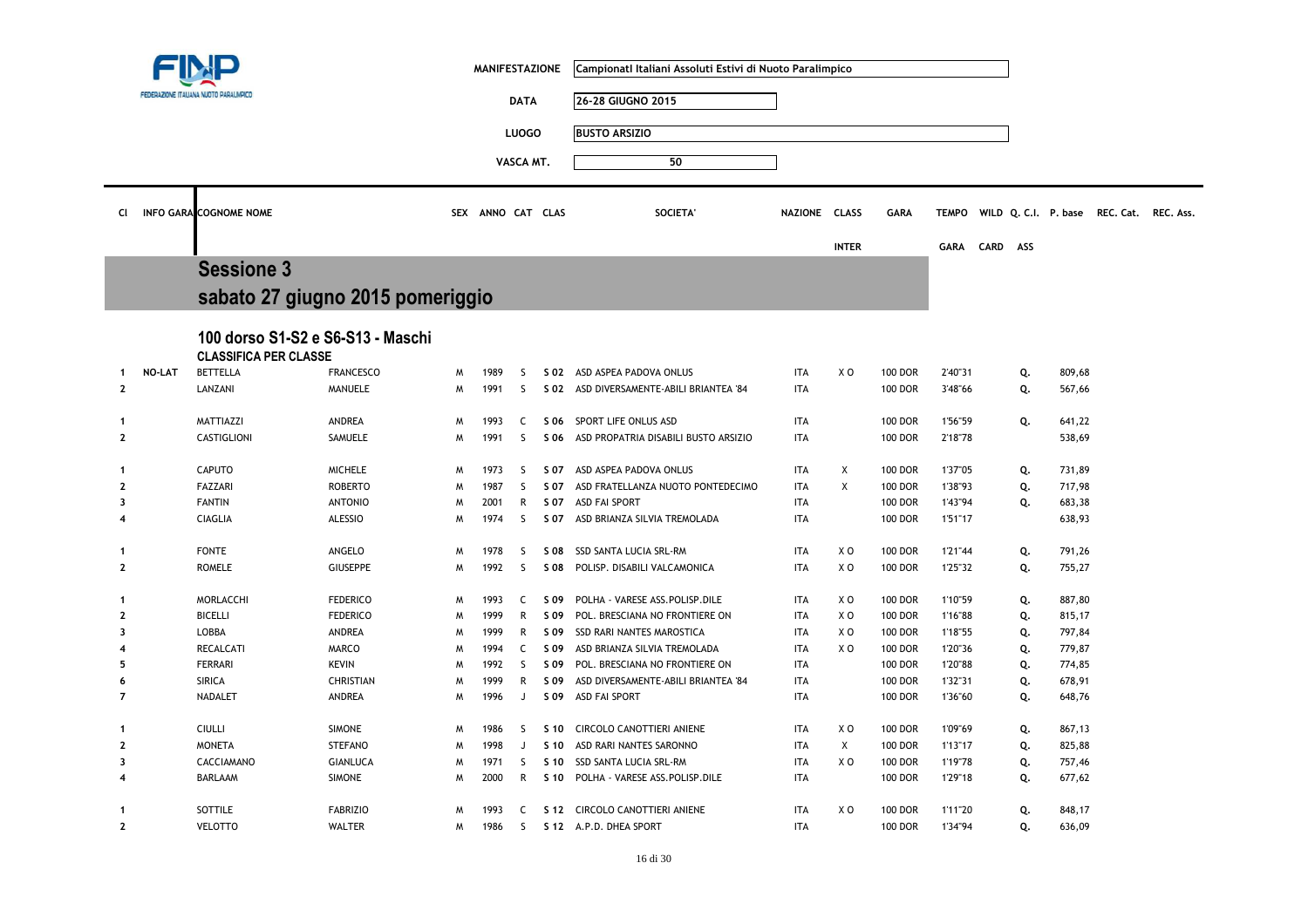FINP
FEDERAZIONE ITALIANA NUOTO PARALIMPICO

| | |
|---|---|
| MANIFESTAZIONE | Campionati Italiani Assoluti Estivi di Nuoto Paralimpico |
| DATA | 26-28 GIUGNO 2015 |
| LUOGO | BUSTO ARSIZIO |
| VASCA MT. | 50 |

## Sessione 3
## sabato 27 giugno 2015 pomeriggio

### 100 dorso S1-S2 e S6-S13 - Maschi

**CLASSIFICA PER CLASSE**

| Cl | INFO GARA | COGNOME NOME | | SEX | ANNO | CAT | CLAS | SOCIETA' | NAZIONE | CLASS INTER | GARA | TEMPO GARA | WILD CARD | Q. C.I. ASS | P. base | REC. Cat. | REC. Ass. |
|---|---|---|---|---|---|---|---|---|---|---|---|---|---|---|---|---|---|
| 1 | NO-LAT | BETTELLA | FRANCESCO | M | 1989 | S | S 02 | ASD ASPEA PADOVA ONLUS | ITA | X O | 100 DOR | 2'40"31 | | Q. | 809,68 | | |
| 2 | | LANZANI | MANUELE | M | 1991 | S | S 02 | ASD DIVERSAMENTE-ABILI BRIANTEA '84 | ITA | | 100 DOR | 3'48"66 | | Q. | 567,66 | | |
| 1 | | MATTIAZZI | ANDREA | M | 1993 | C | S 06 | SPORT LIFE ONLUS ASD | ITA | | 100 DOR | 1'56"59 | | Q. | 641,22 | | |
| 2 | | CASTIGLIONI | SAMUELE | M | 1991 | S | S 06 | ASD PROPATRIA DISABILI BUSTO ARSIZIO | ITA | | 100 DOR | 2'18"78 | | | 538,69 | | |
| 1 | | CAPUTO | MICHELE | M | 1973 | S | S 07 | ASD ASPEA PADOVA ONLUS | ITA | X | 100 DOR | 1'37"05 | | Q. | 731,89 | | |
| 2 | | FAZZARI | ROBERTO | M | 1987 | S | S 07 | ASD FRATELLANZA NUOTO PONTEDECIMO | ITA | X | 100 DOR | 1'38"93 | | Q. | 717,98 | | |
| 3 | | FANTIN | ANTONIO | M | 2001 | R | S 07 | ASD FAI SPORT | ITA | | 100 DOR | 1'43"94 | | Q. | 683,38 | | |
| 4 | | CIAGLIA | ALESSIO | M | 1974 | S | S 07 | ASD BRIANZA SILVIA TREMOLADA | ITA | | 100 DOR | 1'51"17 | | | 638,93 | | |
| 1 | | FONTE | ANGELO | M | 1978 | S | S 08 | SSD SANTA LUCIA SRL-RM | ITA | X O | 100 DOR | 1'21"44 | | Q. | 791,26 | | |
| 2 | | ROMELE | GIUSEPPE | M | 1992 | S | S 08 | POLISP. DISABILI VALCAMONICA | ITA | X O | 100 DOR | 1'25"32 | | Q. | 755,27 | | |
| 1 | | MORLACCHI | FEDERICO | M | 1993 | C | S 09 | POLHA - VARESE ASS.POLISP.DILE | ITA | X O | 100 DOR | 1'10"59 | | Q. | 887,80 | | |
| 2 | | BICELLI | FEDERICO | M | 1999 | R | S 09 | POL. BRESCIANA NO FRONTIERE ON | ITA | X O | 100 DOR | 1'16"88 | | Q. | 815,17 | | |
| 3 | | LOBBA | ANDREA | M | 1999 | R | S 09 | SSD RARI NANTES MAROSTICA | ITA | X O | 100 DOR | 1'18"55 | | Q. | 797,84 | | |
| 4 | | RECALCATI | MARCO | M | 1994 | C | S 09 | ASD BRIANZA SILVIA TREMOLADA | ITA | X O | 100 DOR | 1'20"36 | | Q. | 779,87 | | |
| 5 | | FERRARI | KEVIN | M | 1992 | S | S 09 | POL. BRESCIANA NO FRONTIERE ON | ITA | | 100 DOR | 1'20"88 | | Q. | 774,85 | | |
| 6 | | SIRICA | CHRISTIAN | M | 1999 | R | S 09 | ASD DIVERSAMENTE-ABILI BRIANTEA '84 | ITA | | 100 DOR | 1'32"31 | | Q. | 678,91 | | |
| 7 | | NADALET | ANDREA | M | 1996 | J | S 09 | ASD FAI SPORT | ITA | | 100 DOR | 1'36"60 | | Q. | 648,76 | | |
| 1 | | CIULLI | SIMONE | M | 1986 | S | S 10 | CIRCOLO CANOTTIERI ANIENE | ITA | X O | 100 DOR | 1'09"69 | | Q. | 867,13 | | |
| 2 | | MONETA | STEFANO | M | 1998 | J | S 10 | ASD RARI NANTES SARONNO | ITA | X | 100 DOR | 1'13"17 | | Q. | 825,88 | | |
| 3 | | CACCIAMANO | GIANLUCA | M | 1971 | S | S 10 | SSD SANTA LUCIA SRL-RM | ITA | X O | 100 DOR | 1'19"78 | | Q. | 757,46 | | |
| 4 | | BARLAAM | SIMONE | M | 2000 | R | S 10 | POLHA - VARESE ASS.POLISP.DILE | ITA | | 100 DOR | 1'29"18 | | Q. | 677,62 | | |
| 1 | | SOTTILE | FABRIZIO | M | 1993 | C | S 12 | CIRCOLO CANOTTIERI ANIENE | ITA | X O | 100 DOR | 1'11"20 | | Q. | 848,17 | | |
| 2 | | VELOTTO | WALTER | M | 1986 | S | S 12 | A.P.D. DHEA SPORT | ITA | | 100 DOR | 1'34"94 | | Q. | 636,09 | | |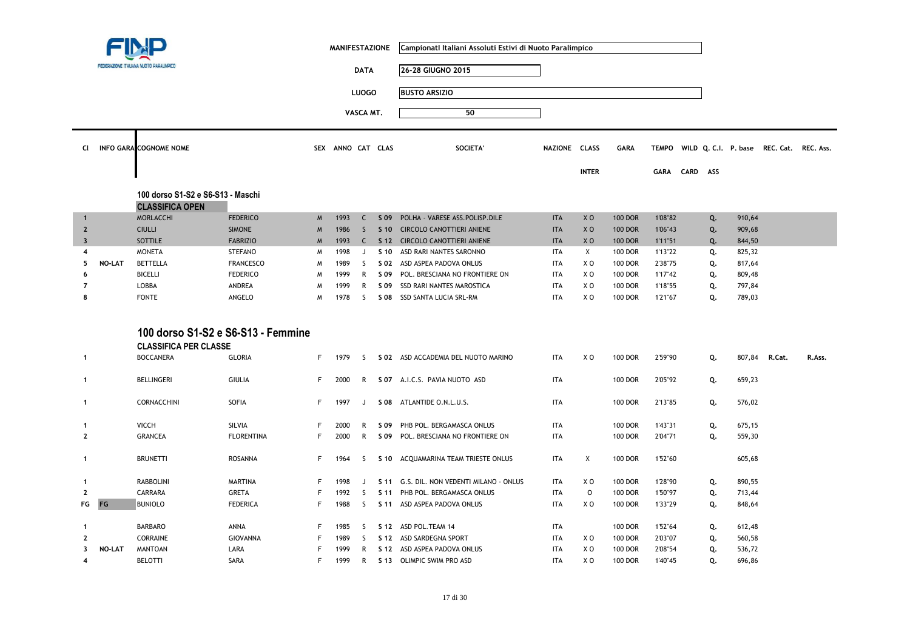FINP FEDERAZIONE ITALIANA NUOTO PARALIMPICO

| | |
|---|---|
| **MANIFESTAZIONE** | Campionati Italiani Assoluti Estivi di Nuoto Paralimpico |
| **DATA** | 26-28 GIUGNO 2015 |
| **LUOGO** | BUSTO ARSIZIO |
| **VASCA MT.** | 50 |

## 100 dorso S1-S2 e S6-S13 - Maschi

### CLASSIFICA OPEN

| Cl | INFO GARA | COGNOME | NOME | SEX | ANNO | CAT | CLAS | SOCIETA' | NAZIONE | CLASS INTER | GARA | TEMPO GARA | WILD CARD | Q. C.I. ASS | P. base | REC. Cat. | REC. Ass. |
|---|---|---|---|---|---|---|---|---|---|---|---|---|---|---|---|---|---|
| 1 | | MORLACCHI | FEDERICO | M | 1993 | C | S 09 | POLHA - VARESE ASS.POLISP.DILE | ITA | X O | 100 DOR | 1'08"82 | | Q. | 910,64 | | |
| 2 | | CIULLI | SIMONE | M | 1986 | S | S 10 | CIRCOLO CANOTTIERI ANIENE | ITA | X O | 100 DOR | 1'06"43 | | Q. | 909,68 | | |
| 3 | | SOTTILE | FABRIZIO | M | 1993 | C | S 12 | CIRCOLO CANOTTIERI ANIENE | ITA | X O | 100 DOR | 1'11"51 | | Q. | 844,50 | | |
| 4 | | MONETA | STEFANO | M | 1998 | J | S 10 | ASD RARI NANTES SARONNO | ITA | X | 100 DOR | 1'13"22 | | Q. | 825,32 | | |
| 5 | NO-LAT | BETTELLA | FRANCESCO | M | 1989 | S | S 02 | ASD ASPEA PADOVA ONLUS | ITA | X O | 100 DOR | 2'38"75 | | Q. | 817,64 | | |
| 6 | | BICELLI | FEDERICO | M | 1999 | R | S 09 | POL. BRESCIANA NO FRONTIERE ON | ITA | X O | 100 DOR | 1'17"42 | | Q. | 809,48 | | |
| 7 | | LOBBA | ANDREA | M | 1999 | R | S 09 | SSD RARI NANTES MAROSTICA | ITA | X O | 100 DOR | 1'18"55 | | Q. | 797,84 | | |
| 8 | | FONTE | ANGELO | M | 1978 | S | S 08 | SSD SANTA LUCIA SRL-RM | ITA | X O | 100 DOR | 1'21"67 | | Q. | 789,03 | | |

## 100 dorso S1-S2 e S6-S13 - Femmine

### CLASSIFICA PER CLASSE

| Cl | INFO GARA | COGNOME | NOME | SEX | ANNO | CAT | CLAS | SOCIETA' | NAZIONE | CLASS INTER | GARA | TEMPO GARA | WILD CARD | Q. C.I. ASS | P. base | REC. Cat. | REC. Ass. |
|---|---|---|---|---|---|---|---|---|---|---|---|---|---|---|---|---|---|
| 1 | | BOCCANERA | GLORIA | F | 1979 | S | S 02 | ASD ACCADEMIA DEL NUOTO MARINO | ITA | X O | 100 DOR | 2'59"90 | | Q. | 807,84 | R.Cat. | R.Ass. |
| 1 | | BELLINGERI | GIULIA | F | 2000 | R | S 07 | A.I.C.S. PAVIA NUOTO ASD | ITA | | 100 DOR | 2'05"92 | | Q. | 659,23 | | |
| 1 | | CORNACCHINI | SOFIA | F | 1997 | J | S 08 | ATLANTIDE O.N.L.U.S. | ITA | | 100 DOR | 2'13"85 | | Q. | 576,02 | | |
| 1 | | VICCH | SILVIA | F | 2000 | R | S 09 | PHB POL. BERGAMASCA ONLUS | ITA | | 100 DOR | 1'43"31 | | Q. | 675,15 | | |
| 2 | | GRANCEA | FLORENTINA | F | 2000 | R | S 09 | POL. BRESCIANA NO FRONTIERE ON | ITA | | 100 DOR | 2'04"71 | | Q. | 559,30 | | |
| 1 | | BRUNETTI | ROSANNA | F | 1964 | S | S 10 | ACQUAMARINA TEAM TRIESTE ONLUS | ITA | X | 100 DOR | 1'52"60 | | | 605,68 | | |
| 1 | | RABBOLINI | MARTINA | F | 1998 | J | S 11 | G.S. DIL. NON VEDENTI MILANO - ONLUS | ITA | X O | 100 DOR | 1'28"90 | | Q. | 890,55 | | |
| 2 | | CARRARA | GRETA | F | 1992 | S | S 11 | PHB POL. BERGAMASCA ONLUS | ITA | O | 100 DOR | 1'50"97 | | Q. | 713,44 | | |
| FG | FG | BUNIOLO | FEDERICA | F | 1988 | S | S 11 | ASD ASPEA PADOVA ONLUS | ITA | X O | 100 DOR | 1'33"29 | | Q. | 848,64 | | |
| 1 | | BARBARO | ANNA | F | 1985 | S | S 12 | ASD POL.TEAM 14 | ITA | | 100 DOR | 1'52"64 | | Q. | 612,48 | | |
| 2 | | CORRAINE | GIOVANNA | F | 1989 | S | S 12 | ASD SARDEGNA SPORT | ITA | X O | 100 DOR | 2'03"07 | | Q. | 560,58 | | |
| 3 | NO-LAT | MANTOAN | LARA | F | 1999 | R | S 12 | ASD ASPEA PADOVA ONLUS | ITA | X O | 100 DOR | 2'08"54 | | Q. | 536,72 | | |
| 4 | | BELOTTI | SARA | F | 1999 | R | S 13 | OLIMPIC SWIM PRO ASD | ITA | X O | 100 DOR | 1'40"45 | | Q. | 696,86 | | |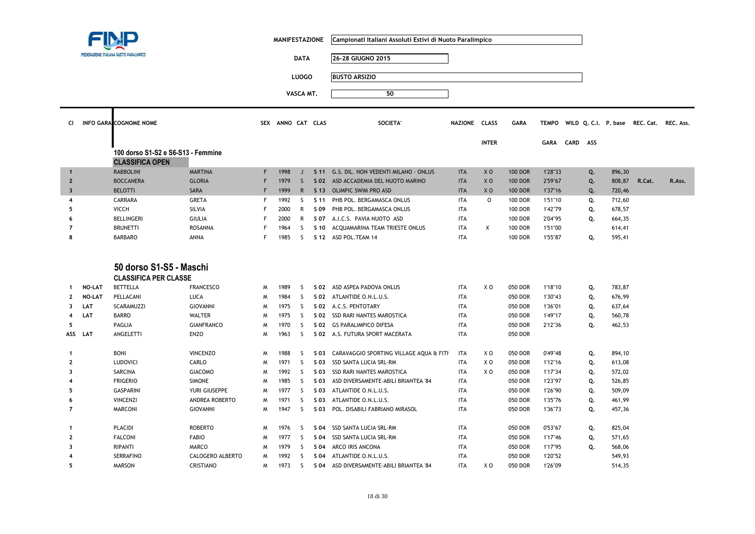FINP
FEDERAZIONE ITALIANA NUOTO PARALIMPICO

**MANIFESTAZIONE** Campionati Italiani Assoluti Estivi di Nuoto Paralimpico

**DATA** 26-28 GIUGNO 2015

**LUOGO** BUSTO ARSIZIO

**VASCA MT.** 50

## 100 dorso S1-S2 e S6-S13 - Femmine

### CLASSIFICA OPEN

| Cl | INFO GARA | COGNOME | NOME | SEX | ANNO | CAT | CLAS | SOCIETA' | NAZIONE | CLASS INTER | GARA | TEMPO GARA | WILD CARD | Q. C.I. ASS | P. base | REC. Cat. | REC. Ass. |
|---|---|---|---|---|---|---|---|---|---|---|---|---|---|---|---|---|---|
| 1 | | RABBOLINI | MARTINA | F | 1998 | J | S 11 | G.S. DIL. NON VEDENTI MILANO - ONLUS | ITA | X O | 100 DOR | 1'28"33 | | Q. | 896,30 | | |
| 2 | | BOCCANERA | GLORIA | F | 1979 | S | S 02 | ASD ACCADEMIA DEL NUOTO MARINO | ITA | X O | 100 DOR | 2'59"67 | | Q. | 808,87 | R.Cat. | R.Ass. |
| 3 | | BELOTTI | SARA | F | 1999 | R | S 13 | OLIMPIC SWIM PRO ASD | ITA | X O | 100 DOR | 1'37"16 | | Q. | 720,46 | | |
| 4 | | CARRARA | GRETA | F | 1992 | S | S 11 | PHB POL. BERGAMASCA ONLUS | ITA | O | 100 DOR | 1'51"10 | | Q. | 712,60 | | |
| 5 | | VICCH | SILVIA | F | 2000 | R | S 09 | PHB POL. BERGAMASCA ONLUS | ITA | | 100 DOR | 1'42"79 | | Q. | 678,57 | | |
| 6 | | BELLINGERI | GIULIA | F | 2000 | R | S 07 | A.I.C.S. PAVIA NUOTO ASD | ITA | | 100 DOR | 2'04"95 | | Q. | 664,35 | | |
| 7 | | BRUNETTI | ROSANNA | F | 1964 | S | S 10 | ACQUAMARINA TEAM TRIESTE ONLUS | ITA | X | 100 DOR | 1'51"00 | | | 614,41 | | |
| 8 | | BARBARO | ANNA | F | 1985 | S | S 12 | ASD POL.TEAM 14 | ITA | | 100 DOR | 1'55"87 | | Q. | 595,41 | | |

## 50 dorso S1-S5 - Maschi

### CLASSIFICA PER CLASSE

| Cl | INFO GARA | COGNOME | NOME | SEX | ANNO | CAT | CLAS | SOCIETA' | NAZIONE | CLASS INTER | GARA | TEMPO GARA | WILD CARD | Q. C.I. ASS | P. base | REC. Cat. | REC. Ass. |
|---|---|---|---|---|---|---|---|---|---|---|---|---|---|---|---|---|---|
| 1 | NO-LAT | BETTELLA | FRANCESCO | M | 1989 | S | S 02 | ASD ASPEA PADOVA ONLUS | ITA | X O | 050 DOR | 1'18"10 | | Q. | 783,87 | | |
| 2 | NO-LAT | PELLACANI | LUCA | M | 1984 | S | S 02 | ATLANTIDE O.N.L.U.S. | ITA | | 050 DOR | 1'30"43 | | Q. | 676,99 | | |
| 3 | LAT | SCARAMUZZI | GIOVANNI | M | 1975 | S | S 02 | A.C.S. PENTOTARY | ITA | | 050 DOR | 1'36"01 | | Q. | 637,64 | | |
| 4 | LAT | BARRO | WALTER | M | 1975 | S | S 02 | SSD RARI NANTES MAROSTICA | ITA | | 050 DOR | 1'49"17 | | Q. | 560,78 | | |
| 5 | | PAGLIA | GIANFRANCO | M | 1970 | S | S 02 | GS PARALIMPICO DIFESA | ITA | | 050 DOR | 2'12"36 | | Q. | 462,53 | | |
| ASS | LAT | ANGELETTI | ENZO | M | 1963 | S | S 02 | A.S. FUTURA SPORT MACERATA | ITA | | 050 DOR | | | | | | |
| 1 | | BONI | VINCENZO | M | 1988 | S | S 03 | CARAVAGGIO SPORTING VILLAGE AQUA & FITI | ITA | X O | 050 DOR | 0'49"48 | | Q. | 894,10 | | |
| 2 | | LUDOVICI | CARLO | M | 1971 | S | S 03 | SSD SANTA LUCIA SRL-RM | ITA | X O | 050 DOR | 1'12"16 | | Q. | 613,08 | | |
| 3 | | SARCINA | GIACOMO | M | 1992 | S | S 03 | SSD RARI NANTES MAROSTICA | ITA | X O | 050 DOR | 1'17"34 | | Q. | 572,02 | | |
| 4 | | FRIGERIO | SIMONE | M | 1985 | S | S 03 | ASD DIVERSAMENTE-ABILI BRIANTEA '84 | ITA | | 050 DOR | 1'23"97 | | Q. | 526,85 | | |
| 5 | | GASPARINI | YURI GIUSEPPE | M | 1977 | S | S 03 | ATLANTIDE O.N.L.U.S. | ITA | | 050 DOR | 1'26"90 | | Q. | 509,09 | | |
| 6 | | VINCENZI | ANDREA ROBERTO | M | 1971 | S | S 03 | ATLANTIDE O.N.L.U.S. | ITA | | 050 DOR | 1'35"76 | | Q. | 461,99 | | |
| 7 | | MARCONI | GIOVANNI | M | 1947 | S | S 03 | POL. DISABILI FABRIANO MIRASOL | ITA | | 050 DOR | 1'36"73 | | Q. | 457,36 | | |
| 1 | | PLACIDI | ROBERTO | M | 1976 | S | S 04 | SSD SANTA LUCIA SRL-RM | ITA | | 050 DOR | 0'53"67 | | Q. | 825,04 | | |
| 2 | | FALCONI | FABIO | M | 1977 | S | S 04 | SSD SANTA LUCIA SRL-RM | ITA | | 050 DOR | 1'17"46 | | Q. | 571,65 | | |
| 3 | | RIPANTI | MARCO | M | 1979 | S | S 04 | ARCO IRIS ANCONA | ITA | | 050 DOR | 1'17"95 | | Q. | 568,06 | | |
| 4 | | SERRAFINO | CALOGERO ALBERTO | M | 1992 | S | S 04 | ATLANTIDE O.N.L.U.S. | ITA | | 050 DOR | 1'20"52 | | | 549,93 | | |
| 5 | | MARSON | CRISTIANO | M | 1973 | S | S 04 | ASD DIVERSAMENTE-ABILI BRIANTEA '84 | ITA | X O | 050 DOR | 1'26"09 | | | 514,35 | | |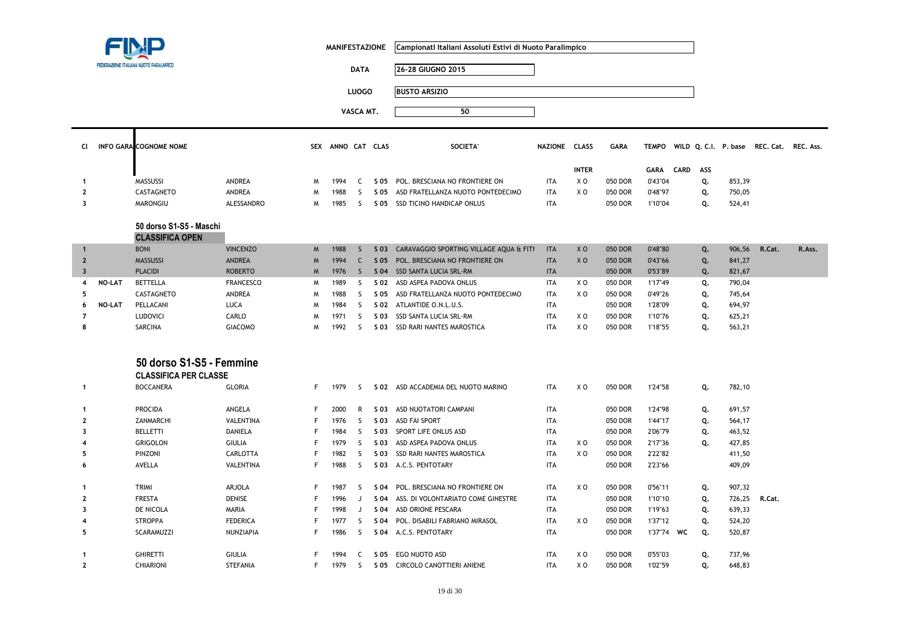**MANIFESTAZIONE** Campionati Italiani Assoluti Estivi di Nuoto Paralimpico

**DATA** 26-28 GIUGNO 2015

**LUOGO** BUSTO ARSIZIO

**VASCA MT.** 50

| Cl | INFO GARA | COGNOME | NOME | SEX | ANNO | CAT | CLAS | SOCIETA' | NAZIONE | CLASS INTER | GARA | TEMPO GARA | WILD CARD | Q. C.I. ASS | P. base | REC. Cat. | REC. Ass. |
|---|---|---|---|---|---|---|---|---|---|---|---|---|---|---|---|---|---|
| 1 | | MASSUSSI | ANDREA | M | 1994 | C | S 05 | POL. BRESCIANA NO FRONTIERE ON | ITA | X O | 050 DOR | 0'43"04 | | Q. | 853,39 | | |
| 2 | | CASTAGNETO | ANDREA | M | 1988 | S | S 05 | ASD FRATELLANZA NUOTO PONTEDECIMO | ITA | X O | 050 DOR | 0'48"97 | | Q. | 750,05 | | |
| 3 | | MARONGIU | ALESSANDRO | M | 1985 | S | S 05 | SSD TICINO HANDICAP ONLUS | ITA | | 050 DOR | 1'10"04 | | Q. | 524,41 | | |

### 50 dorso S1-S5 - Maschi

**CLASSIFICA OPEN**

| Cl | INFO GARA | COGNOME | NOME | SEX | ANNO | CAT | CLAS | SOCIETA' | NAZIONE | CLASS INTER | GARA | TEMPO GARA | WILD CARD | Q. C.I. ASS | P. base | REC. Cat. | REC. Ass. |
|---|---|---|---|---|---|---|---|---|---|---|---|---|---|---|---|---|---|
| 1 | | BONI | VINCENZO | M | 1988 | S | S 03 | CARAVAGGIO SPORTING VILLAGE AQUA & FITI | ITA | X O | 050 DOR | 0'48"80 | | Q. | 906,56 | R.Cat. | R.Ass. |
| 2 | | MASSUSSI | ANDREA | M | 1994 | C | S 05 | POL. BRESCIANA NO FRONTIERE ON | ITA | X O | 050 DOR | 0'43"66 | | Q. | 841,27 | | |
| 3 | | PLACIDI | ROBERTO | M | 1976 | S | S 04 | SSD SANTA LUCIA SRL-RM | ITA | | 050 DOR | 0'53"89 | | Q. | 821,67 | | |
| 4 | NO-LAT | BETTELLA | FRANCESCO | M | 1989 | S | S 02 | ASD ASPEA PADOVA ONLUS | ITA | X O | 050 DOR | 1'17"49 | | Q. | 790,04 | | |
| 5 | | CASTAGNETO | ANDREA | M | 1988 | S | S 05 | ASD FRATELLANZA NUOTO PONTEDECIMO | ITA | X O | 050 DOR | 0'49"26 | | Q. | 745,64 | | |
| 6 | NO-LAT | PELLACANI | LUCA | M | 1984 | S | S 02 | ATLANTIDE O.N.L.U.S. | ITA | | 050 DOR | 1'28"09 | | Q. | 694,97 | | |
| 7 | | LUDOVICI | CARLO | M | 1971 | S | S 03 | SSD SANTA LUCIA SRL-RM | ITA | X O | 050 DOR | 1'10"76 | | Q. | 625,21 | | |
| 8 | | SARCINA | GIACOMO | M | 1992 | S | S 03 | SSD RARI NANTES MAROSTICA | ITA | X O | 050 DOR | 1'18"55 | | Q. | 563,21 | | |

## 50 dorso S1-S5 - Femmine

**CLASSIFICA PER CLASSE**

| Cl | INFO GARA | COGNOME | NOME | SEX | ANNO | CAT | CLAS | SOCIETA' | NAZIONE | CLASS INTER | GARA | TEMPO GARA | WILD CARD | Q. C.I. ASS | P. base | REC. Cat. | REC. Ass. |
|---|---|---|---|---|---|---|---|---|---|---|---|---|---|---|---|---|---|
| 1 | | BOCCANERA | GLORIA | F | 1979 | S | S 02 | ASD ACCADEMIA DEL NUOTO MARINO | ITA | X O | 050 DOR | 1'24"58 | | Q. | 782,10 | | |
| 1 | | PROCIDA | ANGELA | F | 2000 | R | S 03 | ASD NUOTATORI CAMPANI | ITA | | 050 DOR | 1'24"98 | | Q. | 691,57 | | |
| 2 | | ZANMARCHI | VALENTINA | F | 1976 | S | S 03 | ASD FAI SPORT | ITA | | 050 DOR | 1'44"17 | | Q. | 564,17 | | |
| 3 | | BELLETTI | DANIELA | F | 1984 | S | S 03 | SPORT LIFE ONLUS ASD | ITA | | 050 DOR | 2'06"79 | | Q. | 463,52 | | |
| 4 | | GRIGOLON | GIULIA | F | 1979 | S | S 03 | ASD ASPEA PADOVA ONLUS | ITA | X O | 050 DOR | 2'17"36 | | Q. | 427,85 | | |
| 5 | | PINZONI | CARLOTTA | F | 1982 | S | S 03 | SSD RARI NANTES MAROSTICA | ITA | X O | 050 DOR | 2'22"82 | | | 411,50 | | |
| 6 | | AVELLA | VALENTINA | F | 1988 | S | S 03 | A.C.S. PENTOTARY | ITA | | 050 DOR | 2'23"66 | | | 409,09 | | |
| 1 | | TRIMI | ARJOLA | F | 1987 | S | S 04 | POL. BRESCIANA NO FRONTIERE ON | ITA | X O | 050 DOR | 0'56"11 | | Q. | 907,32 | | |
| 2 | | FRESTA | DENISE | F | 1996 | J | S 04 | ASS. DI VOLONTARIATO COME GINESTRE | ITA | | 050 DOR | 1'10"10 | | Q. | 726,25 | R.Cat. | |
| 3 | | DE NICOLA | MARIA | F | 1998 | J | S 04 | ASD ORIONE PESCARA | ITA | | 050 DOR | 1'19"63 | | Q. | 639,33 | | |
| 4 | | STROPPA | FEDERICA | F | 1977 | S | S 04 | POL. DISABILI FABRIANO MIRASOL | ITA | X O | 050 DOR | 1'37"12 | | Q. | 524,20 | | |
| 5 | | SCARAMUZZI | NUNZIAPIA | F | 1986 | S | S 04 | A.C.S. PENTOTARY | ITA | | 050 DOR | 1'37"74 | WC | Q. | 520,87 | | |
| 1 | | GHIRETTI | GIULIA | F | 1994 | C | S 05 | EGO NUOTO ASD | ITA | X O | 050 DOR | 0'55"03 | | Q. | 737,96 | | |
| 2 | | CHIARIONI | STEFANIA | F | 1979 | S | S 05 | CIRCOLO CANOTTIERI ANIENE | ITA | X O | 050 DOR | 1'02"59 | | Q. | 648,83 | | |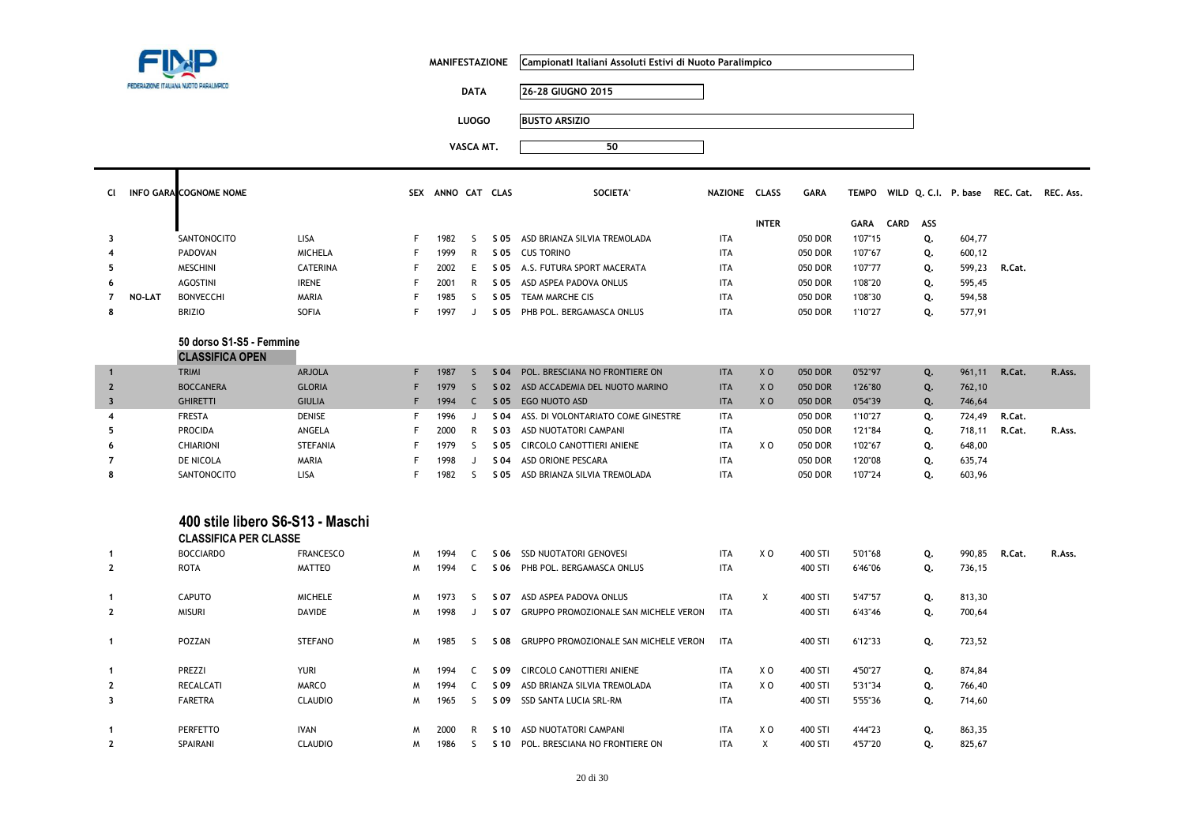FEDERAZIONE ITALIANA NUOTO PARALIMPICO

| | |
|---|---|
| MANIFESTAZIONE | Campionati Italiani Assoluti Estivi di Nuoto Paralimpico |
| DATA | 26-28 GIUGNO 2015 |
| LUOGO | BUSTO ARSIZIO |
| VASCA MT. | 50 |

| Cl | INFO GARA | COGNOME | NOME | SEX | ANNO | CAT | CLAS | SOCIETA' | NAZIONE | CLASS INTER | GARA | TEMPO GARA | WILD CARD | Q. C.I. ASS | P. base | REC. Cat. | REC. Ass. |
|---|---|---|---|---|---|---|---|---|---|---|---|---|---|---|---|---|---|
| 3 | | SANTONOCITO | LISA | F | 1982 | S | S 05 | ASD BRIANZA SILVIA TREMOLADA | ITA | | 050 DOR | 1'07"15 | | Q. | 604,77 | | |
| 4 | | PADOVAN | MICHELA | F | 1999 | R | S 05 | CUS TORINO | ITA | | 050 DOR | 1'07"67 | | Q. | 600,12 | | |
| 5 | | MESCHINI | CATERINA | F | 2002 | E | S 05 | A.S. FUTURA SPORT MACERATA | ITA | | 050 DOR | 1'07"77 | | Q. | 599,23 | R.Cat. | |
| 6 | | AGOSTINI | IRENE | F | 2001 | R | S 05 | ASD ASPEA PADOVA ONLUS | ITA | | 050 DOR | 1'08"20 | | Q. | 595,45 | | |
| 7 | NO-LAT | BONVECCHI | MARIA | F | 1985 | S | S 05 | TEAM MARCHE CIS | ITA | | 050 DOR | 1'08"30 | | Q. | 594,58 | | |
| 8 | | BRIZIO | SOFIA | F | 1997 | J | S 05 | PHB POL. BERGAMASCA ONLUS | ITA | | 050 DOR | 1'10"27 | | Q. | 577,91 | | |

## 50 dorso S1-S5 - Femmine

**CLASSIFICA OPEN**

| Cl | INFO GARA | COGNOME | NOME | SEX | ANNO | CAT | CLAS | SOCIETA' | NAZIONE | CLASS INTER | GARA | TEMPO GARA | WILD CARD | Q. C.I. ASS | P. base | REC. Cat. | REC. Ass. |
|---|---|---|---|---|---|---|---|---|---|---|---|---|---|---|---|---|---|
| 1 | | TRIMI | ARJOLA | F | 1987 | S | S 04 | POL. BRESCIANA NO FRONTIERE ON | ITA | X O | 050 DOR | 0'52"97 | | Q. | 961,11 | R.Cat. | R.Ass. |
| 2 | | BOCCANERA | GLORIA | F | 1979 | S | S 02 | ASD ACCADEMIA DEL NUOTO MARINO | ITA | X O | 050 DOR | 1'26"80 | | Q. | 762,10 | | |
| 3 | | GHIRETTI | GIULIA | F | 1994 | C | S 05 | EGO NUOTO ASD | ITA | X O | 050 DOR | 0'54"39 | | Q. | 746,64 | | |
| 4 | | FRESTA | DENISE | F | 1996 | J | S 04 | ASS. DI VOLONTARIATO COME GINESTRE | ITA | | 050 DOR | 1'10"27 | | Q. | 724,49 | R.Cat. | |
| 5 | | PROCIDA | ANGELA | F | 2000 | R | S 03 | ASD NUOTATORI CAMPANI | ITA | | 050 DOR | 1'21"84 | | Q. | 718,11 | R.Cat. | R.Ass. |
| 6 | | CHIARIONI | STEFANIA | F | 1979 | S | S 05 | CIRCOLO CANOTTIERI ANIENE | ITA | X O | 050 DOR | 1'02"67 | | Q. | 648,00 | | |
| 7 | | DE NICOLA | MARIA | F | 1998 | J | S 04 | ASD ORIONE PESCARA | ITA | | 050 DOR | 1'20"08 | | Q. | 635,74 | | |
| 8 | | SANTONOCITO | LISA | F | 1982 | S | S 05 | ASD BRIANZA SILVIA TREMOLADA | ITA | | 050 DOR | 1'07"24 | | Q. | 603,96 | | |

## 400 stile libero S6-S13 - Maschi

**CLASSIFICA PER CLASSE**

| Cl | INFO GARA | COGNOME | NOME | SEX | ANNO | CAT | CLAS | SOCIETA' | NAZIONE | CLASS INTER | GARA | TEMPO GARA | WILD CARD | Q. C.I. ASS | P. base | REC. Cat. | REC. Ass. |
|---|---|---|---|---|---|---|---|---|---|---|---|---|---|---|---|---|---|
| 1 | | BOCCIARDO | FRANCESCO | M | 1994 | C | S 06 | SSD NUOTATORI GENOVESI | ITA | X O | 400 STI | 5'01"68 | | Q. | 990,85 | R.Cat. | R.Ass. |
| 2 | | ROTA | MATTEO | M | 1994 | C | S 06 | PHB POL. BERGAMASCA ONLUS | ITA | | 400 STI | 6'46"06 | | Q. | 736,15 | | |
| 1 | | CAPUTO | MICHELE | M | 1973 | S | S 07 | ASD ASPEA PADOVA ONLUS | ITA | X | 400 STI | 5'47"57 | | Q. | 813,30 | | |
| 2 | | MISURI | DAVIDE | M | 1998 | J | S 07 | GRUPPO PROMOZIONALE SAN MICHELE VERON | ITA | | 400 STI | 6'43"46 | | Q. | 700,64 | | |
| 1 | | POZZAN | STEFANO | M | 1985 | S | S 08 | GRUPPO PROMOZIONALE SAN MICHELE VERON | ITA | | 400 STI | 6'12"33 | | Q. | 723,52 | | |
| 1 | | PREZZI | YURI | M | 1994 | C | S 09 | CIRCOLO CANOTTIERI ANIENE | ITA | X O | 400 STI | 4'50"27 | | Q. | 874,84 | | |
| 2 | | RECALCATI | MARCO | M | 1994 | C | S 09 | ASD BRIANZA SILVIA TREMOLADA | ITA | X O | 400 STI | 5'31"34 | | Q. | 766,40 | | |
| 3 | | FARETRA | CLAUDIO | M | 1965 | S | S 09 | SSD SANTA LUCIA SRL-RM | ITA | | 400 STI | 5'55"36 | | Q. | 714,60 | | |
| 1 | | PERFETTO | IVAN | M | 2000 | R | S 10 | ASD NUOTATORI CAMPANI | ITA | X O | 400 STI | 4'44"23 | | Q. | 863,35 | | |
| 2 | | SPAIRANI | CLAUDIO | M | 1986 | S | S 10 | POL. BRESCIANA NO FRONTIERE ON | ITA | X | 400 STI | 4'57"20 | | Q. | 825,67 | | |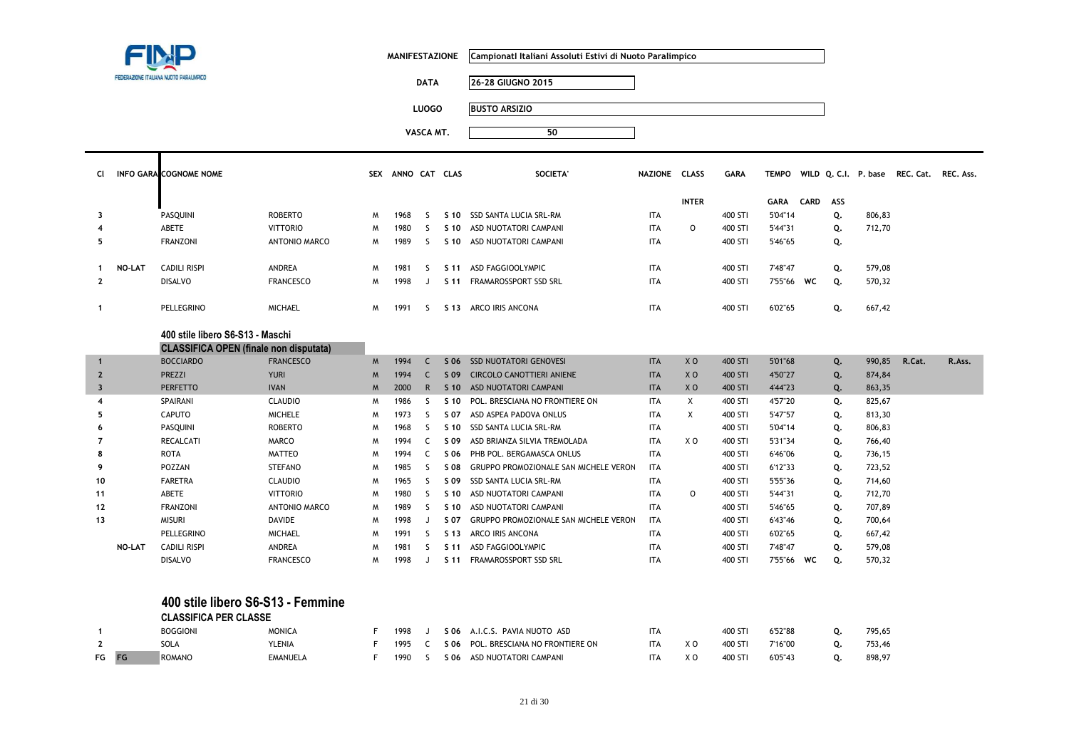FINP FEDERAZIONE ITALIANA NUOTO PARALIMPICO

**MANIFESTAZIONE** Campionati Italiani Assoluti Estivi di Nuoto Paralimpico

**DATA** 26-28 GIUGNO 2015

**LUOGO** BUSTO ARSIZIO

**VASCA MT.** 50

| Cl | INFO GARA | COGNOME NOME | | SEX | ANNO | CAT | CLAS | SOCIETA' | NAZIONE | CLASS INTER | GARA | TEMPO GARA | WILD CARD | Q. C.I. ASS | P. base | REC. Cat. | REC. Ass. |
|---|---|---|---|---|---|---|---|---|---|---|---|---|---|---|---|---|---|
| 3 | | PASQUINI | ROBERTO | M | 1968 | S | S 10 | SSD SANTA LUCIA SRL-RM | ITA | | 400 STI | 5'04"14 | | Q. | 806,83 | | |
| 4 | | ABETE | VITTORIO | M | 1980 | S | S 10 | ASD NUOTATORI CAMPANI | ITA | O | 400 STI | 5'44"31 | | Q. | 712,70 | | |
| 5 | | FRANZONI | ANTONIO MARCO | M | 1989 | S | S 10 | ASD NUOTATORI CAMPANI | ITA | | 400 STI | 5'46"65 | | Q. | | | |
| 1 | NO-LAT | CADILI RISPI | ANDREA | M | 1981 | S | S 11 | ASD FAGGIOOLYMPIC | ITA | | 400 STI | 7'48"47 | | Q. | 579,08 | | |
| 2 | | DISALVO | FRANCESCO | M | 1998 | J | S 11 | FRAMAROSSPORT SSD SRL | ITA | | 400 STI | 7'55"66 | WC | Q. | 570,32 | | |
| 1 | | PELLEGRINO | MICHAEL | M | 1991 | S | S 13 | ARCO IRIS ANCONA | ITA | | 400 STI | 6'02"65 | | Q. | 667,42 | | |

### 400 stile libero S6-S13 - Maschi

**CLASSIFICA OPEN (finale non disputata)**

| Cl | INFO GARA | COGNOME NOME | | SEX | ANNO | CAT | CLAS | SOCIETA' | NAZIONE | CLASS INTER | GARA | TEMPO GARA | WILD CARD | Q. C.I. ASS | P. base | REC. Cat. | REC. Ass. |
|---|---|---|---|---|---|---|---|---|---|---|---|---|---|---|---|---|---|
| 1 | | BOCCIARDO | FRANCESCO | M | 1994 | C | S 06 | SSD NUOTATORI GENOVESI | ITA | X O | 400 STI | 5'01"68 | | Q. | 990,85 | R.Cat. | R.Ass. |
| 2 | | PREZZI | YURI | M | 1994 | C | S 09 | CIRCOLO CANOTTIERI ANIENE | ITA | X O | 400 STI | 4'50"27 | | Q. | 874,84 | | |
| 3 | | PERFETTO | IVAN | M | 2000 | R | S 10 | ASD NUOTATORI CAMPANI | ITA | X O | 400 STI | 4'44"23 | | Q. | 863,35 | | |
| 4 | | SPAIRANI | CLAUDIO | M | 1986 | S | S 10 | POL. BRESCIANA NO FRONTIERE ON | ITA | X | 400 STI | 4'57"20 | | Q. | 825,67 | | |
| 5 | | CAPUTO | MICHELE | M | 1973 | S | S 07 | ASD ASPEA PADOVA ONLUS | ITA | X | 400 STI | 5'47"57 | | Q. | 813,30 | | |
| 6 | | PASQUINI | ROBERTO | M | 1968 | S | S 10 | SSD SANTA LUCIA SRL-RM | ITA | | 400 STI | 5'04"14 | | Q. | 806,83 | | |
| 7 | | RECALCATI | MARCO | M | 1994 | C | S 09 | ASD BRIANZA SILVIA TREMOLADA | ITA | X O | 400 STI | 5'31"34 | | Q. | 766,40 | | |
| 8 | | ROTA | MATTEO | M | 1994 | C | S 06 | PHB POL. BERGAMASCA ONLUS | ITA | | 400 STI | 6'46"06 | | Q. | 736,15 | | |
| 9 | | POZZAN | STEFANO | M | 1985 | S | S 08 | GRUPPO PROMOZIONALE SAN MICHELE VERON | ITA | | 400 STI | 6'12"33 | | Q. | 723,52 | | |
| 10 | | FARETRA | CLAUDIO | M | 1965 | S | S 09 | SSD SANTA LUCIA SRL-RM | ITA | | 400 STI | 5'55"36 | | Q. | 714,60 | | |
| 11 | | ABETE | VITTORIO | M | 1980 | S | S 10 | ASD NUOTATORI CAMPANI | ITA | O | 400 STI | 5'44"31 | | Q. | 712,70 | | |
| 12 | | FRANZONI | ANTONIO MARCO | M | 1989 | S | S 10 | ASD NUOTATORI CAMPANI | ITA | | 400 STI | 5'46"65 | | Q. | 707,89 | | |
| 13 | | MISURI | DAVIDE | M | 1998 | J | S 07 | GRUPPO PROMOZIONALE SAN MICHELE VERON | ITA | | 400 STI | 6'43"46 | | Q. | 700,64 | | |
| | | PELLEGRINO | MICHAEL | M | 1991 | S | S 13 | ARCO IRIS ANCONA | ITA | | 400 STI | 6'02"65 | | Q. | 667,42 | | |
| | NO-LAT | CADILI RISPI | ANDREA | M | 1981 | S | S 11 | ASD FAGGIOOLYMPIC | ITA | | 400 STI | 7'48"47 | | Q. | 579,08 | | |
| | | DISALVO | FRANCESCO | M | 1998 | J | S 11 | FRAMAROSSPORT SSD SRL | ITA | | 400 STI | 7'55"66 | WC | Q. | 570,32 | | |

## 400 stile libero S6-S13 - Femmine

**CLASSIFICA PER CLASSE**

| Cl | INFO GARA | COGNOME NOME | | SEX | ANNO | CAT | CLAS | SOCIETA' | NAZIONE | CLASS INTER | GARA | TEMPO GARA | WILD CARD | Q. C.I. ASS | P. base | REC. Cat. | REC. Ass. |
|---|---|---|---|---|---|---|---|---|---|---|---|---|---|---|---|---|---|
| 1 | | BOGGIONI | MONICA | F | 1998 | J | S 06 | A.I.C.S. PAVIA NUOTO ASD | ITA | | 400 STI | 6'52"88 | | Q. | 795,65 | | |
| 2 | | SOLA | YLENIA | F | 1995 | C | S 06 | POL. BRESCIANA NO FRONTIERE ON | ITA | X O | 400 STI | 7'16"00 | | Q. | 753,46 | | |
| FG | FG | ROMANO | EMANUELA | F | 1990 | S | S 06 | ASD NUOTATORI CAMPANI | ITA | X O | 400 STI | 6'05"43 | | Q. | 898,97 | | |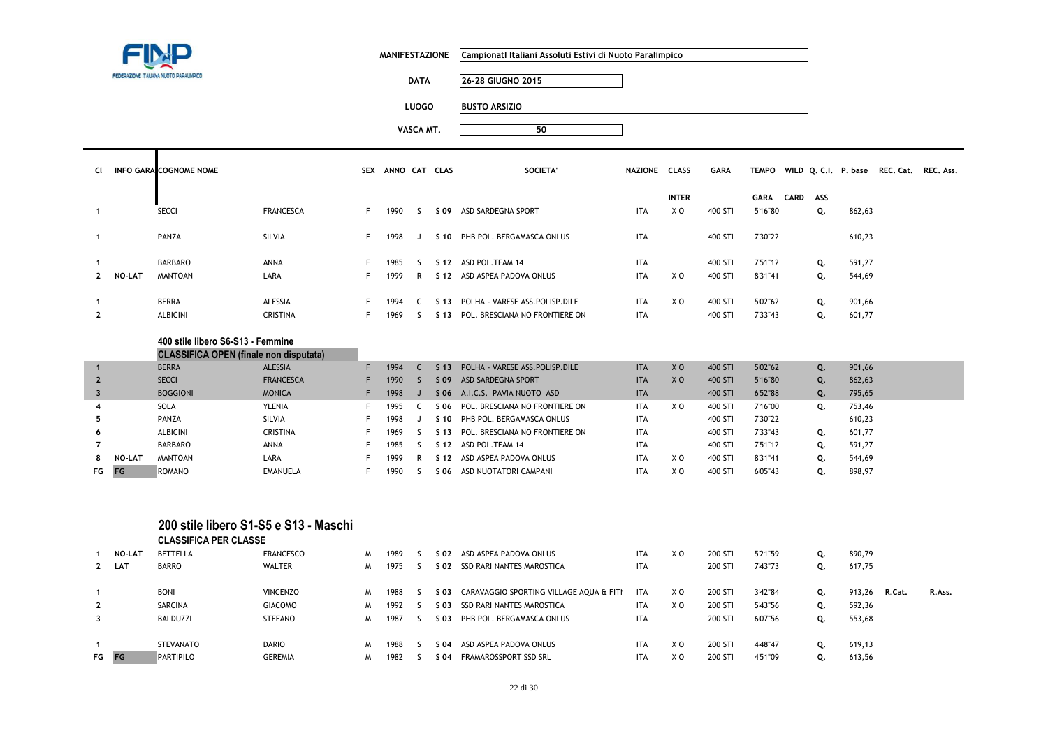FINP
FEDERAZIONE ITALIANA NUOTO PARALIMPICO

**MANIFESTAZIONE** Campionati Italiani Assoluti Estivi di Nuoto Paralimpico

**DATA** 26-28 GIUGNO 2015

**LUOGO** BUSTO ARSIZIO

**VASCA MT.** 50

| Cl | INFO GARA | COGNOME NOME | | SEX | ANNO | CAT | CLAS | SOCIETA' | NAZIONE | CLASS INTER | GARA | TEMPO GARA | WILD CARD | Q. C.I. ASS | P. base | REC. Cat. | REC. Ass. |
|---|---|---|---|---|---|---|---|---|---|---|---|---|---|---|---|---|---|
| 1 | | SECCI | FRANCESCA | F | 1990 | S | S 09 | ASD SARDEGNA SPORT | ITA | X O | 400 STI | 5'16"80 | | Q. | 862,63 | | |
| 1 | | PANZA | SILVIA | F | 1998 | J | S 10 | PHB POL. BERGAMASCA ONLUS | ITA | | 400 STI | 7'30"22 | | | 610,23 | | |
| 1 | | BARBARO | ANNA | F | 1985 | S | S 12 | ASD POL.TEAM 14 | ITA | | 400 STI | 7'51"12 | | Q. | 591,27 | | |
| 2 | NO-LAT | MANTOAN | LARA | F | 1999 | R | S 12 | ASD ASPEA PADOVA ONLUS | ITA | X O | 400 STI | 8'31"41 | | Q. | 544,69 | | |
| 1 | | BERRA | ALESSIA | F | 1994 | C | S 13 | POLHA - VARESE ASS.POLISP.DILE | ITA | X O | 400 STI | 5'02"62 | | Q. | 901,66 | | |
| 2 | | ALBICINI | CRISTINA | F | 1969 | S | S 13 | POL. BRESCIANA NO FRONTIERE ON | ITA | | 400 STI | 7'33"43 | | Q. | 601,77 | | |

### 400 stile libero S6-S13 - Femmine

**CLASSIFICA OPEN (finale non disputata)**

| Cl | INFO GARA | COGNOME NOME | | SEX | ANNO | CAT | CLAS | SOCIETA' | NAZIONE | CLASS INTER | GARA | TEMPO GARA | WILD CARD | Q. C.I. ASS | P. base | REC. Cat. | REC. Ass. |
|---|---|---|---|---|---|---|---|---|---|---|---|---|---|---|---|---|---|
| 1 | | BERRA | ALESSIA | F | 1994 | C | S 13 | POLHA - VARESE ASS.POLISP.DILE | ITA | X O | 400 STI | 5'02"62 | | Q. | 901,66 | | |
| 2 | | SECCI | FRANCESCA | F | 1990 | S | S 09 | ASD SARDEGNA SPORT | ITA | X O | 400 STI | 5'16"80 | | Q. | 862,63 | | |
| 3 | | BOGGIONI | MONICA | F | 1998 | J | S 06 | A.I.C.S. PAVIA NUOTO ASD | ITA | | 400 STI | 6'52"88 | | Q. | 795,65 | | |
| 4 | | SOLA | YLENIA | F | 1995 | C | S 06 | POL. BRESCIANA NO FRONTIERE ON | ITA | X O | 400 STI | 7'16"00 | | Q. | 753,46 | | |
| 5 | | PANZA | SILVIA | F | 1998 | J | S 10 | PHB POL. BERGAMASCA ONLUS | ITA | | 400 STI | 7'30"22 | | | 610,23 | | |
| 6 | | ALBICINI | CRISTINA | F | 1969 | S | S 13 | POL. BRESCIANA NO FRONTIERE ON | ITA | | 400 STI | 7'33"43 | | Q. | 601,77 | | |
| 7 | | BARBARO | ANNA | F | 1985 | S | S 12 | ASD POL.TEAM 14 | ITA | | 400 STI | 7'51"12 | | Q. | 591,27 | | |
| 8 | NO-LAT | MANTOAN | LARA | F | 1999 | R | S 12 | ASD ASPEA PADOVA ONLUS | ITA | X O | 400 STI | 8'31"41 | | Q. | 544,69 | | |
| FG | FG | ROMANO | EMANUELA | F | 1990 | S | S 06 | ASD NUOTATORI CAMPANI | ITA | X O | 400 STI | 6'05"43 | | Q. | 898,97 | | |

## 200 stile libero S1-S5 e S13 - Maschi

**CLASSIFICA PER CLASSE**

| Cl | INFO GARA | COGNOME NOME | | SEX | ANNO | CAT | CLAS | SOCIETA' | NAZIONE | CLASS INTER | GARA | TEMPO GARA | WILD CARD | Q. C.I. ASS | P. base | REC. Cat. | REC. Ass. |
|---|---|---|---|---|---|---|---|---|---|---|---|---|---|---|---|---|---|
| 1 | NO-LAT | BETTELLA | FRANCESCO | M | 1989 | S | S 02 | ASD ASPEA PADOVA ONLUS | ITA | X O | 200 STI | 5'21"59 | | Q. | 890,79 | | |
| 2 | LAT | BARRO | WALTER | M | 1975 | S | S 02 | SSD RARI NANTES MAROSTICA | ITA | | 200 STI | 7'43"73 | | Q. | 617,75 | | |
| 1 | | BONI | VINCENZO | M | 1988 | S | S 03 | CARAVAGGIO SPORTING VILLAGE AQUA & FITI | ITA | X O | 200 STI | 3'42"84 | | Q. | 913,26 | R.Cat. | R.Ass. |
| 2 | | SARCINA | GIACOMO | M | 1992 | S | S 03 | SSD RARI NANTES MAROSTICA | ITA | X O | 200 STI | 5'43"56 | | Q. | 592,36 | | |
| 3 | | BALDUZZI | STEFANO | M | 1987 | S | S 03 | PHB POL. BERGAMASCA ONLUS | ITA | | 200 STI | 6'07"56 | | Q. | 553,68 | | |
| 1 | | STEVANATO | DARIO | M | 1988 | S | S 04 | ASD ASPEA PADOVA ONLUS | ITA | X O | 200 STI | 4'48"47 | | Q. | 619,13 | | |
| FG | FG | PARTIPILO | GEREMIA | M | 1982 | S | S 04 | FRAMAROSSPORT SSD SRL | ITA | X O | 200 STI | 4'51"09 | | Q. | 613,56 | | |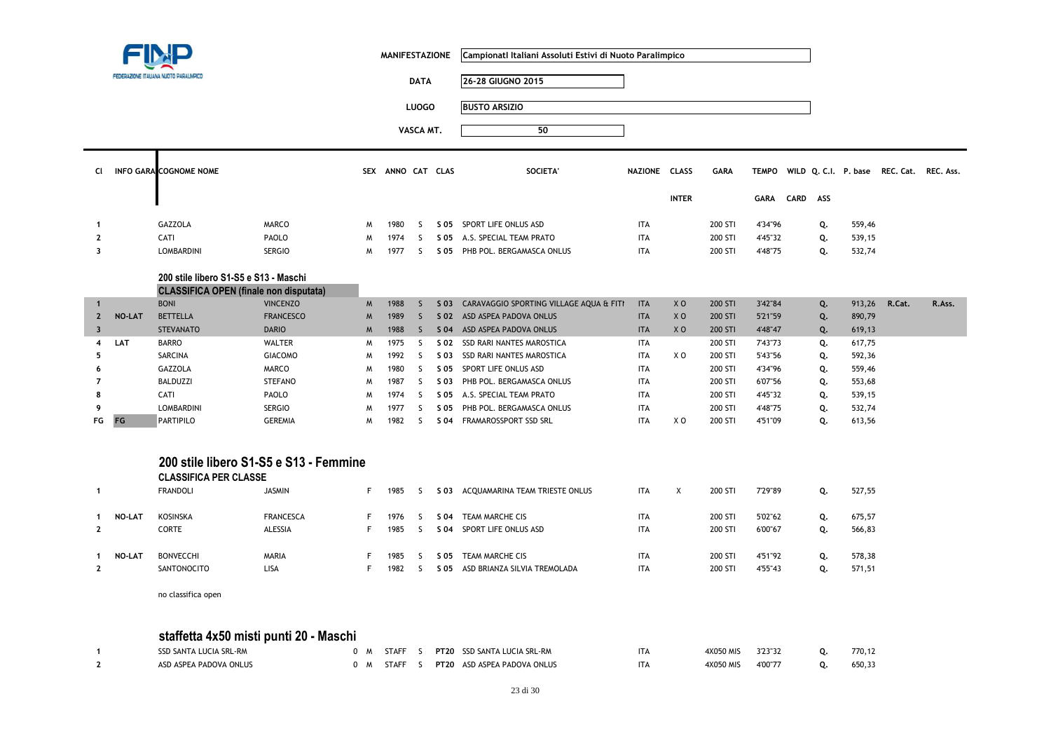FINP FEDERAZIONE ITALIANA NUOTO PARALIMPICO

| | |
|---|---|
| MANIFESTAZIONE | Campionati Italiani Assoluti Estivi di Nuoto Paralimpico |
| DATA | 26-28 GIUGNO 2015 |
| LUOGO | BUSTO ARSIZIO |
| VASCA MT. | 50 |

| Cl | INFO GARA | COGNOME NOME | | SEX | ANNO | CAT | CLAS | SOCIETA' | NAZIONE | CLASS INTER | GARA | TEMPO GARA | WILD CARD | Q. C.I. ASS | P. base | REC. Cat. | REC. Ass. |
|---|---|---|---|---|---|---|---|---|---|---|---|---|---|---|---|---|---|
| 1 | | GAZZOLA | MARCO | M | 1980 | S | S 05 | SPORT LIFE ONLUS ASD | ITA | | 200 STI | 4'34"96 | | Q. | 559,46 | | |
| 2 | | CATI | PAOLO | M | 1974 | S | S 05 | A.S. SPECIAL TEAM PRATO | ITA | | 200 STI | 4'45"32 | | Q. | 539,15 | | |
| 3 | | LOMBARDINI | SERGIO | M | 1977 | S | S 05 | PHB POL. BERGAMASCA ONLUS | ITA | | 200 STI | 4'48"75 | | Q. | 532,74 | | |

### 200 stile libero S1-S5 e S13 - Maschi

**CLASSIFICA OPEN (finale non disputata)**

| Cl | INFO GARA | COGNOME NOME | | SEX | ANNO | CAT | CLAS | SOCIETA' | NAZIONE | CLASS INTER | GARA | TEMPO GARA | WILD CARD | Q. C.I. ASS | P. base | REC. Cat. | REC. Ass. |
|---|---|---|---|---|---|---|---|---|---|---|---|---|---|---|---|---|---|
| 1 | | BONI | VINCENZO | M | 1988 | S | S 03 | CARAVAGGIO SPORTING VILLAGE AQUA & FITI | ITA | X O | 200 STI | 3'42"84 | | Q. | 913,26 | R.Cat. | R.Ass. |
| 2 | NO-LAT | BETTELLA | FRANCESCO | M | 1989 | S | S 02 | ASD ASPEA PADOVA ONLUS | ITA | X O | 200 STI | 5'21"59 | | Q. | 890,79 | | |
| 3 | | STEVANATO | DARIO | M | 1988 | S | S 04 | ASD ASPEA PADOVA ONLUS | ITA | X O | 200 STI | 4'48"47 | | Q. | 619,13 | | |
| 4 | LAT | BARRO | WALTER | M | 1975 | S | S 02 | SSD RARI NANTES MAROSTICA | ITA | | 200 STI | 7'43"73 | | Q. | 617,75 | | |
| 5 | | SARCINA | GIACOMO | M | 1992 | S | S 03 | SSD RARI NANTES MAROSTICA | ITA | X O | 200 STI | 5'43"56 | | Q. | 592,36 | | |
| 6 | | GAZZOLA | MARCO | M | 1980 | S | S 05 | SPORT LIFE ONLUS ASD | ITA | | 200 STI | 4'34"96 | | Q. | 559,46 | | |
| 7 | | BALDUZZI | STEFANO | M | 1987 | S | S 03 | PHB POL. BERGAMASCA ONLUS | ITA | | 200 STI | 6'07"56 | | Q. | 553,68 | | |
| 8 | | CATI | PAOLO | M | 1974 | S | S 05 | A.S. SPECIAL TEAM PRATO | ITA | | 200 STI | 4'45"32 | | Q. | 539,15 | | |
| 9 | | LOMBARDINI | SERGIO | M | 1977 | S | S 05 | PHB POL. BERGAMASCA ONLUS | ITA | | 200 STI | 4'48"75 | | Q. | 532,74 | | |
| FG | FG | PARTIPILO | GEREMIA | M | 1982 | S | S 04 | FRAMAROSSPORT SSD SRL | ITA | X O | 200 STI | 4'51"09 | | Q. | 613,56 | | |

## 200 stile libero S1-S5 e S13 - Femmine

**CLASSIFICA PER CLASSE**

| Cl | INFO GARA | COGNOME NOME | | SEX | ANNO | CAT | CLAS | SOCIETA' | NAZIONE | CLASS INTER | GARA | TEMPO GARA | WILD CARD | Q. C.I. ASS | P. base | REC. Cat. | REC. Ass. |
|---|---|---|---|---|---|---|---|---|---|---|---|---|---|---|---|---|---|
| 1 | | FRANDOLI | JASMIN | F | 1985 | S | S 03 | ACQUAMARINA TEAM TRIESTE ONLUS | ITA | X | 200 STI | 7'29"89 | | Q. | 527,55 | | |
| 1 | NO-LAT | KOSINSKA | FRANCESCA | F | 1976 | S | S 04 | TEAM MARCHE CIS | ITA | | 200 STI | 5'02"62 | | Q. | 675,57 | | |
| 2 | | CORTE | ALESSIA | F | 1985 | S | S 04 | SPORT LIFE ONLUS ASD | ITA | | 200 STI | 6'00"67 | | Q. | 566,83 | | |
| 1 | NO-LAT | BONVECCHI | MARIA | F | 1985 | S | S 05 | TEAM MARCHE CIS | ITA | | 200 STI | 4'51"92 | | Q. | 578,38 | | |
| 2 | | SANTONOCITO | LISA | F | 1982 | S | S 05 | ASD BRIANZA SILVIA TREMOLADA | ITA | | 200 STI | 4'55"43 | | Q. | 571,51 | | |

no classifica open

## staffetta 4x50 misti punti 20 - Maschi

| Cl | INFO GARA | COGNOME NOME | | SEX | ANNO | CAT | CLAS | SOCIETA' | NAZIONE | CLASS INTER | GARA | TEMPO GARA | WILD CARD | Q. C.I. ASS | P. base | REC. Cat. | REC. Ass. |
|---|---|---|---|---|---|---|---|---|---|---|---|---|---|---|---|---|---|
| 1 | | SSD SANTA LUCIA SRL-RM | 0 | M | STAFF | S | PT20 | SSD SANTA LUCIA SRL-RM | ITA | | 4X050 MIS | 3'23"32 | | Q. | 770,12 | | |
| 2 | | ASD ASPEA PADOVA ONLUS | 0 | M | STAFF | S | PT20 | ASD ASPEA PADOVA ONLUS | ITA | | 4X050 MIS | 4'00"77 | | Q. | 650,33 | | |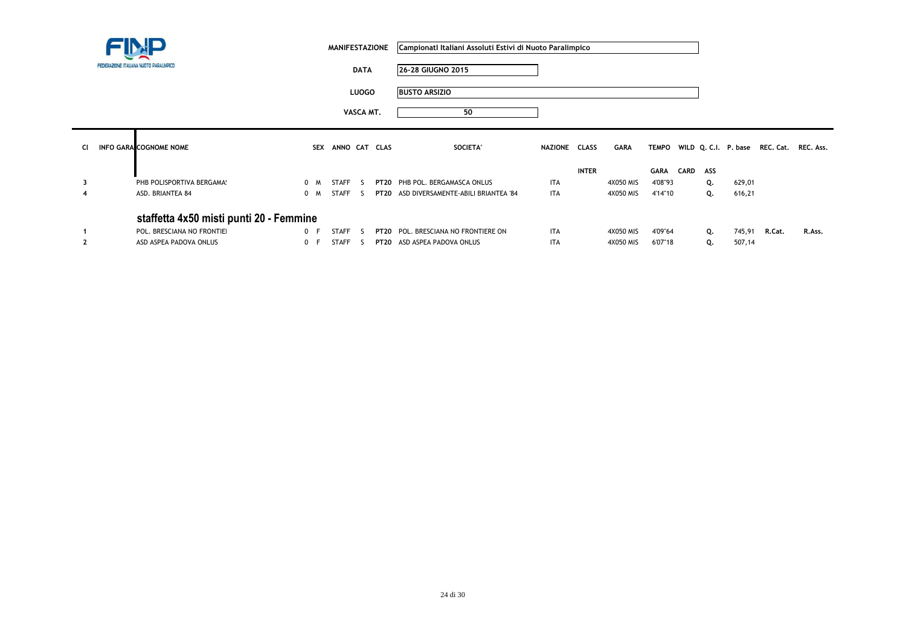FEDERAZIONE ITALIANA NUOTO PARALIMPICO

| | |
|---|---|
| **MANIFESTAZIONE** | **Campionati Italiani Assoluti Estivi di Nuoto Paralimpico** |
| **DATA** | **26-28 GIUGNO 2015** |
| **LUOGO** | **BUSTO ARSIZIO** |
| **VASCA MT.** | **50** |

| Cl | INFO GARA | COGNOME NOME | | SEX | ANNO | CAT | CLAS | SOCIETA' | NAZIONE | CLASS INTER | GARA | TEMPO GARA | WILD CARD | Q. C.I. ASS | P. base | REC. Cat. | REC. Ass. |
|---|---|---|---|---|---|---|---|---|---|---|---|---|---|---|---|---|---|
| 3 | | PHB POLISPORTIVA BERGAMAS | 0 | M | STAFF | S | PT20 | PHB POL. BERGAMASCA ONLUS | ITA | | 4X050 MIS | 4'08"93 | | Q. | 629,01 | | |
| 4 | | ASD. BRIANTEA 84 | 0 | M | STAFF | S | PT20 | ASD DIVERSAMENTE-ABILI BRIANTEA '84 | ITA | | 4X050 MIS | 4'14"10 | | Q. | 616,21 | | |

## staffetta 4x50 misti punti 20 - Femmine

| Cl | INFO GARA | COGNOME NOME | | SEX | ANNO | CAT | CLAS | SOCIETA' | NAZIONE | CLASS INTER | GARA | TEMPO GARA | WILD CARD | Q. C.I. ASS | P. base | REC. Cat. | REC. Ass. |
|---|---|---|---|---|---|---|---|---|---|---|---|---|---|---|---|---|---|
| 1 | | POL. BRESCIANA NO FRONTIEI | 0 | F | STAFF | S | PT20 | POL. BRESCIANA NO FRONTIERE ON | ITA | | 4X050 MIS | 4'09"64 | | Q. | 745,91 | R.Cat. | R.Ass. |
| 2 | | ASD ASPEA PADOVA ONLUS | 0 | F | STAFF | S | PT20 | ASD ASPEA PADOVA ONLUS | ITA | | 4X050 MIS | 6'07"18 | | Q. | 507,14 | | |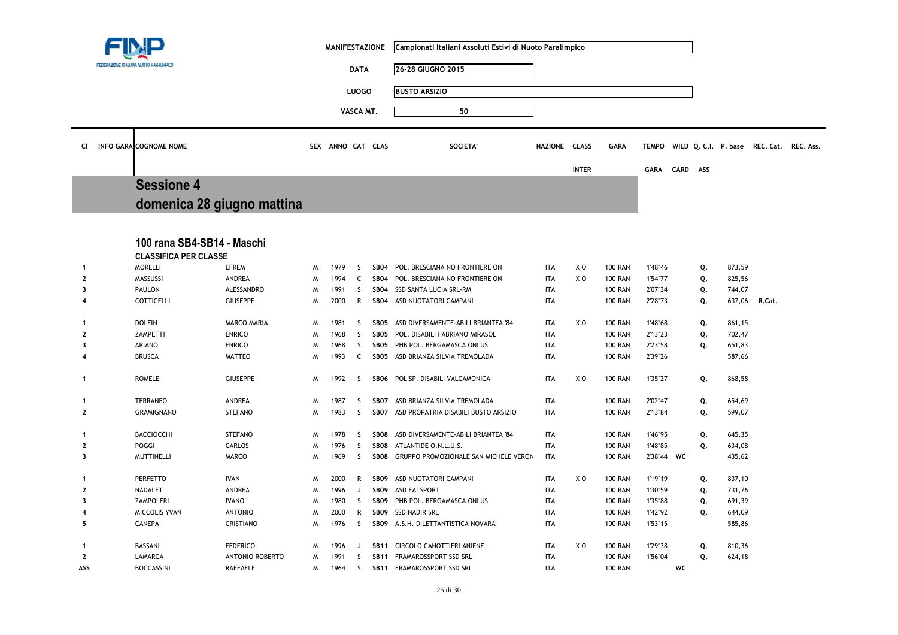FINP FEDERAZIONE ITALIANA NUOTO PARALIMPICO

| | |
|---|---|
| MANIFESTAZIONE | Campionati Italiani Assoluti Estivi di Nuoto Paralimpico |
| DATA | 26-28 GIUGNO 2015 |
| LUOGO | BUSTO ARSIZIO |
| VASCA MT. | 50 |

## Sessione 4
## domenica 28 giugno mattina

### 100 rana SB4-SB14 - Maschi

**CLASSIFICA PER CLASSE**

| Cl | INFO GARA | COGNOME | NOME | SEX | ANNO | CAT | CLAS | SOCIETA' | NAZIONE | CLASS INTER | GARA | TEMPO GARA | WILD CARD | Q. C.I. ASS | P. base | REC. Cat. | REC. Ass. |
|---|---|---|---|---|---|---|---|---|---|---|---|---|---|---|---|---|---|
| 1 | | MORELLI | EFREM | M | 1979 | S | SB04 | POL. BRESCIANA NO FRONTIERE ON | ITA | X O | 100 RAN | 1'48"46 | | Q. | 873,59 | | |
| 2 | | MASSUSSI | ANDREA | M | 1994 | C | SB04 | POL. BRESCIANA NO FRONTIERE ON | ITA | X O | 100 RAN | 1'54"77 | | Q. | 825,56 | | |
| 3 | | PAULON | ALESSANDRO | M | 1991 | S | SB04 | SSD SANTA LUCIA SRL-RM | ITA | | 100 RAN | 2'07"34 | | Q. | 744,07 | | |
| 4 | | COTTICELLI | GIUSEPPE | M | 2000 | R | SB04 | ASD NUOTATORI CAMPANI | ITA | | 100 RAN | 2'28"73 | | Q. | 637,06 | R.Cat. | |
| 1 | | DOLFIN | MARCO MARIA | M | 1981 | S | SB05 | ASD DIVERSAMENTE-ABILI BRIANTEA '84 | ITA | X O | 100 RAN | 1'48"68 | | Q. | 861,15 | | |
| 2 | | ZAMPETTI | ENRICO | M | 1968 | S | SB05 | POL. DISABILI FABRIANO MIRASOL | ITA | | 100 RAN | 2'13"23 | | Q. | 702,47 | | |
| 3 | | ARIANO | ENRICO | M | 1968 | S | SB05 | PHB POL. BERGAMASCA ONLUS | ITA | | 100 RAN | 2'23"58 | | Q. | 651,83 | | |
| 4 | | BRUSCA | MATTEO | M | 1993 | C | SB05 | ASD BRIANZA SILVIA TREMOLADA | ITA | | 100 RAN | 2'39"26 | | | 587,66 | | |
| 1 | | ROMELE | GIUSEPPE | M | 1992 | S | SB06 | POLISP. DISABILI VALCAMONICA | ITA | X O | 100 RAN | 1'35"27 | | Q. | 868,58 | | |
| 1 | | TERRANEO | ANDREA | M | 1987 | S | SB07 | ASD BRIANZA SILVIA TREMOLADA | ITA | | 100 RAN | 2'02"47 | | Q. | 654,69 | | |
| 2 | | GRAMIGNANO | STEFANO | M | 1983 | S | SB07 | ASD PROPATRIA DISABILI BUSTO ARSIZIO | ITA | | 100 RAN | 2'13"84 | | Q. | 599,07 | | |
| 1 | | BACCIOCCHI | STEFANO | M | 1978 | S | SB08 | ASD DIVERSAMENTE-ABILI BRIANTEA '84 | ITA | | 100 RAN | 1'46"95 | | Q. | 645,35 | | |
| 2 | | POGGI | CARLOS | M | 1976 | S | SB08 | ATLANTIDE O.N.L.U.S. | ITA | | 100 RAN | 1'48"85 | | Q. | 634,08 | | |
| 3 | | MUTTINELLI | MARCO | M | 1969 | S | SB08 | GRUPPO PROMOZIONALE SAN MICHELE VERON | ITA | | 100 RAN | 2'38"44 | WC | | 435,62 | | |
| 1 | | PERFETTO | IVAN | M | 2000 | R | SB09 | ASD NUOTATORI CAMPANI | ITA | X O | 100 RAN | 1'19"19 | | Q. | 837,10 | | |
| 2 | | NADALET | ANDREA | M | 1996 | J | SB09 | ASD FAI SPORT | ITA | | 100 RAN | 1'30"59 | | Q. | 731,76 | | |
| 3 | | ZAMPOLERI | IVANO | M | 1980 | S | SB09 | PHB POL. BERGAMASCA ONLUS | ITA | | 100 RAN | 1'35"88 | | Q. | 691,39 | | |
| 4 | | MICCOLIS YVAN | ANTONIO | M | 2000 | R | SB09 | SSD NADIR SRL | ITA | | 100 RAN | 1'42"92 | | Q. | 644,09 | | |
| 5 | | CANEPA | CRISTIANO | M | 1976 | S | SB09 | A.S.H. DILETTANTISTICA NOVARA | ITA | | 100 RAN | 1'53"15 | | | 585,86 | | |
| 1 | | BASSANI | FEDERICO | M | 1996 | J | SB11 | CIRCOLO CANOTTIERI ANIENE | ITA | X O | 100 RAN | 1'29"38 | | Q. | 810,36 | | |
| 2 | | LAMARCA | ANTONIO ROBERTO | M | 1991 | S | SB11 | FRAMAROSSPORT SSD SRL | ITA | | 100 RAN | 1'56"04 | | Q. | 624,18 | | |
| ASS | | BOCCASSINI | RAFFAELE | M | 1964 | S | SB11 | FRAMAROSSPORT SSD SRL | ITA | | 100 RAN | | WC | | | | |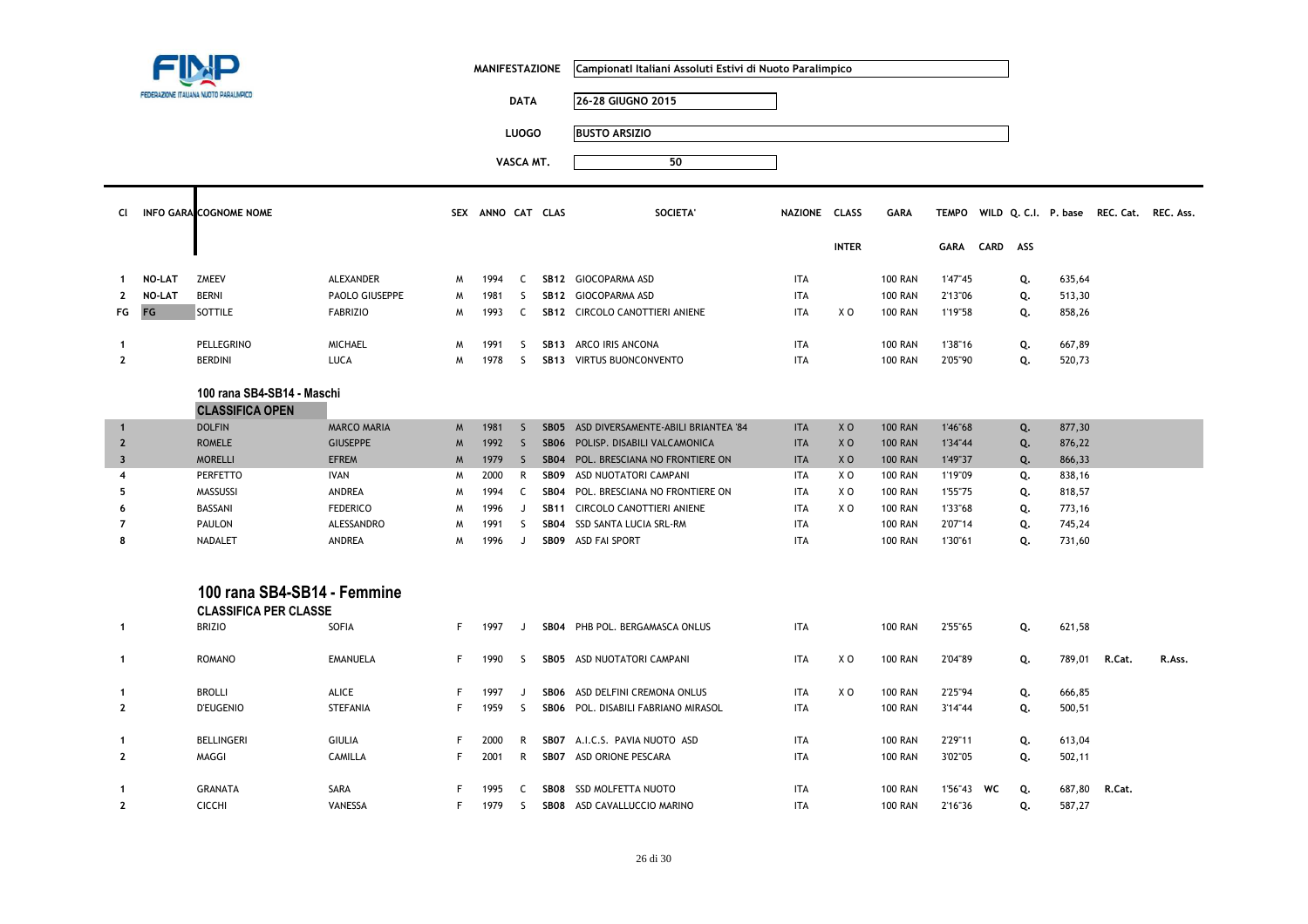FINP FEDERAZIONE ITALIANA NUOTO PARALIMPICO

| | |
|---|---|
| MANIFESTAZIONE | Campionati Italiani Assoluti Estivi di Nuoto Paralimpico |
| DATA | 26-28 GIUGNO 2015 |
| LUOGO | BUSTO ARSIZIO |
| VASCA MT. | 50 |

| Cl | INFO GARA | COGNOME NOME | | SEX | ANNO | CAT | CLAS | SOCIETA' | NAZIONE | CLASS INTER | GARA | TEMPO GARA | WILD CARD | Q. C.I. ASS | P. base | REC. Cat. | REC. Ass. |
|---|---|---|---|---|---|---|---|---|---|---|---|---|---|---|---|---|---|
| 1 | NO-LAT | ZMEEV | ALEXANDER | M | 1994 | C | SB12 | GIOCOPARMA ASD | ITA | | 100 RAN | 1'47"45 | | Q. | 635,64 | | |
| 2 | NO-LAT | BERNI | PAOLO GIUSEPPE | M | 1981 | S | SB12 | GIOCOPARMA ASD | ITA | | 100 RAN | 2'13"06 | | Q. | 513,30 | | |
| FG | FG | SOTTILE | FABRIZIO | M | 1993 | C | SB12 | CIRCOLO CANOTTIERI ANIENE | ITA | X O | 100 RAN | 1'19"58 | | Q. | 858,26 | | |
| 1 | | PELLEGRINO | MICHAEL | M | 1991 | S | SB13 | ARCO IRIS ANCONA | ITA | | 100 RAN | 1'38"16 | | Q. | 667,89 | | |
| 2 | | BERDINI | LUCA | M | 1978 | S | SB13 | VIRTUS BUONCONVENTO | ITA | | 100 RAN | 2'05"90 | | Q. | 520,73 | | |

## 100 rana SB4-SB14 - Maschi

**CLASSIFICA OPEN**

| Cl | INFO GARA | COGNOME | NOME | SEX | ANNO | CAT | CLAS | SOCIETA' | NAZIONE | CLASS INTER | GARA | TEMPO GARA | WILD CARD | Q. C.I. ASS | P. base | REC. Cat. | REC. Ass. |
|---|---|---|---|---|---|---|---|---|---|---|---|---|---|---|---|---|---|
| 1 | | DOLFIN | MARCO MARIA | M | 1981 | S | SB05 | ASD DIVERSAMENTE-ABILI BRIANTEA '84 | ITA | X O | 100 RAN | 1'46"68 | | Q. | 877,30 | | |
| 2 | | ROMELE | GIUSEPPE | M | 1992 | S | SB06 | POLISP. DISABILI VALCAMONICA | ITA | X O | 100 RAN | 1'34"44 | | Q. | 876,22 | | |
| 3 | | MORELLI | EFREM | M | 1979 | S | SB04 | POL. BRESCIANA NO FRONTIERE ON | ITA | X O | 100 RAN | 1'49"37 | | Q. | 866,33 | | |
| 4 | | PERFETTO | IVAN | M | 2000 | R | SB09 | ASD NUOTATORI CAMPANI | ITA | X O | 100 RAN | 1'19"09 | | Q. | 838,16 | | |
| 5 | | MASSUSSI | ANDREA | M | 1994 | C | SB04 | POL. BRESCIANA NO FRONTIERE ON | ITA | X O | 100 RAN | 1'55"75 | | Q. | 818,57 | | |
| 6 | | BASSANI | FEDERICO | M | 1996 | J | SB11 | CIRCOLO CANOTTIERI ANIENE | ITA | X O | 100 RAN | 1'33"68 | | Q. | 773,16 | | |
| 7 | | PAULON | ALESSANDRO | M | 1991 | S | SB04 | SSD SANTA LUCIA SRL-RM | ITA | | 100 RAN | 2'07"14 | | Q. | 745,24 | | |
| 8 | | NADALET | ANDREA | M | 1996 | J | SB09 | ASD FAI SPORT | ITA | | 100 RAN | 1'30"61 | | Q. | 731,60 | | |

## 100 rana SB4-SB14 - Femmine

**CLASSIFICA PER CLASSE**

| Cl | INFO GARA | COGNOME | NOME | SEX | ANNO | CAT | CLAS | SOCIETA' | NAZIONE | CLASS INTER | GARA | TEMPO GARA | WILD CARD | Q. C.I. ASS | P. base | REC. Cat. | REC. Ass. |
|---|---|---|---|---|---|---|---|---|---|---|---|---|---|---|---|---|---|
| 1 | | BRIZIO | SOFIA | F | 1997 | J | SB04 | PHB POL. BERGAMASCA ONLUS | ITA | | 100 RAN | 2'55"65 | | Q. | 621,58 | | |
| 1 | | ROMANO | EMANUELA | F | 1990 | S | SB05 | ASD NUOTATORI CAMPANI | ITA | X O | 100 RAN | 2'04"89 | | Q. | 789,01 | R.Cat. | R.Ass. |
| 1 | | BROLLI | ALICE | F | 1997 | J | SB06 | ASD DELFINI CREMONA ONLUS | ITA | X O | 100 RAN | 2'25"94 | | Q. | 666,85 | | |
| 2 | | D'EUGENIO | STEFANIA | F | 1959 | S | SB06 | POL. DISABILI FABRIANO MIRASOL | ITA | | 100 RAN | 3'14"44 | | Q. | 500,51 | | |
| 1 | | BELLINGERI | GIULIA | F | 2000 | R | SB07 | A.I.C.S. PAVIA NUOTO ASD | ITA | | 100 RAN | 2'29"11 | | Q. | 613,04 | | |
| 2 | | MAGGI | CAMILLA | F | 2001 | R | SB07 | ASD ORIONE PESCARA | ITA | | 100 RAN | 3'02"05 | | Q. | 502,11 | | |
| 1 | | GRANATA | SARA | F | 1995 | C | SB08 | SSD MOLFETTA NUOTO | ITA | | 100 RAN | 1'56"43 | WC | Q. | 687,80 | R.Cat. | |
| 2 | | CICCHI | VANESSA | F | 1979 | S | SB08 | ASD CAVALLUCCIO MARINO | ITA | | 100 RAN | 2'16"36 | | Q. | 587,27 | | |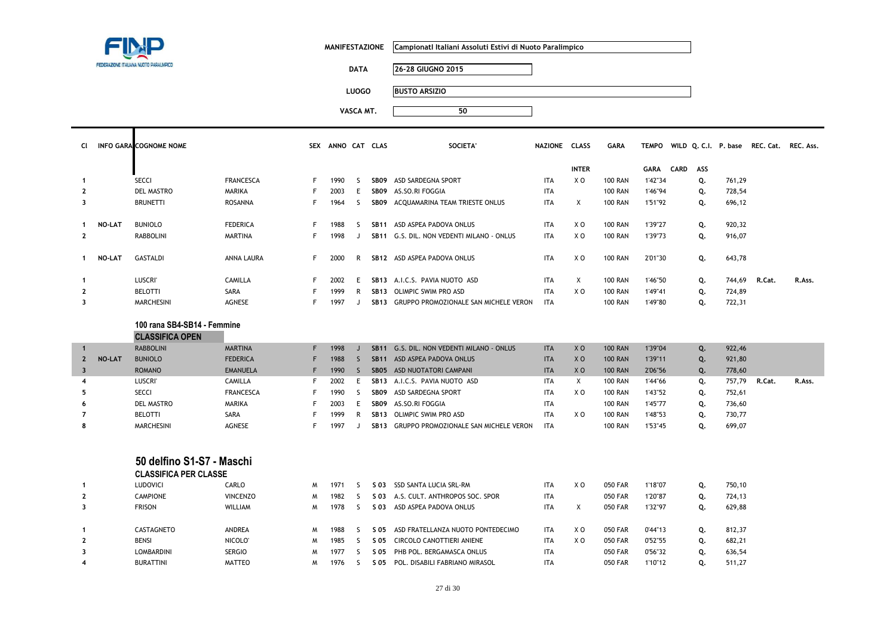FEDERAZIONE ITALIANA NUOTO PARALIMPICO

| | |
|---|---|
| MANIFESTAZIONE | Campionati Italiani Assoluti Estivi di Nuoto Paralimpico |
| DATA | 26-28 GIUGNO 2015 |
| LUOGO | BUSTO ARSIZIO |
| VASCA MT. | 50 |

| Cl | INFO GARA | COGNOME | NOME | SEX | ANNO | CAT | CLAS | SOCIETA' | NAZIONE | CLASS INTER | GARA | TEMPO GARA | WILD CARD | Q. C.I. ASS | P. base | REC. Cat. | REC. Ass. |
|---|---|---|---|---|---|---|---|---|---|---|---|---|---|---|---|---|---|
| 1 | | SECCI | FRANCESCA | F | 1990 | S | SB09 | ASD SARDEGNA SPORT | ITA | X O | 100 RAN | 1'42"34 | | Q. | 761,29 | | |
| 2 | | DEL MASTRO | MARIKA | F | 2003 | E | SB09 | AS.SO.RI FOGGIA | ITA | | 100 RAN | 1'46"94 | | Q. | 728,54 | | |
| 3 | | BRUNETTI | ROSANNA | F | 1964 | S | SB09 | ACQUAMARINA TEAM TRIESTE ONLUS | ITA | X | 100 RAN | 1'51"92 | | Q. | 696,12 | | |
| 1 | NO-LAT | BUNIOLO | FEDERICA | F | 1988 | S | SB11 | ASD ASPEA PADOVA ONLUS | ITA | X O | 100 RAN | 1'39"27 | | Q. | 920,32 | | |
| 2 | | RABBOLINI | MARTINA | F | 1998 | J | SB11 | G.S. DIL. NON VEDENTI MILANO - ONLUS | ITA | X O | 100 RAN | 1'39"73 | | Q. | 916,07 | | |
| 1 | NO-LAT | GASTALDI | ANNA LAURA | F | 2000 | R | SB12 | ASD ASPEA PADOVA ONLUS | ITA | X O | 100 RAN | 2'01"30 | | Q. | 643,78 | | |
| 1 | | LUSCRI' | CAMILLA | F | 2002 | E | SB13 | A.I.C.S. PAVIA NUOTO ASD | ITA | X | 100 RAN | 1'46"50 | | Q. | 744,69 | R.Cat. | R.Ass. |
| 2 | | BELOTTI | SARA | F | 1999 | R | SB13 | OLIMPIC SWIM PRO ASD | ITA | X O | 100 RAN | 1'49"41 | | Q. | 724,89 | | |
| 3 | | MARCHESINI | AGNESE | F | 1997 | J | SB13 | GRUPPO PROMOZIONALE SAN MICHELE VERON | ITA | | 100 RAN | 1'49"80 | | Q. | 722,31 | | |

## 100 rana SB4-SB14 - Femmine

### CLASSIFICA OPEN

| Cl | INFO GARA | COGNOME | NOME | SEX | ANNO | CAT | CLAS | SOCIETA' | NAZIONE | CLASS INTER | GARA | TEMPO GARA | WILD CARD | Q. C.I. ASS | P. base | REC. Cat. | REC. Ass. |
|---|---|---|---|---|---|---|---|---|---|---|---|---|---|---|---|---|---|
| 1 | | RABBOLINI | MARTINA | F | 1998 | J | SB11 | G.S. DIL. NON VEDENTI MILANO - ONLUS | ITA | X O | 100 RAN | 1'39"04 | | Q. | 922,46 | | |
| 2 | NO-LAT | BUNIOLO | FEDERICA | F | 1988 | S | SB11 | ASD ASPEA PADOVA ONLUS | ITA | X O | 100 RAN | 1'39"11 | | Q. | 921,80 | | |
| 3 | | ROMANO | EMANUELA | F | 1990 | S | SB05 | ASD NUOTATORI CAMPANI | ITA | X O | 100 RAN | 2'06"56 | | Q. | 778,60 | | |
| 4 | | LUSCRI' | CAMILLA | F | 2002 | E | SB13 | A.I.C.S. PAVIA NUOTO ASD | ITA | X | 100 RAN | 1'44"66 | | Q. | 757,79 | R.Cat. | R.Ass. |
| 5 | | SECCI | FRANCESCA | F | 1990 | S | SB09 | ASD SARDEGNA SPORT | ITA | X O | 100 RAN | 1'43"52 | | Q. | 752,61 | | |
| 6 | | DEL MASTRO | MARIKA | F | 2003 | E | SB09 | AS.SO.RI FOGGIA | ITA | | 100 RAN | 1'45"77 | | Q. | 736,60 | | |
| 7 | | BELOTTI | SARA | F | 1999 | R | SB13 | OLIMPIC SWIM PRO ASD | ITA | X O | 100 RAN | 1'48"53 | | Q. | 730,77 | | |
| 8 | | MARCHESINI | AGNESE | F | 1997 | J | SB13 | GRUPPO PROMOZIONALE SAN MICHELE VERON | ITA | | 100 RAN | 1'53"45 | | Q. | 699,07 | | |

## 50 delfino S1-S7 - Maschi

### CLASSIFICA PER CLASSE

| Cl | INFO GARA | COGNOME | NOME | SEX | ANNO | CAT | CLAS | SOCIETA' | NAZIONE | CLASS INTER | GARA | TEMPO GARA | WILD CARD | Q. C.I. ASS | P. base | REC. Cat. | REC. Ass. |
|---|---|---|---|---|---|---|---|---|---|---|---|---|---|---|---|---|---|
| 1 | | LUDOVICI | CARLO | M | 1971 | S | S 03 | SSD SANTA LUCIA SRL-RM | ITA | X O | 050 FAR | 1'18"07 | | Q. | 750,10 | | |
| 2 | | CAMPIONE | VINCENZO | M | 1982 | S | S 03 | A.S. CULT. ANTHROPOS SOC. SPOR | ITA | | 050 FAR | 1'20"87 | | Q. | 724,13 | | |
| 3 | | FRISON | WILLIAM | M | 1978 | S | S 03 | ASD ASPEA PADOVA ONLUS | ITA | X | 050 FAR | 1'32"97 | | Q. | 629,88 | | |
| 1 | | CASTAGNETO | ANDREA | M | 1988 | S | S 05 | ASD FRATELLANZA NUOTO PONTEDECIMO | ITA | X O | 050 FAR | 0'44"13 | | Q. | 812,37 | | |
| 2 | | BENSI | NICOLO' | M | 1985 | S | S 05 | CIRCOLO CANOTTIERI ANIENE | ITA | X O | 050 FAR | 0'52"55 | | Q. | 682,21 | | |
| 3 | | LOMBARDINI | SERGIO | M | 1977 | S | S 05 | PHB POL. BERGAMASCA ONLUS | ITA | | 050 FAR | 0'56"32 | | Q. | 636,54 | | |
| 4 | | BURATTINI | MATTEO | M | 1976 | S | S 05 | POL. DISABILI FABRIANO MIRASOL | ITA | | 050 FAR | 1'10"12 | | Q. | 511,27 | | |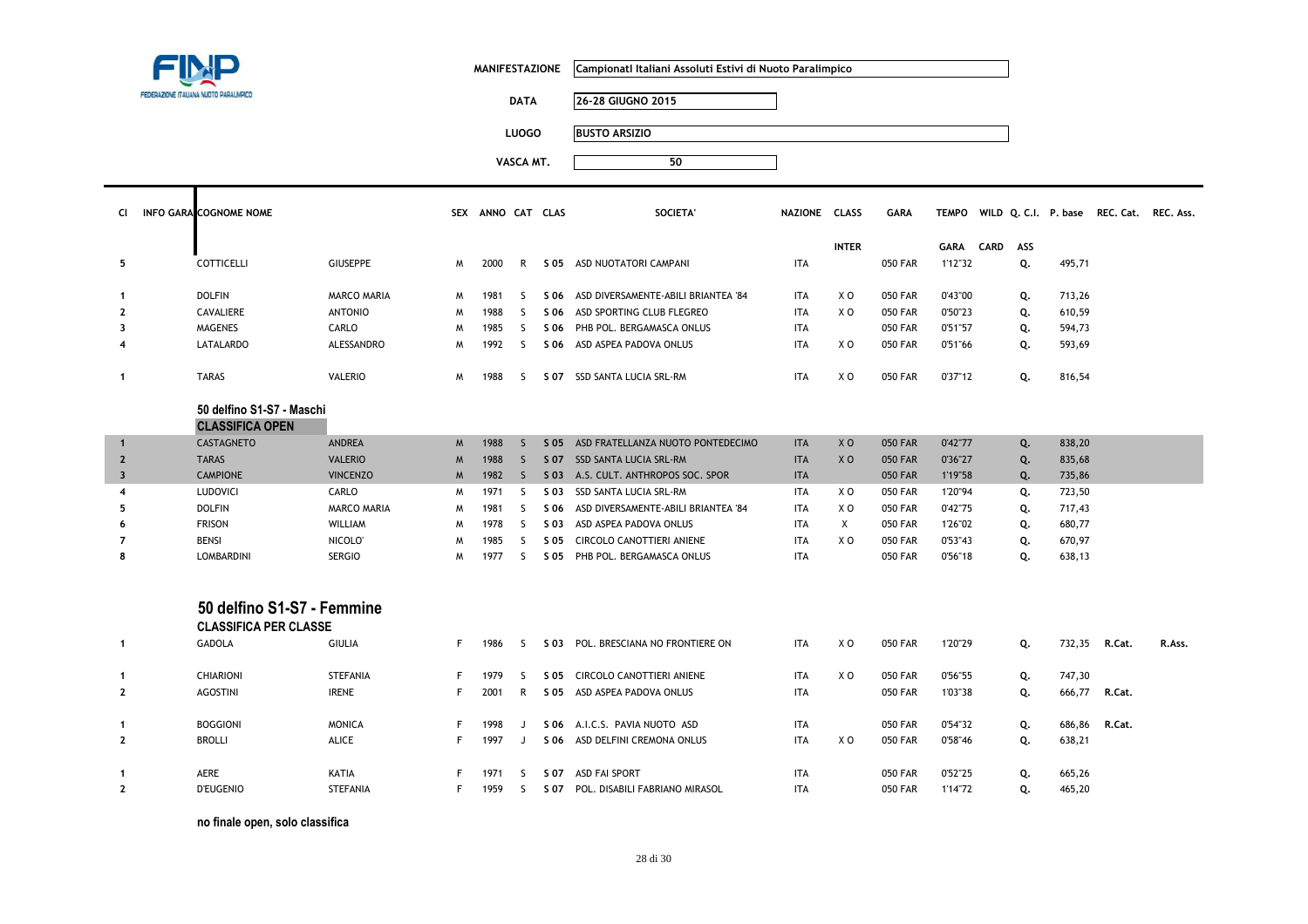FEDERAZIONE ITALIANA NUOTO PARALIMPICO

| | |
|---|---|
| MANIFESTAZIONE | Campionati Italiani Assoluti Estivi di Nuoto Paralimpico |
| DATA | 26-28 GIUGNO 2015 |
| LUOGO | BUSTO ARSIZIO |
| VASCA MT. | 50 |

| Cl | INFO GARA | COGNOME NOME | | SEX | ANNO | CAT | CLAS | SOCIETA' | NAZIONE | CLASS INTER | GARA | TEMPO GARA | WILD CARD | Q. C.I. ASS | P. base | REC. Cat. | REC. Ass. |
|---|---|---|---|---|---|---|---|---|---|---|---|---|---|---|---|---|---|
| 5 | | COTTICELLI | GIUSEPPE | M | 2000 | R | S 05 | ASD NUOTATORI CAMPANI | ITA | | 050 FAR | 1'12"32 | | Q. | 495,71 | | |
| 1 | | DOLFIN | MARCO MARIA | M | 1981 | S | S 06 | ASD DIVERSAMENTE-ABILI BRIANTEA '84 | ITA | X O | 050 FAR | 0'43"00 | | Q. | 713,26 | | |
| 2 | | CAVALIERE | ANTONIO | M | 1988 | S | S 06 | ASD SPORTING CLUB FLEGREO | ITA | X O | 050 FAR | 0'50"23 | | Q. | 610,59 | | |
| 3 | | MAGENES | CARLO | M | 1985 | S | S 06 | PHB POL. BERGAMASCA ONLUS | ITA | | 050 FAR | 0'51"57 | | Q. | 594,73 | | |
| 4 | | LATALARDO | ALESSANDRO | M | 1992 | S | S 06 | ASD ASPEA PADOVA ONLUS | ITA | X O | 050 FAR | 0'51"66 | | Q. | 593,69 | | |
| 1 | | TARAS | VALERIO | M | 1988 | S | S 07 | SSD SANTA LUCIA SRL-RM | ITA | X O | 050 FAR | 0'37"12 | | Q. | 816,54 | | |

## 50 delfino S1-S7 - Maschi

**CLASSIFICA OPEN**

| Cl | INFO GARA | COGNOME NOME | | SEX | ANNO | CAT | CLAS | SOCIETA' | NAZIONE | CLASS INTER | GARA | TEMPO GARA | WILD CARD | Q. C.I. ASS | P. base | REC. Cat. | REC. Ass. |
|---|---|---|---|---|---|---|---|---|---|---|---|---|---|---|---|---|---|
| 1 | | CASTAGNETO | ANDREA | M | 1988 | S | S 05 | ASD FRATELLANZA NUOTO PONTEDECIMO | ITA | X O | 050 FAR | 0'42"77 | | Q. | 838,20 | | |
| 2 | | TARAS | VALERIO | M | 1988 | S | S 07 | SSD SANTA LUCIA SRL-RM | ITA | X O | 050 FAR | 0'36"27 | | Q. | 835,68 | | |
| 3 | | CAMPIONE | VINCENZO | M | 1982 | S | S 03 | A.S. CULT. ANTHROPOS SOC. SPOR | ITA | | 050 FAR | 1'19"58 | | Q. | 735,86 | | |
| 4 | | LUDOVICI | CARLO | M | 1971 | S | S 03 | SSD SANTA LUCIA SRL-RM | ITA | X O | 050 FAR | 1'20"94 | | Q. | 723,50 | | |
| 5 | | DOLFIN | MARCO MARIA | M | 1981 | S | S 06 | ASD DIVERSAMENTE-ABILI BRIANTEA '84 | ITA | X O | 050 FAR | 0'42"75 | | Q. | 717,43 | | |
| 6 | | FRISON | WILLIAM | M | 1978 | S | S 03 | ASD ASPEA PADOVA ONLUS | ITA | X | 050 FAR | 1'26"02 | | Q. | 680,77 | | |
| 7 | | BENSI | NICOLO' | M | 1985 | S | S 05 | CIRCOLO CANOTTIERI ANIENE | ITA | X O | 050 FAR | 0'53"43 | | Q. | 670,97 | | |
| 8 | | LOMBARDINI | SERGIO | M | 1977 | S | S 05 | PHB POL. BERGAMASCA ONLUS | ITA | | 050 FAR | 0'56"18 | | Q. | 638,13 | | |

## 50 delfino S1-S7 - Femmine

**CLASSIFICA PER CLASSE**

| Cl | INFO GARA | COGNOME NOME | | SEX | ANNO | CAT | CLAS | SOCIETA' | NAZIONE | CLASS INTER | GARA | TEMPO GARA | WILD CARD | Q. C.I. ASS | P. base | REC. Cat. | REC. Ass. |
|---|---|---|---|---|---|---|---|---|---|---|---|---|---|---|---|---|---|
| 1 | | GADOLA | GIULIA | F | 1986 | S | S 03 | POL. BRESCIANA NO FRONTIERE ON | ITA | X O | 050 FAR | 1'20"29 | | Q. | 732,35 | R.Cat. | R.Ass. |
| 1 | | CHIARIONI | STEFANIA | F | 1979 | S | S 05 | CIRCOLO CANOTTIERI ANIENE | ITA | X O | 050 FAR | 0'56"55 | | Q. | 747,30 | | |
| 2 | | AGOSTINI | IRENE | F | 2001 | R | S 05 | ASD ASPEA PADOVA ONLUS | ITA | | 050 FAR | 1'03"38 | | Q. | 666,77 | R.Cat. | |
| 1 | | BOGGIONI | MONICA | F | 1998 | J | S 06 | A.I.C.S. PAVIA NUOTO ASD | ITA | | 050 FAR | 0'54"32 | | Q. | 686,86 | R.Cat. | |
| 2 | | BROLLI | ALICE | F | 1997 | J | S 06 | ASD DELFINI CREMONA ONLUS | ITA | X O | 050 FAR | 0'58"46 | | Q. | 638,21 | | |
| 1 | | AERE | KATIA | F | 1971 | S | S 07 | ASD FAI SPORT | ITA | | 050 FAR | 0'52"25 | | Q. | 665,26 | | |
| 2 | | D'EUGENIO | STEFANIA | F | 1959 | S | S 07 | POL. DISABILI FABRIANO MIRASOL | ITA | | 050 FAR | 1'14"72 | | Q. | 465,20 | | |

**no finale open, solo classifica**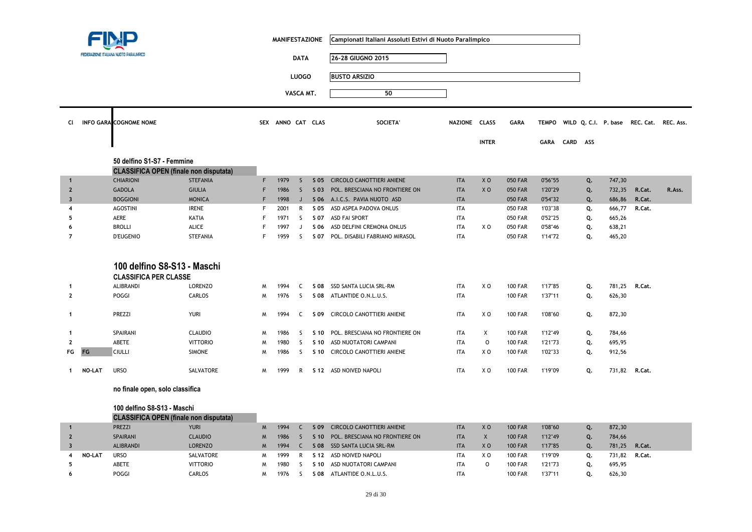FINP FEDERAZIONE ITALIANA NUOTO PARALIMPICO

| | |
|---|---|
| MANIFESTAZIONE | Campionati Italiani Assoluti Estivi di Nuoto Paralimpico |
| DATA | 26-28 GIUGNO 2015 |
| LUOGO | BUSTO ARSIZIO |
| VASCA MT. | 50 |

### 50 delfino S1-S7 - Femmine

**CLASSIFICA OPEN (finale non disputata)**

| Cl | INFO GARA | COGNOME | NOME | SEX | ANNO | CAT | CLAS | SOCIETA' | NAZIONE | CLASS INTER | GARA | TEMPO GARA | WILD CARD | Q. C.I. ASS | P. base | REC. Cat. | REC. Ass. |
|---|---|---|---|---|---|---|---|---|---|---|---|---|---|---|---|---|---|
| 1 | | CHIARIONI | STEFANIA | F | 1979 | S | S 05 | CIRCOLO CANOTTIERI ANIENE | ITA | X O | 050 FAR | 0'56"55 | | Q. | 747,30 | | |
| 2 | | GADOLA | GIULIA | F | 1986 | S | S 03 | POL. BRESCIANA NO FRONTIERE ON | ITA | X O | 050 FAR | 1'20"29 | | Q. | 732,35 | R.Cat. | R.Ass. |
| 3 | | BOGGIONI | MONICA | F | 1998 | J | S 06 | A.I.C.S. PAVIA NUOTO ASD | ITA | | 050 FAR | 0'54"32 | | Q. | 686,86 | R.Cat. | |
| 4 | | AGOSTINI | IRENE | F | 2001 | R | S 05 | ASD ASPEA PADOVA ONLUS | ITA | | 050 FAR | 1'03"38 | | Q. | 666,77 | R.Cat. | |
| 5 | | AERE | KATIA | F | 1971 | S | S 07 | ASD FAI SPORT | ITA | | 050 FAR | 0'52"25 | | Q. | 665,26 | | |
| 6 | | BROLLI | ALICE | F | 1997 | J | S 06 | ASD DELFINI CREMONA ONLUS | ITA | X O | 050 FAR | 0'58"46 | | Q. | 638,21 | | |
| 7 | | D'EUGENIO | STEFANIA | F | 1959 | S | S 07 | POL. DISABILI FABRIANO MIRASOL | ITA | | 050 FAR | 1'14"72 | | Q. | 465,20 | | |

## 100 delfino S8-S13 - Maschi

**CLASSIFICA PER CLASSE**

| Cl | INFO GARA | COGNOME | NOME | SEX | ANNO | CAT | CLAS | SOCIETA' | NAZIONE | CLASS INTER | GARA | TEMPO GARA | WILD CARD | Q. C.I. ASS | P. base | REC. Cat. | REC. Ass. |
|---|---|---|---|---|---|---|---|---|---|---|---|---|---|---|---|---|---|
| 1 | | ALIBRANDI | LORENZO | M | 1994 | C | S 08 | SSD SANTA LUCIA SRL-RM | ITA | X O | 100 FAR | 1'17"85 | | Q. | 781,25 | R.Cat. | |
| 2 | | POGGI | CARLOS | M | 1976 | S | S 08 | ATLANTIDE O.N.L.U.S. | ITA | | 100 FAR | 1'37"11 | | Q. | 626,30 | | |
| 1 | | PREZZI | YURI | M | 1994 | C | S 09 | CIRCOLO CANOTTIERI ANIENE | ITA | X O | 100 FAR | 1'08"60 | | Q. | 872,30 | | |
| 1 | | SPAIRANI | CLAUDIO | M | 1986 | S | S 10 | POL. BRESCIANA NO FRONTIERE ON | ITA | X | 100 FAR | 1'12"49 | | Q. | 784,66 | | |
| 2 | | ABETE | VITTORIO | M | 1980 | S | S 10 | ASD NUOTATORI CAMPANI | ITA | O | 100 FAR | 1'21"73 | | Q. | 695,95 | | |
| FG | FG | CIULLI | SIMONE | M | 1986 | S | S 10 | CIRCOLO CANOTTIERI ANIENE | ITA | X O | 100 FAR | 1'02"33 | | Q. | 912,56 | | |
| 1 | NO-LAT | URSO | SALVATORE | M | 1999 | R | S 12 | ASD NOIVED NAPOLI | ITA | X O | 100 FAR | 1'19"09 | | Q. | 731,82 | R.Cat. | |

**no finale open, solo classifica**

### 100 delfino S8-S13 - Maschi

**CLASSIFICA OPEN (finale non disputata)**

| Cl | INFO GARA | COGNOME | NOME | SEX | ANNO | CAT | CLAS | SOCIETA' | NAZIONE | CLASS INTER | GARA | TEMPO GARA | WILD CARD | Q. C.I. ASS | P. base | REC. Cat. | REC. Ass. |
|---|---|---|---|---|---|---|---|---|---|---|---|---|---|---|---|---|---|
| 1 | | PREZZI | YURI | M | 1994 | C | S 09 | CIRCOLO CANOTTIERI ANIENE | ITA | X O | 100 FAR | 1'08"60 | | Q. | 872,30 | | |
| 2 | | SPAIRANI | CLAUDIO | M | 1986 | S | S 10 | POL. BRESCIANA NO FRONTIERE ON | ITA | X | 100 FAR | 1'12"49 | | Q. | 784,66 | | |
| 3 | | ALIBRANDI | LORENZO | M | 1994 | C | S 08 | SSD SANTA LUCIA SRL-RM | ITA | X O | 100 FAR | 1'17"85 | | Q. | 781,25 | R.Cat. | |
| 4 | NO-LAT | URSO | SALVATORE | M | 1999 | R | S 12 | ASD NOIVED NAPOLI | ITA | X O | 100 FAR | 1'19"09 | | Q. | 731,82 | R.Cat. | |
| 5 | | ABETE | VITTORIO | M | 1980 | S | S 10 | ASD NUOTATORI CAMPANI | ITA | O | 100 FAR | 1'21"73 | | Q. | 695,95 | | |
| 6 | | POGGI | CARLOS | M | 1976 | S | S 08 | ATLANTIDE O.N.L.U.S. | ITA | | 100 FAR | 1'37"11 | | Q. | 626,30 | | |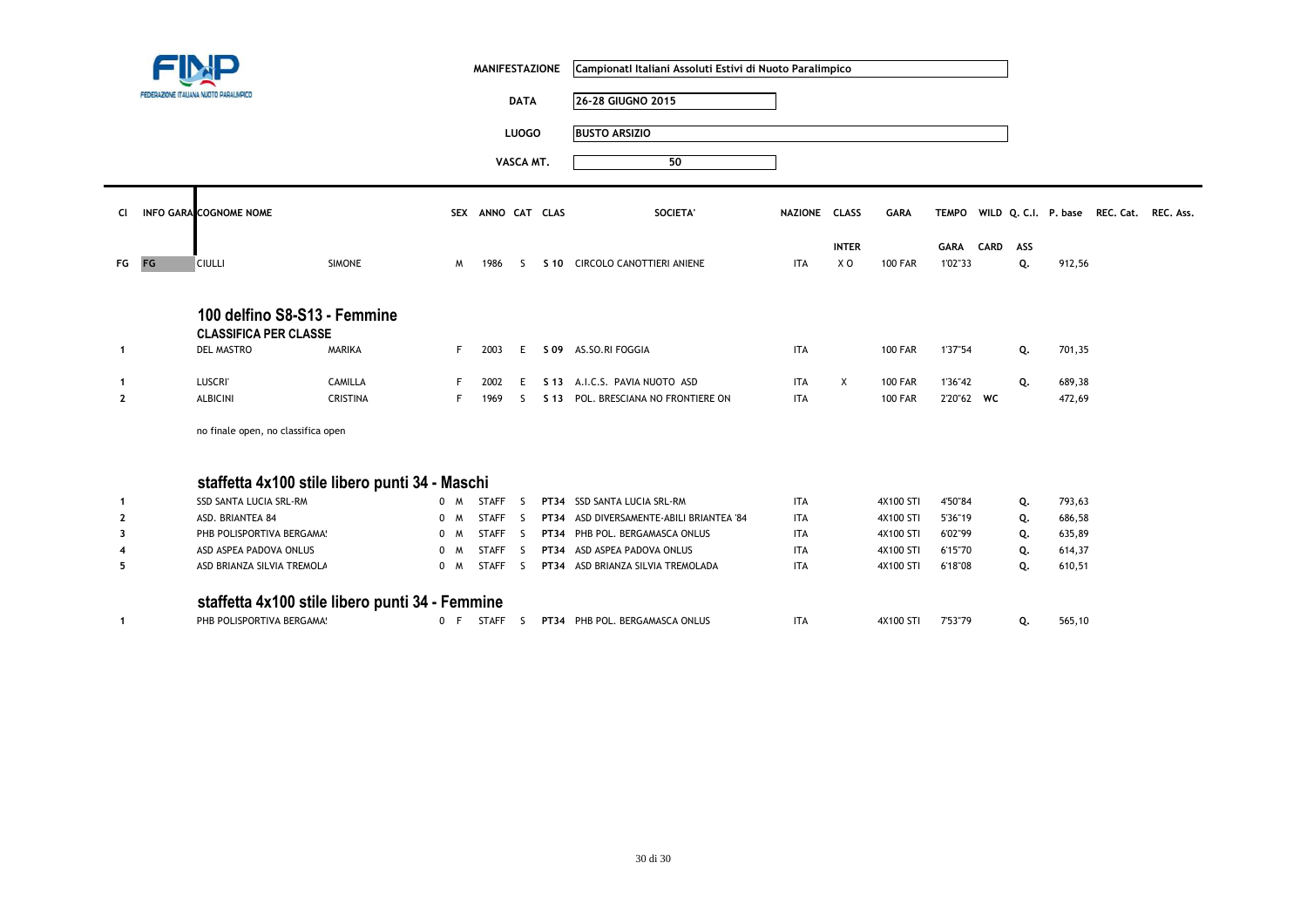FEDERAZIONE ITALIANA NUOTO PARALIMPICO

| | |
|---|---|
| MANIFESTAZIONE | Campionati Italiani Assoluti Estivi di Nuoto Paralimpico |
| DATA | 26-28 GIUGNO 2015 |
| LUOGO | BUSTO ARSIZIO |
| VASCA MT. | 50 |

| Cl | INFO GARA | COGNOME NOME | | SEX | ANNO | CAT | CLAS | SOCIETA' | NAZIONE | CLASS INTER | GARA | TEMPO GARA | WILD CARD | Q. C.I. ASS | P. base | REC. Cat. | REC. Ass. |
|---|---|---|---|---|---|---|---|---|---|---|---|---|---|---|---|---|---|
| FG | FG | CIULLI | SIMONE | M | 1986 | S | S 10 | CIRCOLO CANOTTIERI ANIENE | ITA | X O | 100 FAR | 1'02"33 | | Q. | 912,56 | | |

## 100 delfino S8-S13 - Femmine

### CLASSIFICA PER CLASSE

| Cl | INFO GARA | COGNOME NOME | | SEX | ANNO | CAT | CLAS | SOCIETA' | NAZIONE | CLASS INTER | GARA | TEMPO GARA | WILD CARD | Q. C.I. ASS | P. base | REC. Cat. | REC. Ass. |
|---|---|---|---|---|---|---|---|---|---|---|---|---|---|---|---|---|---|
| 1 | | DEL MASTRO | MARIKA | F | 2003 | E | S 09 | AS.SO.RI FOGGIA | ITA | | 100 FAR | 1'37"54 | | Q. | 701,35 | | |
| 1 | | LUSCRI' | CAMILLA | F | 2002 | E | S 13 | A.I.C.S. PAVIA NUOTO ASD | ITA | X | 100 FAR | 1'36"42 | | Q. | 689,38 | | |
| 2 | | ALBICINI | CRISTINA | F | 1969 | S | S 13 | POL. BRESCIANA NO FRONTIERE ON | ITA | | 100 FAR | 2'20"62 | WC | | 472,69 | | |

no finale open, no classifica open

## staffetta 4x100 stile libero punti 34 - Maschi

| Cl | INFO GARA | COGNOME NOME | | SEX | ANNO | CAT | CLAS | SOCIETA' | NAZIONE | CLASS INTER | GARA | TEMPO GARA | WILD CARD | Q. C.I. ASS | P. base | REC. Cat. | REC. Ass. |
|---|---|---|---|---|---|---|---|---|---|---|---|---|---|---|---|---|---|
| 1 | | SSD SANTA LUCIA SRL-RM | 0 | M | STAFF | S | PT34 | SSD SANTA LUCIA SRL-RM | ITA | | 4X100 STI | 4'50"84 | | Q. | 793,63 | | |
| 2 | | ASD. BRIANTEA 84 | 0 | M | STAFF | S | PT34 | ASD DIVERSAMENTE-ABILI BRIANTEA '84 | ITA | | 4X100 STI | 5'36"19 | | Q. | 686,58 | | |
| 3 | | PHB POLISPORTIVA BERGAMAS | 0 | M | STAFF | S | PT34 | PHB POL. BERGAMASCA ONLUS | ITA | | 4X100 STI | 6'02"99 | | Q. | 635,89 | | |
| 4 | | ASD ASPEA PADOVA ONLUS | 0 | M | STAFF | S | PT34 | ASD ASPEA PADOVA ONLUS | ITA | | 4X100 STI | 6'15"70 | | Q. | 614,37 | | |
| 5 | | ASD BRIANZA SILVIA TREMOLA | 0 | M | STAFF | S | PT34 | ASD BRIANZA SILVIA TREMOLADA | ITA | | 4X100 STI | 6'18"08 | | Q. | 610,51 | | |

## staffetta 4x100 stile libero punti 34 - Femmine

| Cl | INFO GARA | COGNOME NOME | | SEX | ANNO | CAT | CLAS | SOCIETA' | NAZIONE | CLASS INTER | GARA | TEMPO GARA | WILD CARD | Q. C.I. ASS | P. base | REC. Cat. | REC. Ass. |
|---|---|---|---|---|---|---|---|---|---|---|---|---|---|---|---|---|---|
| 1 | | PHB POLISPORTIVA BERGAMAS | 0 | F | STAFF | S | PT34 | PHB POL. BERGAMASCA ONLUS | ITA | | 4X100 STI | 7'53"79 | | Q. | 565,10 | | |